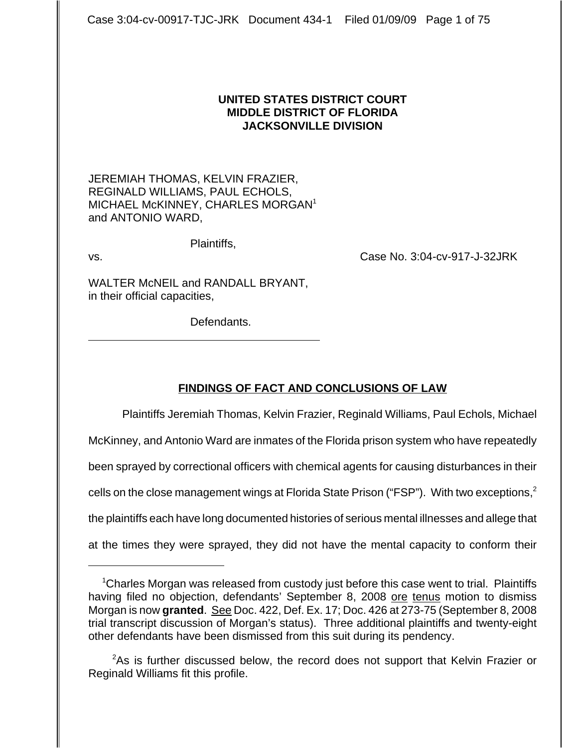**UNITED STATES DISTRICT COURT**
**MIDDLE DISTRICT OF FLORIDA**
**JACKSONVILLE DIVISION**

JEREMIAH THOMAS, KELVIN FRAZIER, REGINALD WILLIAMS, PAUL ECHOLS, MICHAEL McKINNEY, CHARLES MORGAN[1] and ANTONIO WARD,

Plaintiffs,

vs. Case No. 3:04-cv-917-J-32JRK

WALTER McNEIL and RANDALL BRYANT, in their official capacities,

Defendants.

---

## FINDINGS OF FACT AND CONCLUSIONS OF LAW

Plaintiffs Jeremiah Thomas, Kelvin Frazier, Reginald Williams, Paul Echols, Michael McKinney, and Antonio Ward are inmates of the Florida prison system who have repeatedly been sprayed by correctional officers with chemical agents for causing disturbances in their cells on the close management wings at Florida State Prison ("FSP"). With two exceptions,[2] the plaintiffs each have long documented histories of serious mental illnesses and allege that at the times they were sprayed, they did not have the mental capacity to conform their

---

[1] Charles Morgan was released from custody just before this case went to trial. Plaintiffs having filed no objection, defendants' September 8, 2008 ore tenus motion to dismiss Morgan is now **granted**. See Doc. 422, Def. Ex. 17; Doc. 426 at 273-75 (September 8, 2008 trial transcript discussion of Morgan's status). Three additional plaintiffs and twenty-eight other defendants have been dismissed from this suit during its pendency.

[2] As is further discussed below, the record does not support that Kelvin Frazier or Reginald Williams fit this profile.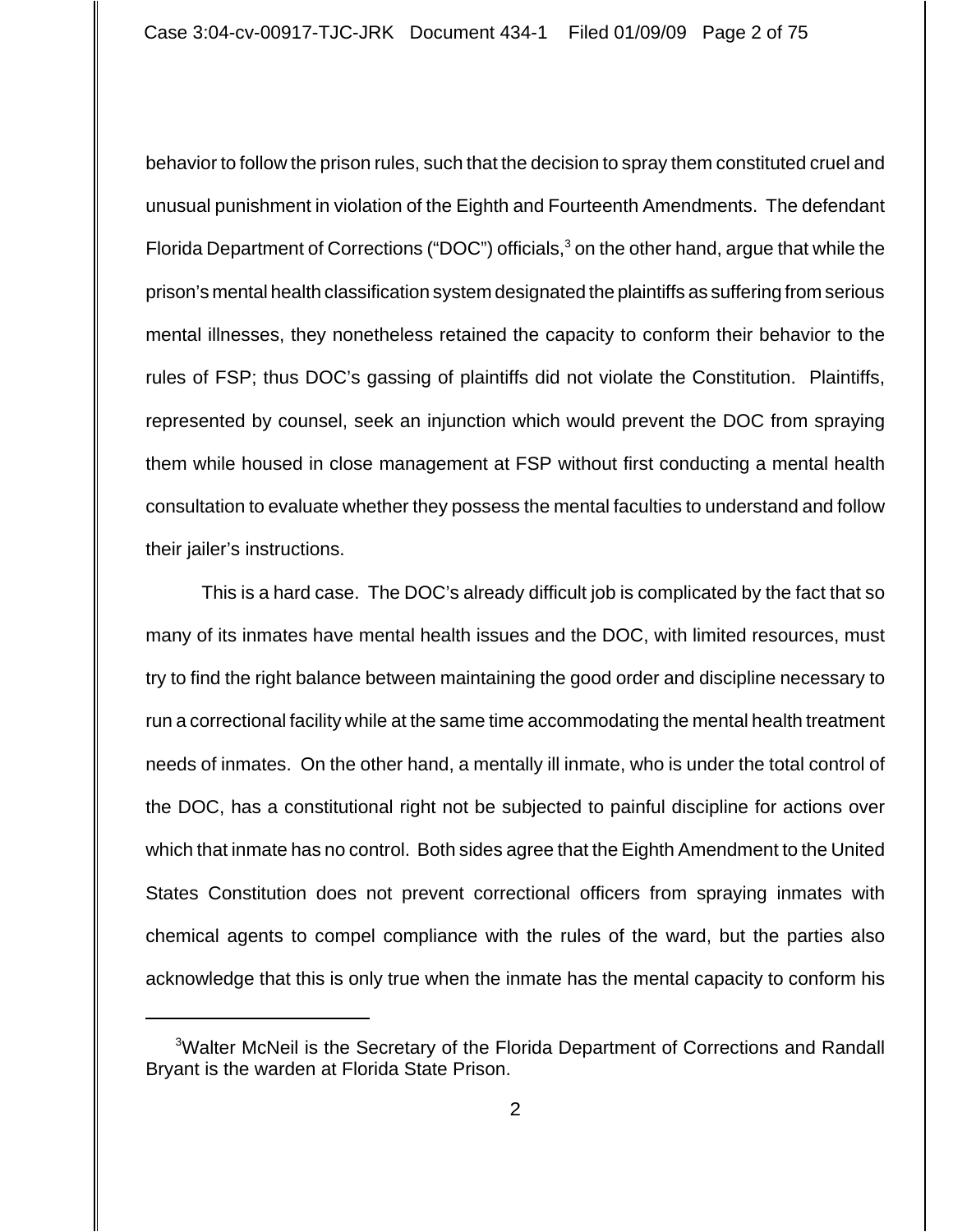behavior to follow the prison rules, such that the decision to spray them constituted cruel and unusual punishment in violation of the Eighth and Fourteenth Amendments. The defendant Florida Department of Corrections ("DOC") officials,[3] on the other hand, argue that while the prison's mental health classification system designated the plaintiffs as suffering from serious mental illnesses, they nonetheless retained the capacity to conform their behavior to the rules of FSP; thus DOC's gassing of plaintiffs did not violate the Constitution. Plaintiffs, represented by counsel, seek an injunction which would prevent the DOC from spraying them while housed in close management at FSP without first conducting a mental health consultation to evaluate whether they possess the mental faculties to understand and follow their jailer's instructions.

This is a hard case. The DOC's already difficult job is complicated by the fact that so many of its inmates have mental health issues and the DOC, with limited resources, must try to find the right balance between maintaining the good order and discipline necessary to run a correctional facility while at the same time accommodating the mental health treatment needs of inmates. On the other hand, a mentally ill inmate, who is under the total control of the DOC, has a constitutional right not be subjected to painful discipline for actions over which that inmate has no control. Both sides agree that the Eighth Amendment to the United States Constitution does not prevent correctional officers from spraying inmates with chemical agents to compel compliance with the rules of the ward, but the parties also acknowledge that this is only true when the inmate has the mental capacity to conform his

---

[3]Walter McNeil is the Secretary of the Florida Department of Corrections and Randall Bryant is the warden at Florida State Prison.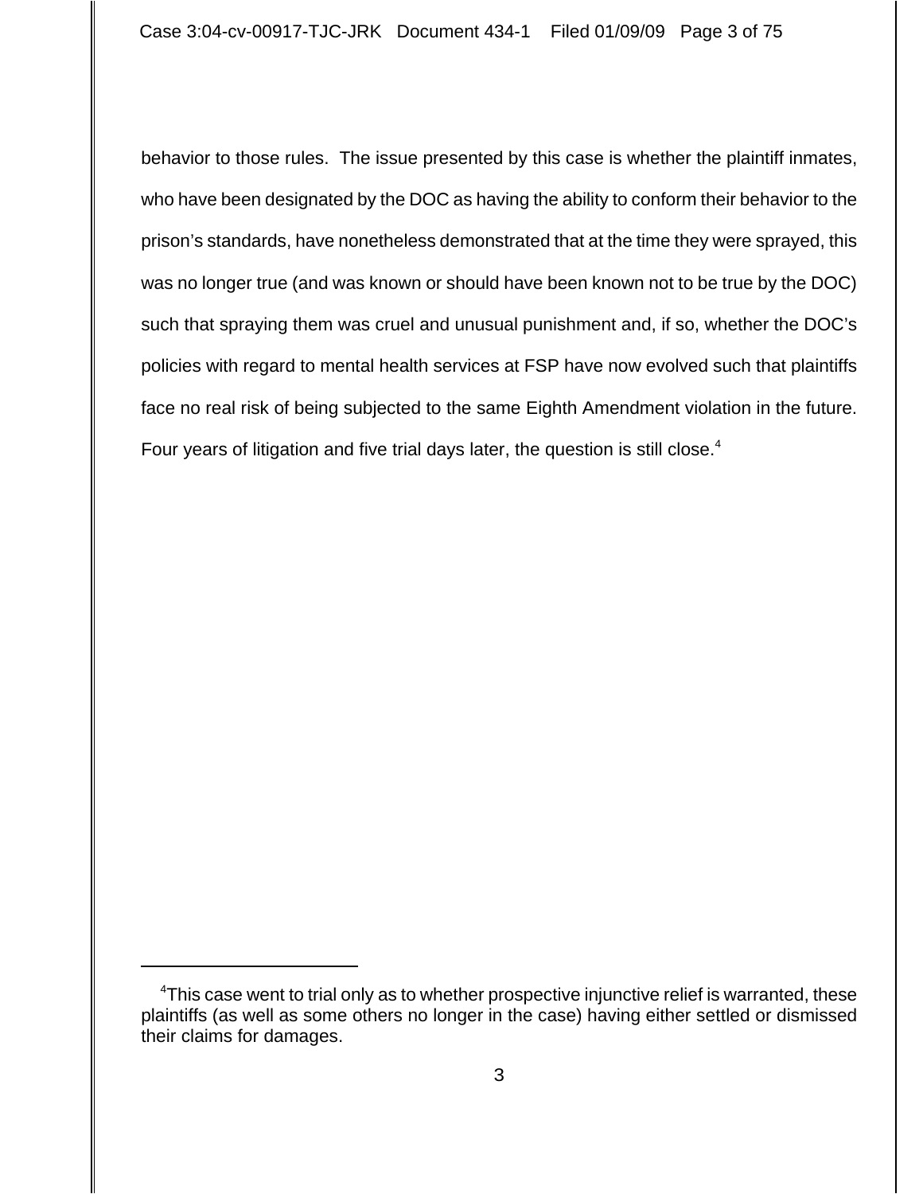behavior to those rules. The issue presented by this case is whether the plaintiff inmates, who have been designated by the DOC as having the ability to conform their behavior to the prison's standards, have nonetheless demonstrated that at the time they were sprayed, this was no longer true (and was known or should have been known not to be true by the DOC) such that spraying them was cruel and unusual punishment and, if so, whether the DOC's policies with regard to mental health services at FSP have now evolved such that plaintiffs face no real risk of being subjected to the same Eighth Amendment violation in the future. Four years of litigation and five trial days later, the question is still close.[4]

---

[4]This case went to trial only as to whether prospective injunctive relief is warranted, these plaintiffs (as well as some others no longer in the case) having either settled or dismissed their claims for damages.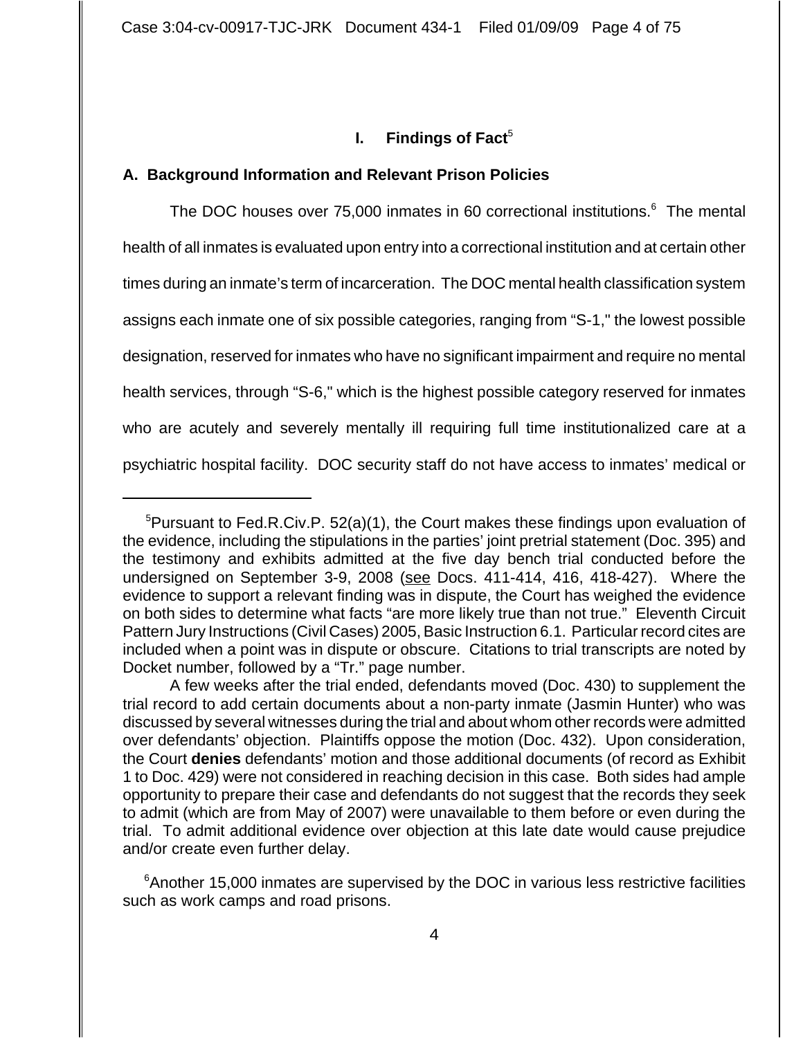# I. Findings of Fact[5]

## A. Background Information and Relevant Prison Policies

The DOC houses over 75,000 inmates in 60 correctional institutions.[6] The mental health of all inmates is evaluated upon entry into a correctional institution and at certain other times during an inmate's term of incarceration. The DOC mental health classification system assigns each inmate one of six possible categories, ranging from "S-1," the lowest possible designation, reserved for inmates who have no significant impairment and require no mental health services, through "S-6," which is the highest possible category reserved for inmates who are acutely and severely mentally ill requiring full time institutionalized care at a psychiatric hospital facility. DOC security staff do not have access to inmates' medical or

---

[5] Pursuant to Fed.R.Civ.P. 52(a)(1), the Court makes these findings upon evaluation of the evidence, including the stipulations in the parties' joint pretrial statement (Doc. 395) and the testimony and exhibits admitted at the five day bench trial conducted before the undersigned on September 3-9, 2008 (see Docs. 411-414, 416, 418-427). Where the evidence to support a relevant finding was in dispute, the Court has weighed the evidence on both sides to determine what facts "are more likely true than not true." Eleventh Circuit Pattern Jury Instructions (Civil Cases) 2005, Basic Instruction 6.1. Particular record cites are included when a point was in dispute or obscure. Citations to trial transcripts are noted by Docket number, followed by a "Tr." page number.

A few weeks after the trial ended, defendants moved (Doc. 430) to supplement the trial record to add certain documents about a non-party inmate (Jasmin Hunter) who was discussed by several witnesses during the trial and about whom other records were admitted over defendants' objection. Plaintiffs oppose the motion (Doc. 432). Upon consideration, the Court **denies** defendants' motion and those additional documents (of record as Exhibit 1 to Doc. 429) were not considered in reaching decision in this case. Both sides had ample opportunity to prepare their case and defendants do not suggest that the records they seek to admit (which are from May of 2007) were unavailable to them before or even during the trial. To admit additional evidence over objection at this late date would cause prejudice and/or create even further delay.

[6] Another 15,000 inmates are supervised by the DOC in various less restrictive facilities such as work camps and road prisons.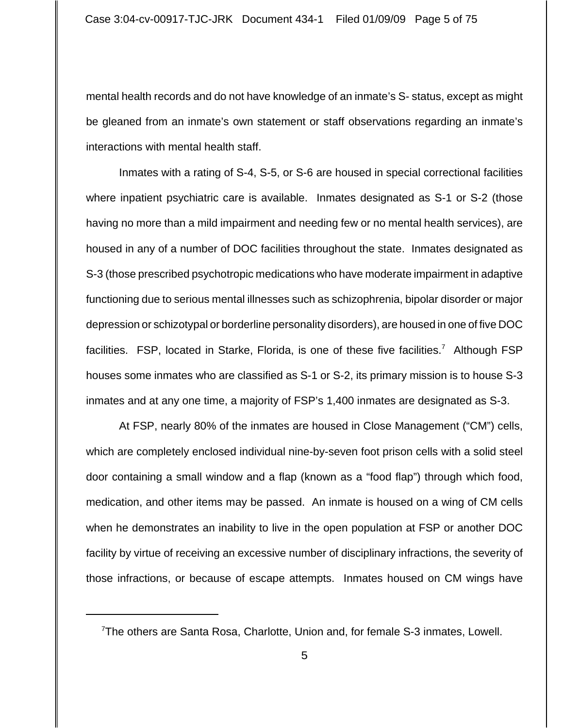mental health records and do not have knowledge of an inmate's S- status, except as might be gleaned from an inmate's own statement or staff observations regarding an inmate's interactions with mental health staff.

Inmates with a rating of S-4, S-5, or S-6 are housed in special correctional facilities where inpatient psychiatric care is available. Inmates designated as S-1 or S-2 (those having no more than a mild impairment and needing few or no mental health services), are housed in any of a number of DOC facilities throughout the state. Inmates designated as S-3 (those prescribed psychotropic medications who have moderate impairment in adaptive functioning due to serious mental illnesses such as schizophrenia, bipolar disorder or major depression or schizotypal or borderline personality disorders), are housed in one of five DOC facilities. FSP, located in Starke, Florida, is one of these five facilities.[7] Although FSP houses some inmates who are classified as S-1 or S-2, its primary mission is to house S-3 inmates and at any one time, a majority of FSP's 1,400 inmates are designated as S-3.

At FSP, nearly 80% of the inmates are housed in Close Management ("CM") cells, which are completely enclosed individual nine-by-seven foot prison cells with a solid steel door containing a small window and a flap (known as a "food flap") through which food, medication, and other items may be passed. An inmate is housed on a wing of CM cells when he demonstrates an inability to live in the open population at FSP or another DOC facility by virtue of receiving an excessive number of disciplinary infractions, the severity of those infractions, or because of escape attempts. Inmates housed on CM wings have

---

[7] The others are Santa Rosa, Charlotte, Union and, for female S-3 inmates, Lowell.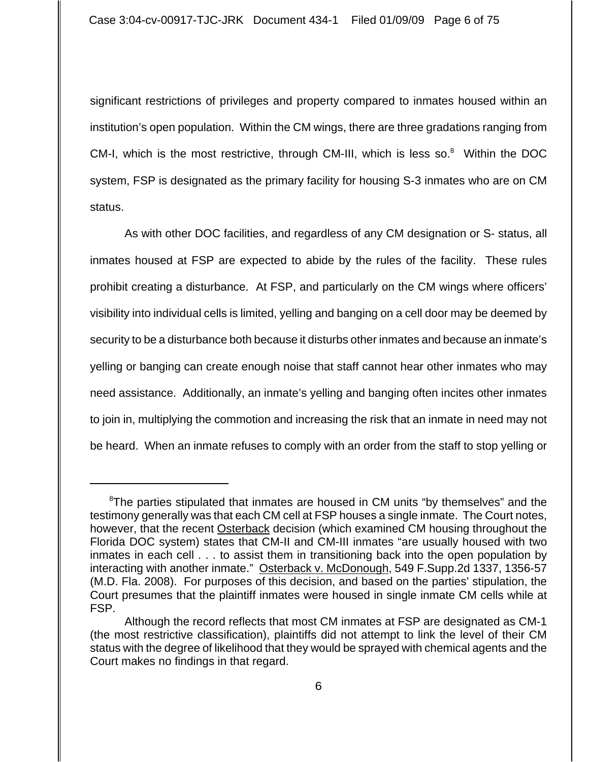significant restrictions of privileges and property compared to inmates housed within an institution's open population. Within the CM wings, there are three gradations ranging from CM-I, which is the most restrictive, through CM-III, which is less so.[8] Within the DOC system, FSP is designated as the primary facility for housing S-3 inmates who are on CM status.

As with other DOC facilities, and regardless of any CM designation or S- status, all inmates housed at FSP are expected to abide by the rules of the facility. These rules prohibit creating a disturbance. At FSP, and particularly on the CM wings where officers' visibility into individual cells is limited, yelling and banging on a cell door may be deemed by security to be a disturbance both because it disturbs other inmates and because an inmate's yelling or banging can create enough noise that staff cannot hear other inmates who may need assistance. Additionally, an inmate's yelling and banging often incites other inmates to join in, multiplying the commotion and increasing the risk that an inmate in need may not be heard. When an inmate refuses to comply with an order from the staff to stop yelling or

---

[8]The parties stipulated that inmates are housed in CM units "by themselves" and the testimony generally was that each CM cell at FSP houses a single inmate. The Court notes, however, that the recent Osterback decision (which examined CM housing throughout the Florida DOC system) states that CM-II and CM-III inmates "are usually housed with two inmates in each cell . . . to assist them in transitioning back into the open population by interacting with another inmate." Osterback v. McDonough, 549 F.Supp.2d 1337, 1356-57 (M.D. Fla. 2008). For purposes of this decision, and based on the parties' stipulation, the Court presumes that the plaintiff inmates were housed in single inmate CM cells while at FSP.

Although the record reflects that most CM inmates at FSP are designated as CM-1 (the most restrictive classification), plaintiffs did not attempt to link the level of their CM status with the degree of likelihood that they would be sprayed with chemical agents and the Court makes no findings in that regard.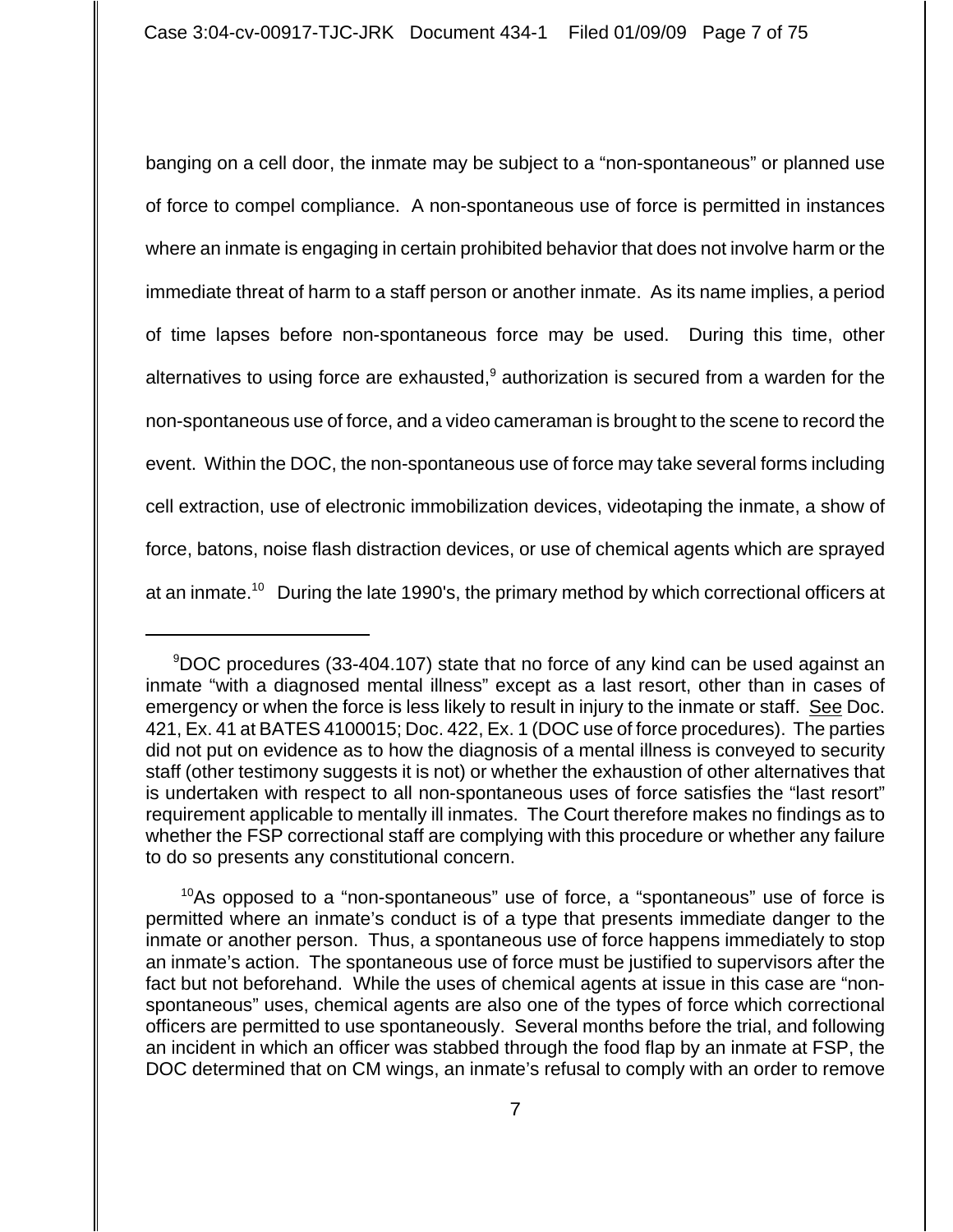banging on a cell door, the inmate may be subject to a "non-spontaneous" or planned use of force to compel compliance. A non-spontaneous use of force is permitted in instances where an inmate is engaging in certain prohibited behavior that does not involve harm or the immediate threat of harm to a staff person or another inmate. As its name implies, a period of time lapses before non-spontaneous force may be used. During this time, other alternatives to using force are exhausted,[9] authorization is secured from a warden for the non-spontaneous use of force, and a video cameraman is brought to the scene to record the event. Within the DOC, the non-spontaneous use of force may take several forms including cell extraction, use of electronic immobilization devices, videotaping the inmate, a show of force, batons, noise flash distraction devices, or use of chemical agents which are sprayed at an inmate.[10] During the late 1990's, the primary method by which correctional officers at

---

[9]DOC procedures (33-404.107) state that no force of any kind can be used against an inmate "with a diagnosed mental illness" except as a last resort, other than in cases of emergency or when the force is less likely to result in injury to the inmate or staff. See Doc. 421, Ex. 41 at BATES 4100015; Doc. 422, Ex. 1 (DOC use of force procedures). The parties did not put on evidence as to how the diagnosis of a mental illness is conveyed to security staff (other testimony suggests it is not) or whether the exhaustion of other alternatives that is undertaken with respect to all non-spontaneous uses of force satisfies the "last resort" requirement applicable to mentally ill inmates. The Court therefore makes no findings as to whether the FSP correctional staff are complying with this procedure or whether any failure to do so presents any constitutional concern.

[10]As opposed to a "non-spontaneous" use of force, a "spontaneous" use of force is permitted where an inmate's conduct is of a type that presents immediate danger to the inmate or another person. Thus, a spontaneous use of force happens immediately to stop an inmate's action. The spontaneous use of force must be justified to supervisors after the fact but not beforehand. While the uses of chemical agents at issue in this case are "non-spontaneous" uses, chemical agents are also one of the types of force which correctional officers are permitted to use spontaneously. Several months before the trial, and following an incident in which an officer was stabbed through the food flap by an inmate at FSP, the DOC determined that on CM wings, an inmate's refusal to comply with an order to remove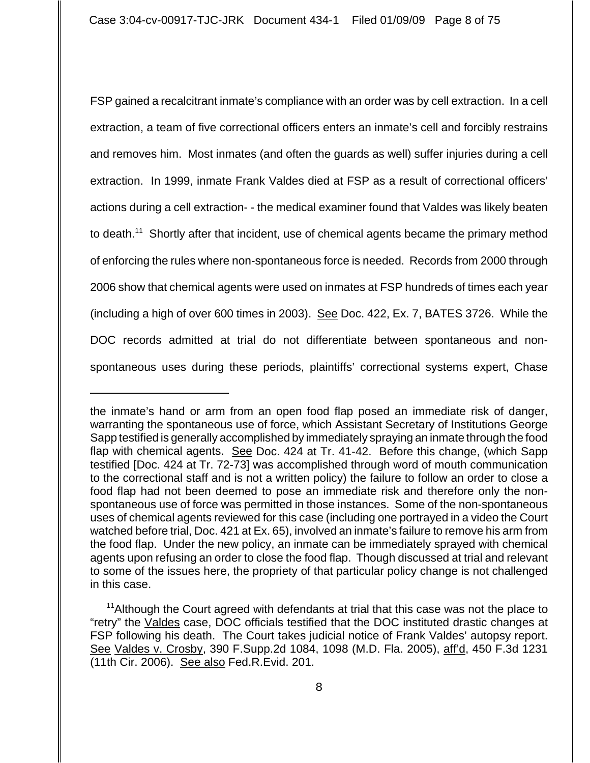FSP gained a recalcitrant inmate's compliance with an order was by cell extraction. In a cell extraction, a team of five correctional officers enters an inmate's cell and forcibly restrains and removes him. Most inmates (and often the guards as well) suffer injuries during a cell extraction. In 1999, inmate Frank Valdes died at FSP as a result of correctional officers' actions during a cell extraction- - the medical examiner found that Valdes was likely beaten to death.[11] Shortly after that incident, use of chemical agents became the primary method of enforcing the rules where non-spontaneous force is needed. Records from 2000 through 2006 show that chemical agents were used on inmates at FSP hundreds of times each year (including a high of over 600 times in 2003). See Doc. 422, Ex. 7, BATES 3726. While the DOC records admitted at trial do not differentiate between spontaneous and non-spontaneous uses during these periods, plaintiffs' correctional systems expert, Chase

---

the inmate's hand or arm from an open food flap posed an immediate risk of danger, warranting the spontaneous use of force, which Assistant Secretary of Institutions George Sapp testified is generally accomplished by immediately spraying an inmate through the food flap with chemical agents. See Doc. 424 at Tr. 41-42. Before this change, (which Sapp testified [Doc. 424 at Tr. 72-73] was accomplished through word of mouth communication to the correctional staff and is not a written policy) the failure to follow an order to close a food flap had not been deemed to pose an immediate risk and therefore only the non-spontaneous use of force was permitted in those instances. Some of the non-spontaneous uses of chemical agents reviewed for this case (including one portrayed in a video the Court watched before trial, Doc. 421 at Ex. 65), involved an inmate's failure to remove his arm from the food flap. Under the new policy, an inmate can be immediately sprayed with chemical agents upon refusing an order to close the food flap. Though discussed at trial and relevant to some of the issues here, the propriety of that particular policy change is not challenged in this case.

[11] Although the Court agreed with defendants at trial that this case was not the place to "retry" the Valdes case, DOC officials testified that the DOC instituted drastic changes at FSP following his death. The Court takes judicial notice of Frank Valdes' autopsy report. See Valdes v. Crosby, 390 F.Supp.2d 1084, 1098 (M.D. Fla. 2005), aff'd, 450 F.3d 1231 (11th Cir. 2006). See also Fed.R.Evid. 201.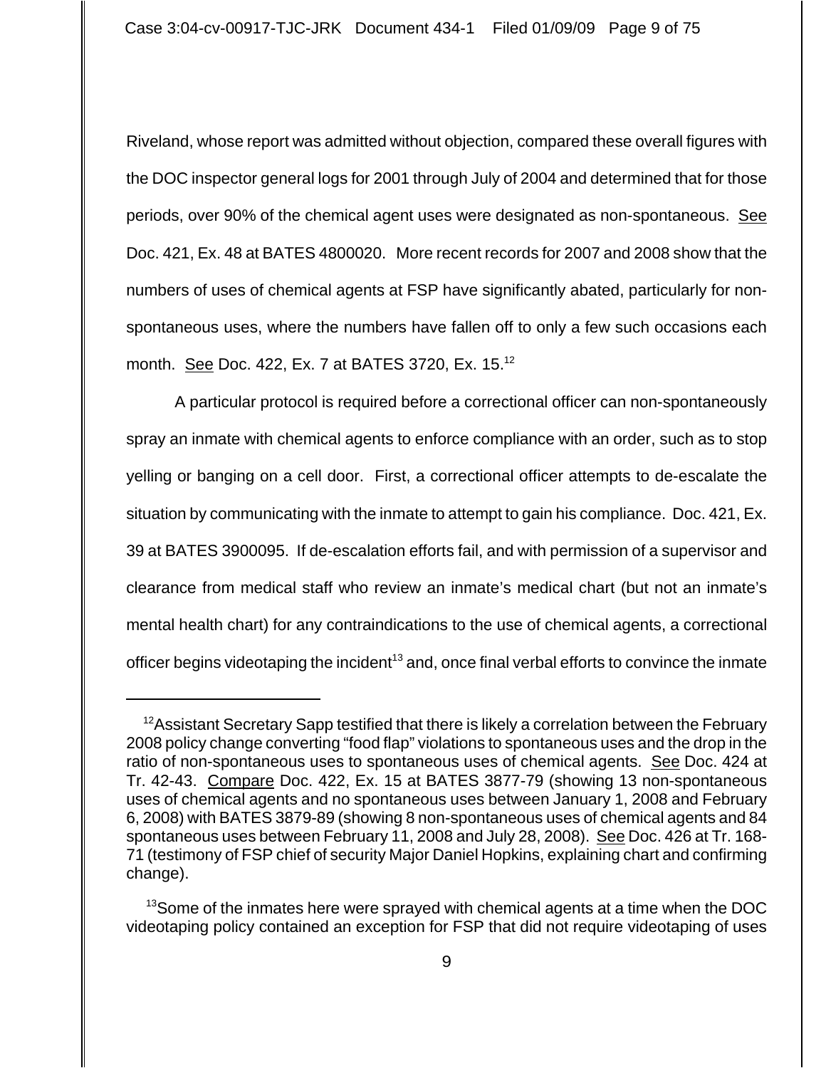Riveland, whose report was admitted without objection, compared these overall figures with the DOC inspector general logs for 2001 through July of 2004 and determined that for those periods, over 90% of the chemical agent uses were designated as non-spontaneous. See Doc. 421, Ex. 48 at BATES 4800020. More recent records for 2007 and 2008 show that the numbers of uses of chemical agents at FSP have significantly abated, particularly for non-spontaneous uses, where the numbers have fallen off to only a few such occasions each month. See Doc. 422, Ex. 7 at BATES 3720, Ex. 15.[12]

A particular protocol is required before a correctional officer can non-spontaneously spray an inmate with chemical agents to enforce compliance with an order, such as to stop yelling or banging on a cell door. First, a correctional officer attempts to de-escalate the situation by communicating with the inmate to attempt to gain his compliance. Doc. 421, Ex. 39 at BATES 3900095. If de-escalation efforts fail, and with permission of a supervisor and clearance from medical staff who review an inmate's medical chart (but not an inmate's mental health chart) for any contraindications to the use of chemical agents, a correctional officer begins videotaping the incident[13] and, once final verbal efforts to convince the inmate

---

[12] Assistant Secretary Sapp testified that there is likely a correlation between the February 2008 policy change converting "food flap" violations to spontaneous uses and the drop in the ratio of non-spontaneous uses to spontaneous uses of chemical agents. See Doc. 424 at Tr. 42-43. Compare Doc. 422, Ex. 15 at BATES 3877-79 (showing 13 non-spontaneous uses of chemical agents and no spontaneous uses between January 1, 2008 and February 6, 2008) with BATES 3879-89 (showing 8 non-spontaneous uses of chemical agents and 84 spontaneous uses between February 11, 2008 and July 28, 2008). See Doc. 426 at Tr. 168-71 (testimony of FSP chief of security Major Daniel Hopkins, explaining chart and confirming change).

[13] Some of the inmates here were sprayed with chemical agents at a time when the DOC videotaping policy contained an exception for FSP that did not require videotaping of uses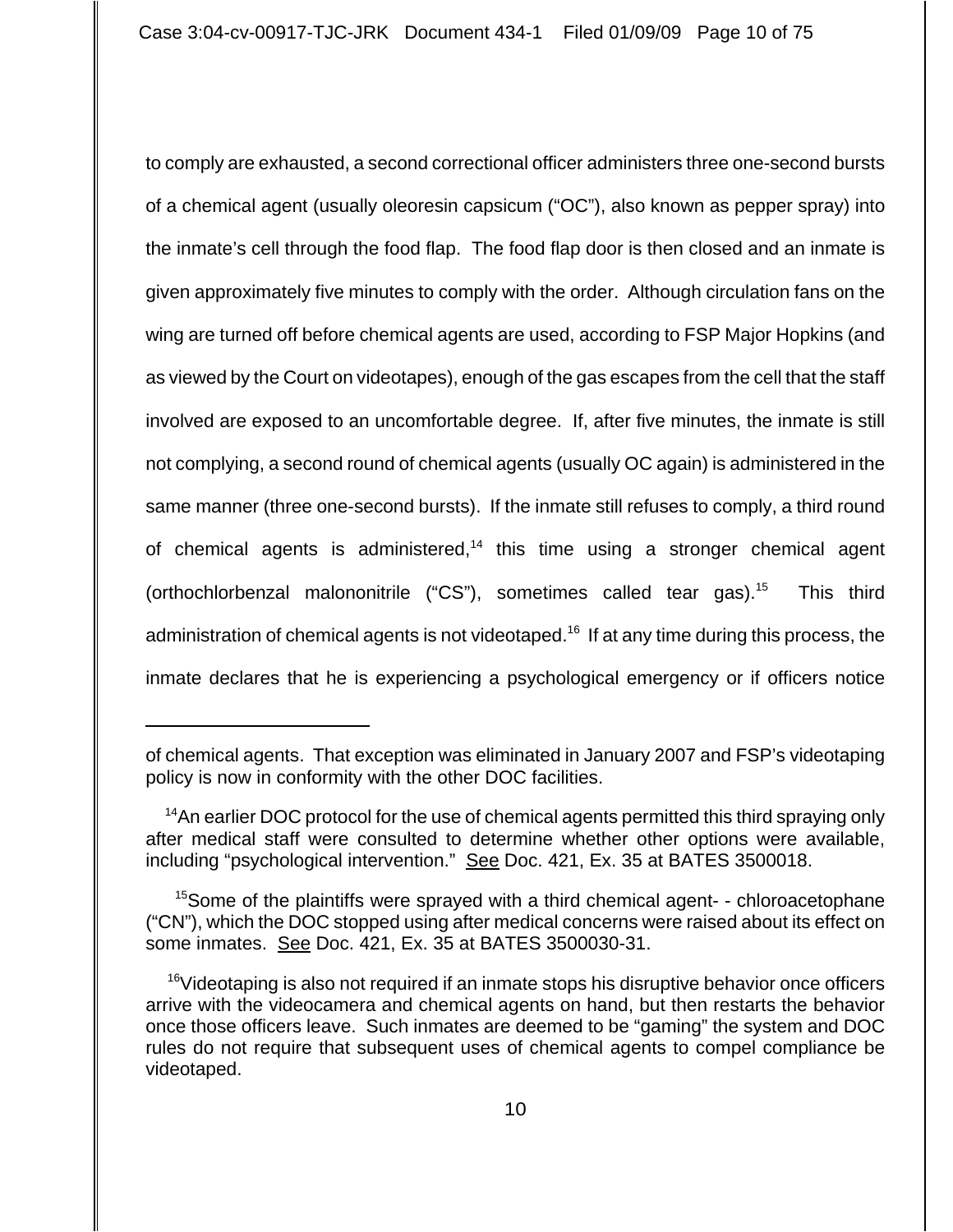to comply are exhausted, a second correctional officer administers three one-second bursts of a chemical agent (usually oleoresin capsicum ("OC"), also known as pepper spray) into the inmate's cell through the food flap. The food flap door is then closed and an inmate is given approximately five minutes to comply with the order. Although circulation fans on the wing are turned off before chemical agents are used, according to FSP Major Hopkins (and as viewed by the Court on videotapes), enough of the gas escapes from the cell that the staff involved are exposed to an uncomfortable degree. If, after five minutes, the inmate is still not complying, a second round of chemical agents (usually OC again) is administered in the same manner (three one-second bursts). If the inmate still refuses to comply, a third round of chemical agents is administered,[14] this time using a stronger chemical agent (orthochlorbenzal malononitrile ("CS"), sometimes called tear gas).[15] This third administration of chemical agents is not videotaped.[16] If at any time during this process, the inmate declares that he is experiencing a psychological emergency or if officers notice

---

of chemical agents. That exception was eliminated in January 2007 and FSP's videotaping policy is now in conformity with the other DOC facilities.

[14]An earlier DOC protocol for the use of chemical agents permitted this third spraying only after medical staff were consulted to determine whether other options were available, including "psychological intervention." See Doc. 421, Ex. 35 at BATES 3500018.

[15]Some of the plaintiffs were sprayed with a third chemical agent- - chloroacetophane ("CN"), which the DOC stopped using after medical concerns were raised about its effect on some inmates. See Doc. 421, Ex. 35 at BATES 3500030-31.

[16]Videotaping is also not required if an inmate stops his disruptive behavior once officers arrive with the videocamera and chemical agents on hand, but then restarts the behavior once those officers leave. Such inmates are deemed to be "gaming" the system and DOC rules do not require that subsequent uses of chemical agents to compel compliance be videotaped.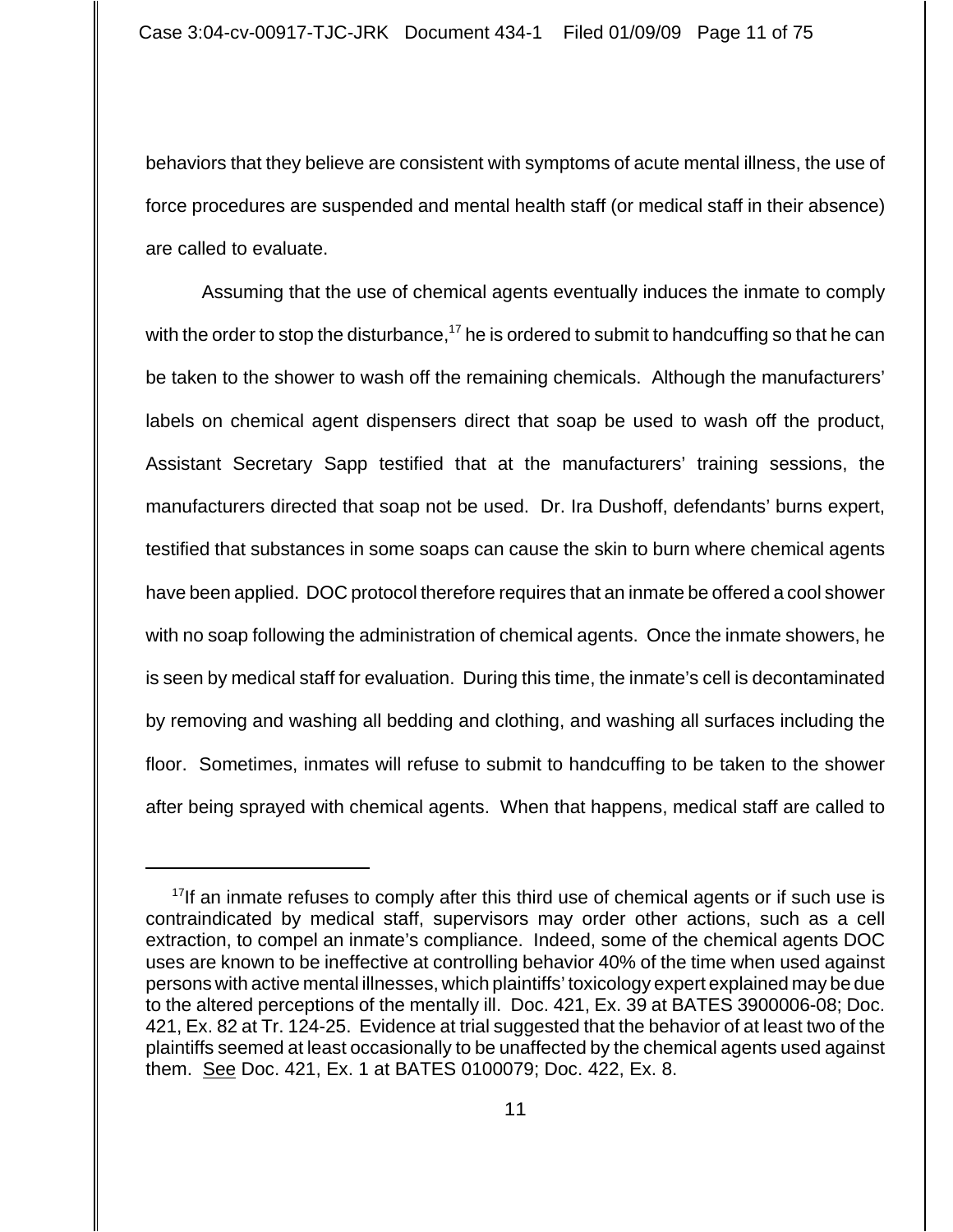behaviors that they believe are consistent with symptoms of acute mental illness, the use of force procedures are suspended and mental health staff (or medical staff in their absence) are called to evaluate.

Assuming that the use of chemical agents eventually induces the inmate to comply with the order to stop the disturbance,[17] he is ordered to submit to handcuffing so that he can be taken to the shower to wash off the remaining chemicals. Although the manufacturers' labels on chemical agent dispensers direct that soap be used to wash off the product, Assistant Secretary Sapp testified that at the manufacturers' training sessions, the manufacturers directed that soap not be used. Dr. Ira Dushoff, defendants' burns expert, testified that substances in some soaps can cause the skin to burn where chemical agents have been applied. DOC protocol therefore requires that an inmate be offered a cool shower with no soap following the administration of chemical agents. Once the inmate showers, he is seen by medical staff for evaluation. During this time, the inmate's cell is decontaminated by removing and washing all bedding and clothing, and washing all surfaces including the floor. Sometimes, inmates will refuse to submit to handcuffing to be taken to the shower after being sprayed with chemical agents. When that happens, medical staff are called to

---

[17] If an inmate refuses to comply after this third use of chemical agents or if such use is contraindicated by medical staff, supervisors may order other actions, such as a cell extraction, to compel an inmate's compliance. Indeed, some of the chemical agents DOC uses are known to be ineffective at controlling behavior 40% of the time when used against persons with active mental illnesses, which plaintiffs' toxicology expert explained may be due to the altered perceptions of the mentally ill. Doc. 421, Ex. 39 at BATES 3900006-08; Doc. 421, Ex. 82 at Tr. 124-25. Evidence at trial suggested that the behavior of at least two of the plaintiffs seemed at least occasionally to be unaffected by the chemical agents used against them. See Doc. 421, Ex. 1 at BATES 0100079; Doc. 422, Ex. 8.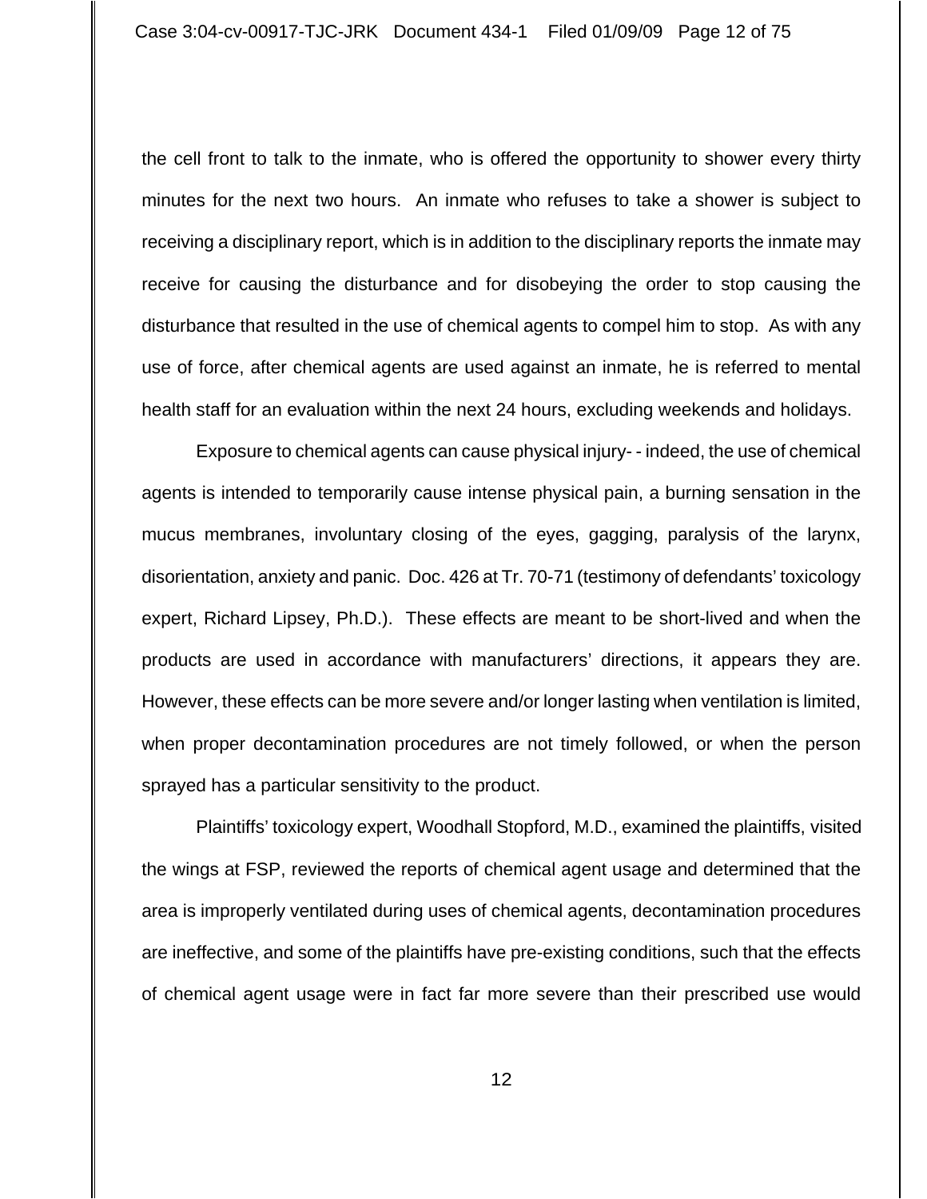the cell front to talk to the inmate, who is offered the opportunity to shower every thirty minutes for the next two hours. An inmate who refuses to take a shower is subject to receiving a disciplinary report, which is in addition to the disciplinary reports the inmate may receive for causing the disturbance and for disobeying the order to stop causing the disturbance that resulted in the use of chemical agents to compel him to stop. As with any use of force, after chemical agents are used against an inmate, he is referred to mental health staff for an evaluation within the next 24 hours, excluding weekends and holidays.

Exposure to chemical agents can cause physical injury- - indeed, the use of chemical agents is intended to temporarily cause intense physical pain, a burning sensation in the mucus membranes, involuntary closing of the eyes, gagging, paralysis of the larynx, disorientation, anxiety and panic. Doc. 426 at Tr. 70-71 (testimony of defendants' toxicology expert, Richard Lipsey, Ph.D.). These effects are meant to be short-lived and when the products are used in accordance with manufacturers' directions, it appears they are. However, these effects can be more severe and/or longer lasting when ventilation is limited, when proper decontamination procedures are not timely followed, or when the person sprayed has a particular sensitivity to the product.

Plaintiffs' toxicology expert, Woodhall Stopford, M.D., examined the plaintiffs, visited the wings at FSP, reviewed the reports of chemical agent usage and determined that the area is improperly ventilated during uses of chemical agents, decontamination procedures are ineffective, and some of the plaintiffs have pre-existing conditions, such that the effects of chemical agent usage were in fact far more severe than their prescribed use would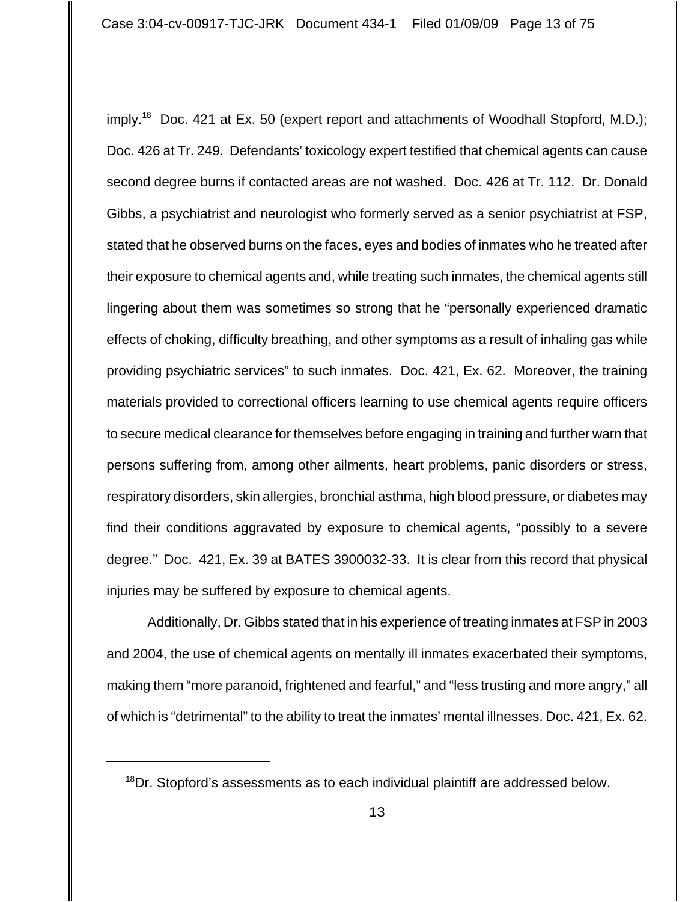imply.[18] Doc. 421 at Ex. 50 (expert report and attachments of Woodhall Stopford, M.D.); Doc. 426 at Tr. 249. Defendants' toxicology expert testified that chemical agents can cause second degree burns if contacted areas are not washed. Doc. 426 at Tr. 112. Dr. Donald Gibbs, a psychiatrist and neurologist who formerly served as a senior psychiatrist at FSP, stated that he observed burns on the faces, eyes and bodies of inmates who he treated after their exposure to chemical agents and, while treating such inmates, the chemical agents still lingering about them was sometimes so strong that he "personally experienced dramatic effects of choking, difficulty breathing, and other symptoms as a result of inhaling gas while providing psychiatric services" to such inmates. Doc. 421, Ex. 62. Moreover, the training materials provided to correctional officers learning to use chemical agents require officers to secure medical clearance for themselves before engaging in training and further warn that persons suffering from, among other ailments, heart problems, panic disorders or stress, respiratory disorders, skin allergies, bronchial asthma, high blood pressure, or diabetes may find their conditions aggravated by exposure to chemical agents, "possibly to a severe degree." Doc. 421, Ex. 39 at BATES 3900032-33. It is clear from this record that physical injuries may be suffered by exposure to chemical agents.

Additionally, Dr. Gibbs stated that in his experience of treating inmates at FSP in 2003 and 2004, the use of chemical agents on mentally ill inmates exacerbated their symptoms, making them "more paranoid, frightened and fearful," and "less trusting and more angry," all of which is "detrimental" to the ability to treat the inmates' mental illnesses. Doc. 421, Ex. 62.

---

[18] Dr. Stopford's assessments as to each individual plaintiff are addressed below.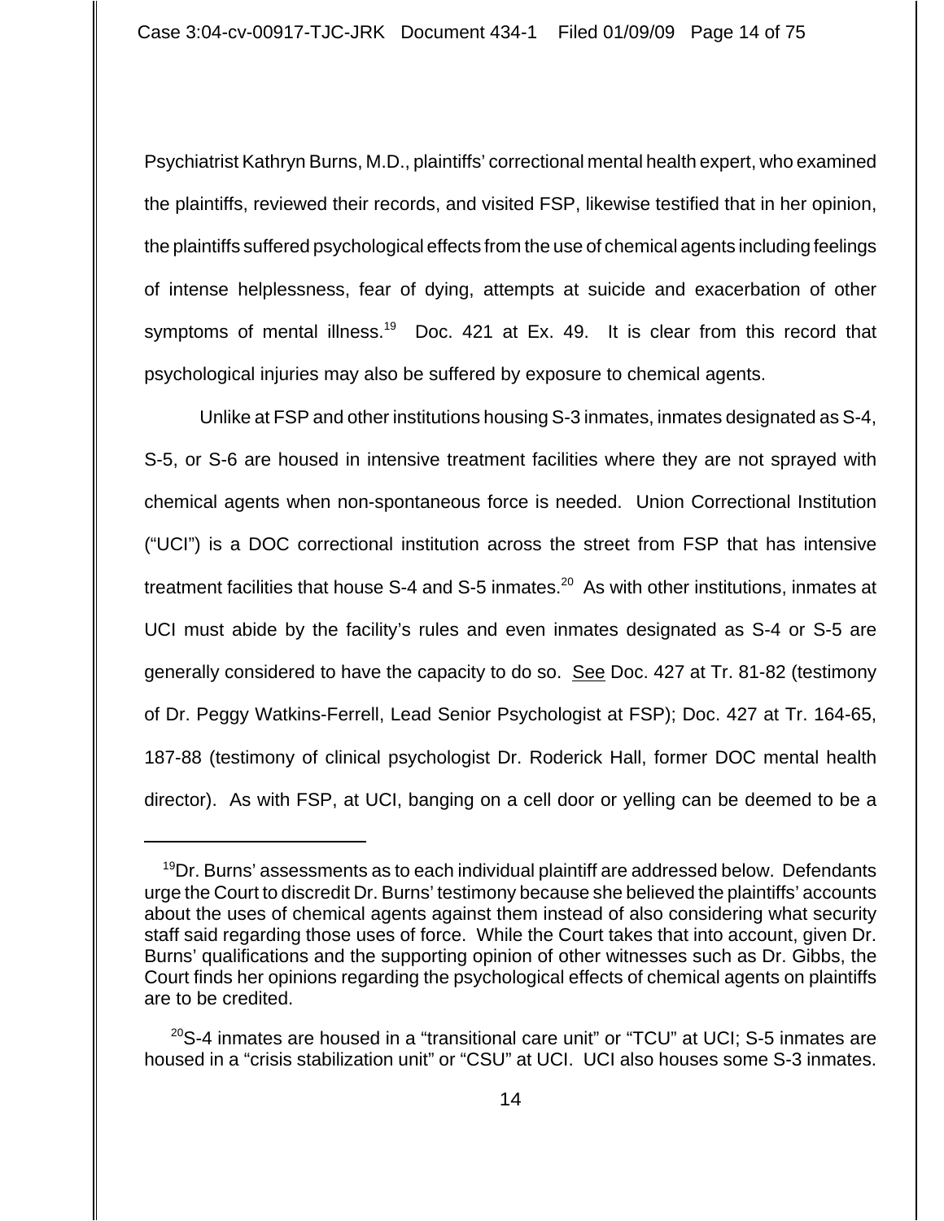Psychiatrist Kathryn Burns, M.D., plaintiffs' correctional mental health expert, who examined the plaintiffs, reviewed their records, and visited FSP, likewise testified that in her opinion, the plaintiffs suffered psychological effects from the use of chemical agents including feelings of intense helplessness, fear of dying, attempts at suicide and exacerbation of other symptoms of mental illness.[19] Doc. 421 at Ex. 49. It is clear from this record that psychological injuries may also be suffered by exposure to chemical agents.

Unlike at FSP and other institutions housing S-3 inmates, inmates designated as S-4, S-5, or S-6 are housed in intensive treatment facilities where they are not sprayed with chemical agents when non-spontaneous force is needed. Union Correctional Institution ("UCI") is a DOC correctional institution across the street from FSP that has intensive treatment facilities that house S-4 and S-5 inmates.[20] As with other institutions, inmates at UCI must abide by the facility's rules and even inmates designated as S-4 or S-5 are generally considered to have the capacity to do so. See Doc. 427 at Tr. 81-82 (testimony of Dr. Peggy Watkins-Ferrell, Lead Senior Psychologist at FSP); Doc. 427 at Tr. 164-65, 187-88 (testimony of clinical psychologist Dr. Roderick Hall, former DOC mental health director). As with FSP, at UCI, banging on a cell door or yelling can be deemed to be a

---

[19]Dr. Burns' assessments as to each individual plaintiff are addressed below. Defendants urge the Court to discredit Dr. Burns' testimony because she believed the plaintiffs' accounts about the uses of chemical agents against them instead of also considering what security staff said regarding those uses of force. While the Court takes that into account, given Dr. Burns' qualifications and the supporting opinion of other witnesses such as Dr. Gibbs, the Court finds her opinions regarding the psychological effects of chemical agents on plaintiffs are to be credited.

[20]S-4 inmates are housed in a "transitional care unit" or "TCU" at UCI; S-5 inmates are housed in a "crisis stabilization unit" or "CSU" at UCI. UCI also houses some S-3 inmates.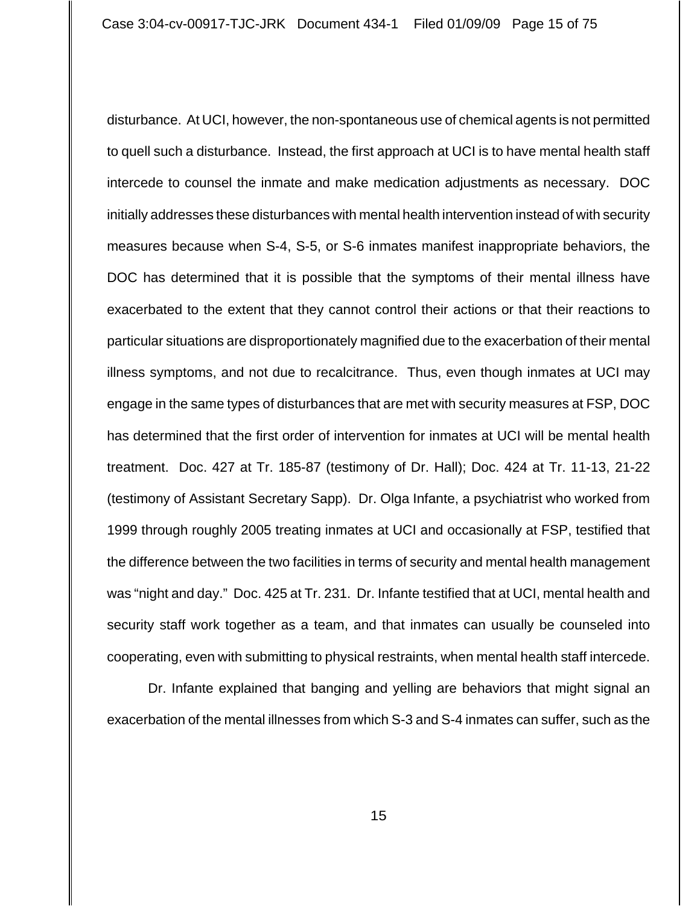disturbance. At UCI, however, the non-spontaneous use of chemical agents is not permitted to quell such a disturbance. Instead, the first approach at UCI is to have mental health staff intercede to counsel the inmate and make medication adjustments as necessary. DOC initially addresses these disturbances with mental health intervention instead of with security measures because when S-4, S-5, or S-6 inmates manifest inappropriate behaviors, the DOC has determined that it is possible that the symptoms of their mental illness have exacerbated to the extent that they cannot control their actions or that their reactions to particular situations are disproportionately magnified due to the exacerbation of their mental illness symptoms, and not due to recalcitrance. Thus, even though inmates at UCI may engage in the same types of disturbances that are met with security measures at FSP, DOC has determined that the first order of intervention for inmates at UCI will be mental health treatment. Doc. 427 at Tr. 185-87 (testimony of Dr. Hall); Doc. 424 at Tr. 11-13, 21-22 (testimony of Assistant Secretary Sapp). Dr. Olga Infante, a psychiatrist who worked from 1999 through roughly 2005 treating inmates at UCI and occasionally at FSP, testified that the difference between the two facilities in terms of security and mental health management was "night and day." Doc. 425 at Tr. 231. Dr. Infante testified that at UCI, mental health and security staff work together as a team, and that inmates can usually be counseled into cooperating, even with submitting to physical restraints, when mental health staff intercede.

Dr. Infante explained that banging and yelling are behaviors that might signal an exacerbation of the mental illnesses from which S-3 and S-4 inmates can suffer, such as the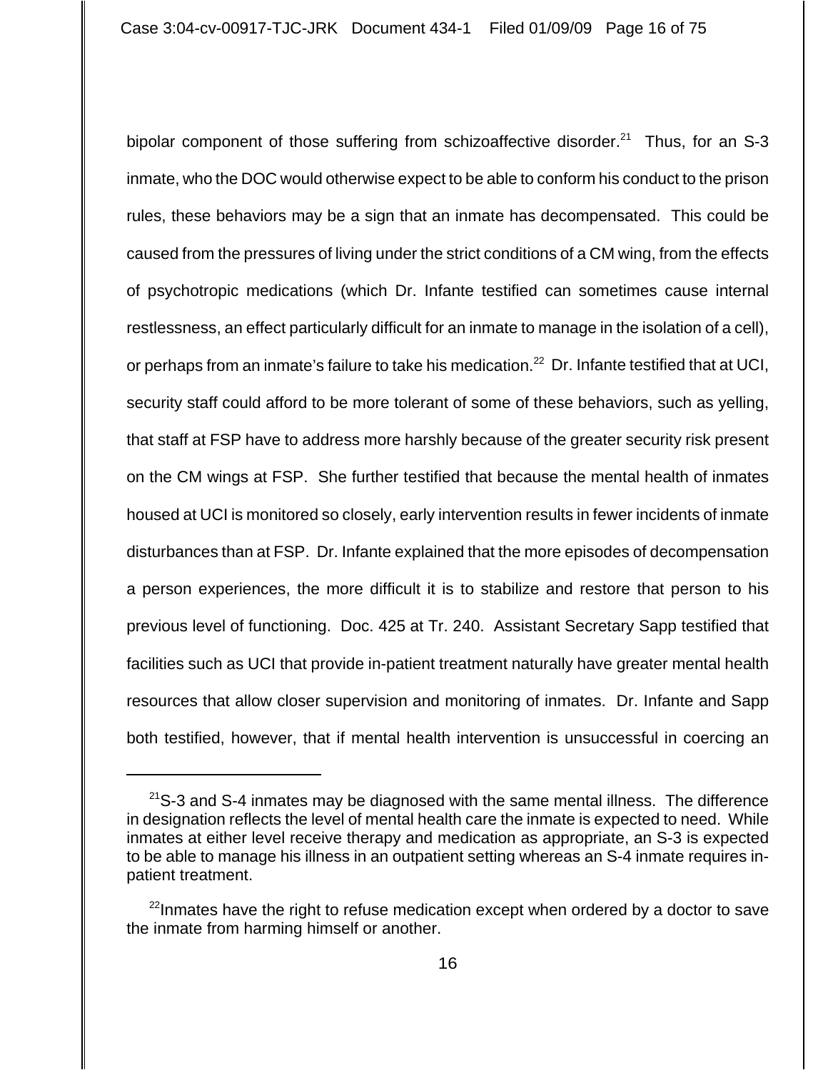bipolar component of those suffering from schizoaffective disorder.[21] Thus, for an S-3 inmate, who the DOC would otherwise expect to be able to conform his conduct to the prison rules, these behaviors may be a sign that an inmate has decompensated. This could be caused from the pressures of living under the strict conditions of a CM wing, from the effects of psychotropic medications (which Dr. Infante testified can sometimes cause internal restlessness, an effect particularly difficult for an inmate to manage in the isolation of a cell), or perhaps from an inmate's failure to take his medication.[22] Dr. Infante testified that at UCI, security staff could afford to be more tolerant of some of these behaviors, such as yelling, that staff at FSP have to address more harshly because of the greater security risk present on the CM wings at FSP. She further testified that because the mental health of inmates housed at UCI is monitored so closely, early intervention results in fewer incidents of inmate disturbances than at FSP. Dr. Infante explained that the more episodes of decompensation a person experiences, the more difficult it is to stabilize and restore that person to his previous level of functioning. Doc. 425 at Tr. 240. Assistant Secretary Sapp testified that facilities such as UCI that provide in-patient treatment naturally have greater mental health resources that allow closer supervision and monitoring of inmates. Dr. Infante and Sapp both testified, however, that if mental health intervention is unsuccessful in coercing an

---

[21]S-3 and S-4 inmates may be diagnosed with the same mental illness. The difference in designation reflects the level of mental health care the inmate is expected to need. While inmates at either level receive therapy and medication as appropriate, an S-3 is expected to be able to manage his illness in an outpatient setting whereas an S-4 inmate requires in-patient treatment.

[22]Inmates have the right to refuse medication except when ordered by a doctor to save the inmate from harming himself or another.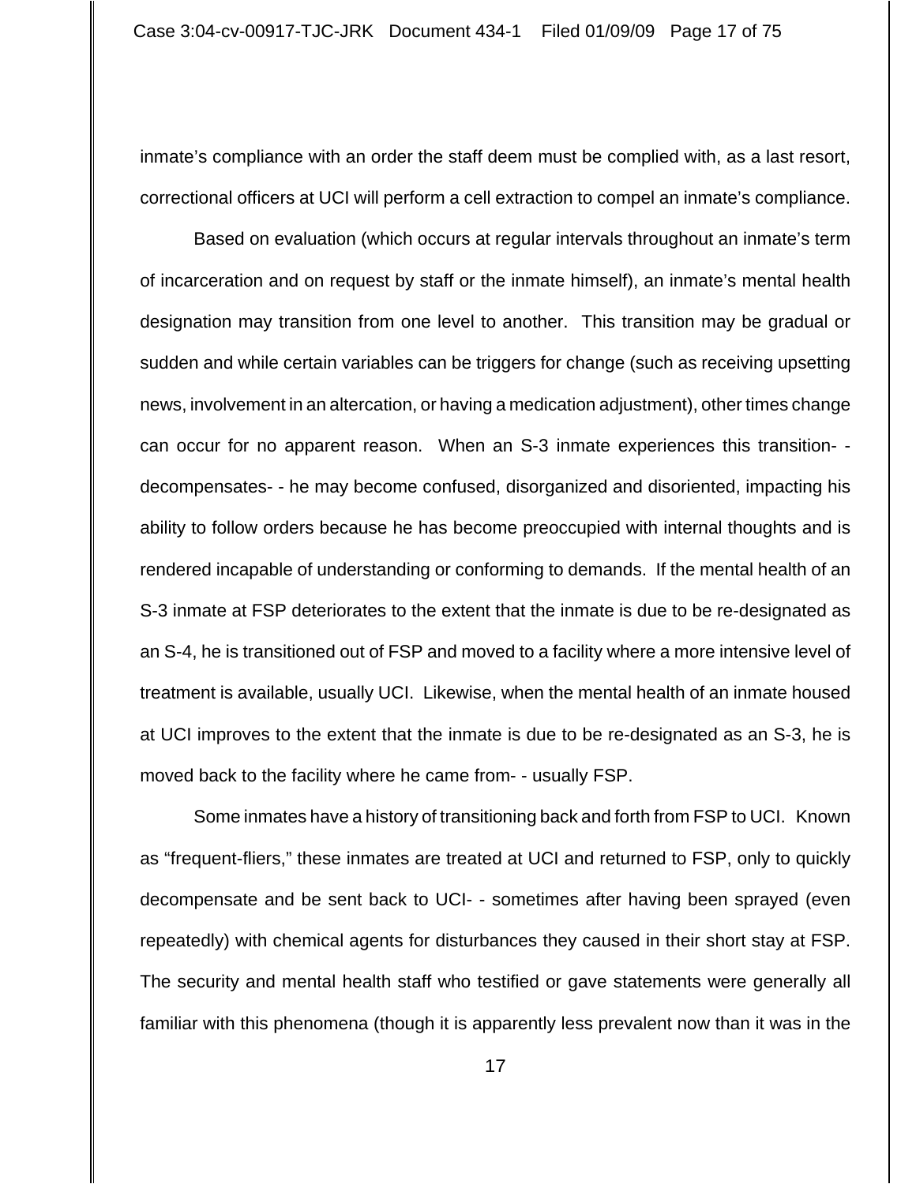inmate's compliance with an order the staff deem must be complied with, as a last resort, correctional officers at UCI will perform a cell extraction to compel an inmate's compliance.

Based on evaluation (which occurs at regular intervals throughout an inmate's term of incarceration and on request by staff or the inmate himself), an inmate's mental health designation may transition from one level to another. This transition may be gradual or sudden and while certain variables can be triggers for change (such as receiving upsetting news, involvement in an altercation, or having a medication adjustment), other times change can occur for no apparent reason. When an S-3 inmate experiences this transition- - decompensates- - he may become confused, disorganized and disoriented, impacting his ability to follow orders because he has become preoccupied with internal thoughts and is rendered incapable of understanding or conforming to demands. If the mental health of an S-3 inmate at FSP deteriorates to the extent that the inmate is due to be re-designated as an S-4, he is transitioned out of FSP and moved to a facility where a more intensive level of treatment is available, usually UCI. Likewise, when the mental health of an inmate housed at UCI improves to the extent that the inmate is due to be re-designated as an S-3, he is moved back to the facility where he came from- - usually FSP.

Some inmates have a history of transitioning back and forth from FSP to UCI. Known as "frequent-fliers," these inmates are treated at UCI and returned to FSP, only to quickly decompensate and be sent back to UCI- - sometimes after having been sprayed (even repeatedly) with chemical agents for disturbances they caused in their short stay at FSP. The security and mental health staff who testified or gave statements were generally all familiar with this phenomena (though it is apparently less prevalent now than it was in the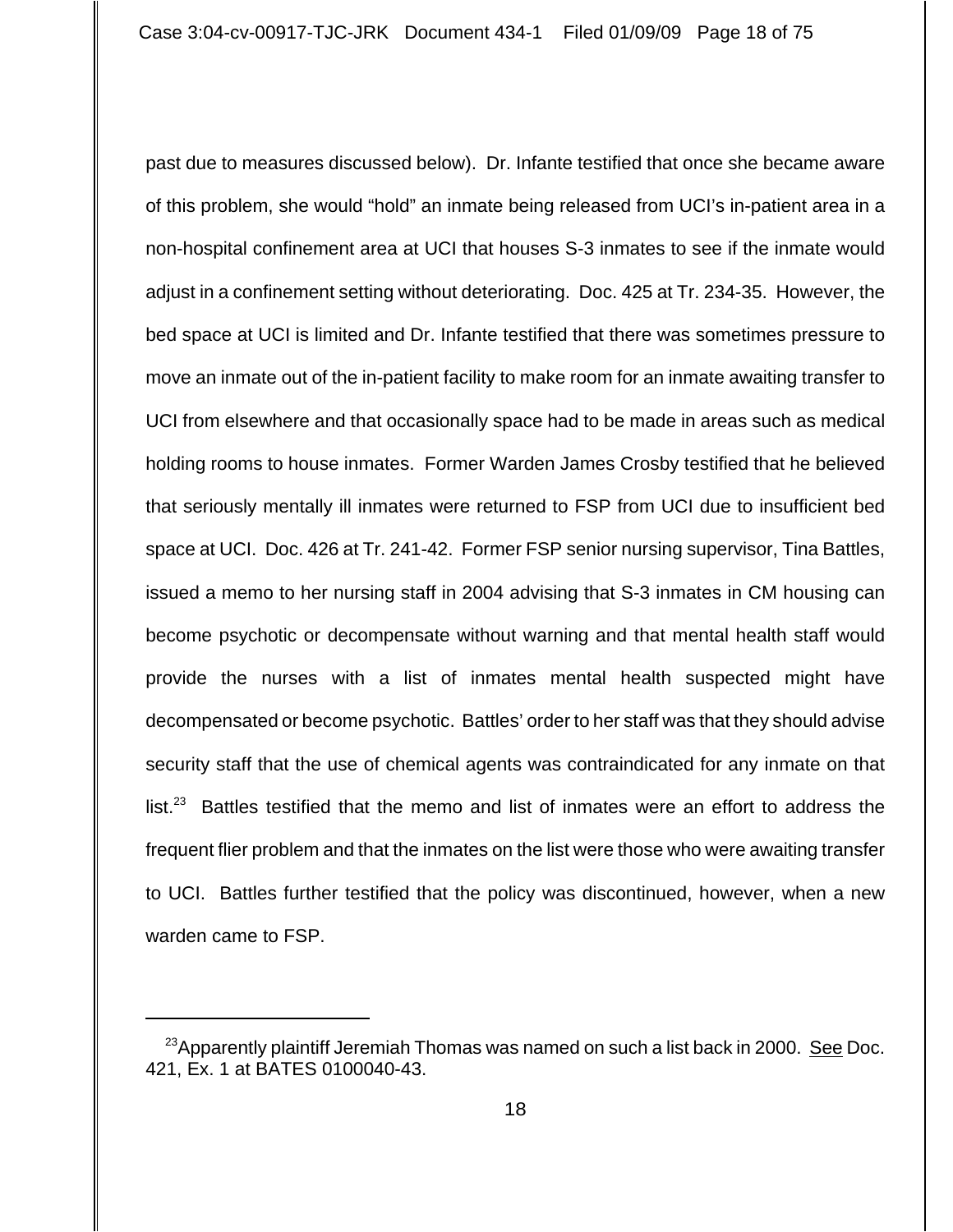past due to measures discussed below). Dr. Infante testified that once she became aware of this problem, she would "hold" an inmate being released from UCI's in-patient area in a non-hospital confinement area at UCI that houses S-3 inmates to see if the inmate would adjust in a confinement setting without deteriorating. Doc. 425 at Tr. 234-35. However, the bed space at UCI is limited and Dr. Infante testified that there was sometimes pressure to move an inmate out of the in-patient facility to make room for an inmate awaiting transfer to UCI from elsewhere and that occasionally space had to be made in areas such as medical holding rooms to house inmates. Former Warden James Crosby testified that he believed that seriously mentally ill inmates were returned to FSP from UCI due to insufficient bed space at UCI. Doc. 426 at Tr. 241-42. Former FSP senior nursing supervisor, Tina Battles, issued a memo to her nursing staff in 2004 advising that S-3 inmates in CM housing can become psychotic or decompensate without warning and that mental health staff would provide the nurses with a list of inmates mental health suspected might have decompensated or become psychotic. Battles' order to her staff was that they should advise security staff that the use of chemical agents was contraindicated for any inmate on that list.[23] Battles testified that the memo and list of inmates were an effort to address the frequent flier problem and that the inmates on the list were those who were awaiting transfer to UCI. Battles further testified that the policy was discontinued, however, when a new warden came to FSP.

---

[23] Apparently plaintiff Jeremiah Thomas was named on such a list back in 2000. See Doc. 421, Ex. 1 at BATES 0100040-43.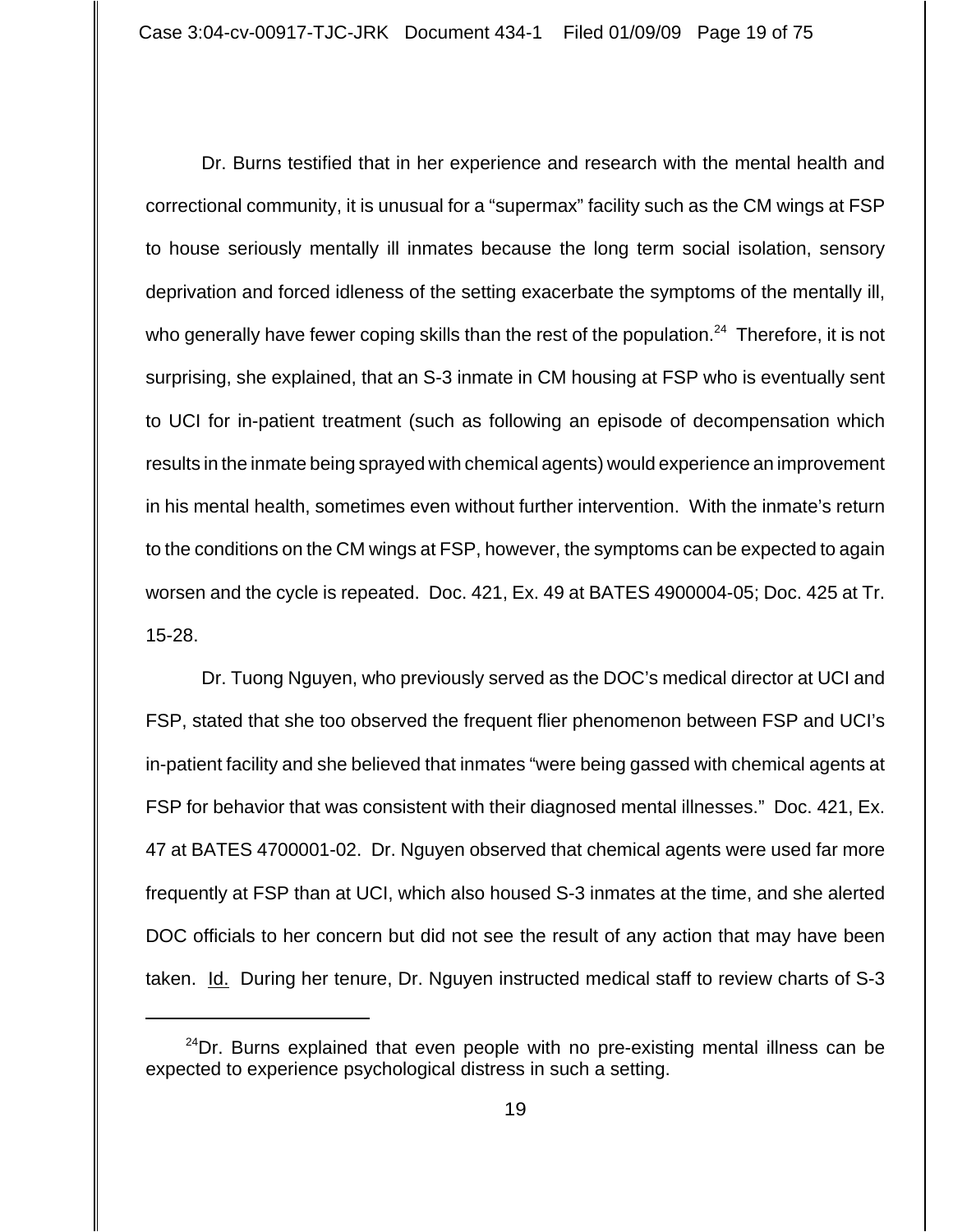Dr. Burns testified that in her experience and research with the mental health and correctional community, it is unusual for a "supermax" facility such as the CM wings at FSP to house seriously mentally ill inmates because the long term social isolation, sensory deprivation and forced idleness of the setting exacerbate the symptoms of the mentally ill, who generally have fewer coping skills than the rest of the population.[24] Therefore, it is not surprising, she explained, that an S-3 inmate in CM housing at FSP who is eventually sent to UCI for in-patient treatment (such as following an episode of decompensation which results in the inmate being sprayed with chemical agents) would experience an improvement in his mental health, sometimes even without further intervention. With the inmate's return to the conditions on the CM wings at FSP, however, the symptoms can be expected to again worsen and the cycle is repeated. Doc. 421, Ex. 49 at BATES 4900004-05; Doc. 425 at Tr. 15-28.

Dr. Tuong Nguyen, who previously served as the DOC's medical director at UCI and FSP, stated that she too observed the frequent flier phenomenon between FSP and UCI's in-patient facility and she believed that inmates "were being gassed with chemical agents at FSP for behavior that was consistent with their diagnosed mental illnesses." Doc. 421, Ex. 47 at BATES 4700001-02. Dr. Nguyen observed that chemical agents were used far more frequently at FSP than at UCI, which also housed S-3 inmates at the time, and she alerted DOC officials to her concern but did not see the result of any action that may have been taken. Id. During her tenure, Dr. Nguyen instructed medical staff to review charts of S-3

[24] Dr. Burns explained that even people with no pre-existing mental illness can be expected to experience psychological distress in such a setting.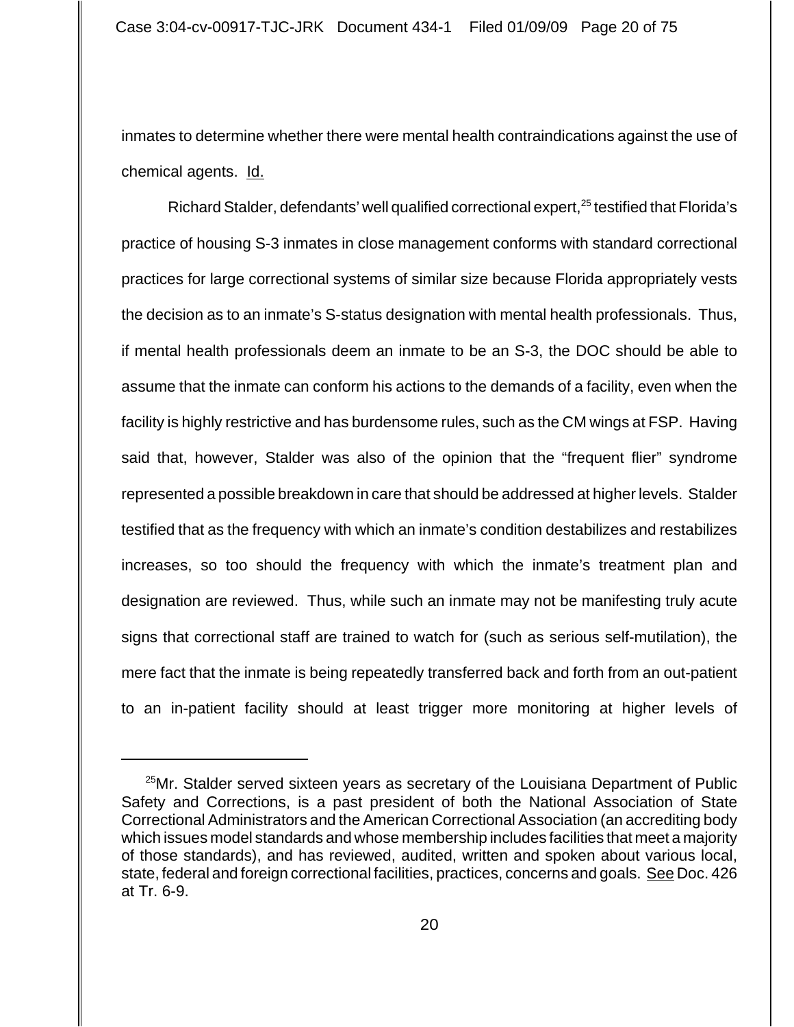inmates to determine whether there were mental health contraindications against the use of chemical agents. Id.

Richard Stalder, defendants' well qualified correctional expert,[25] testified that Florida's practice of housing S-3 inmates in close management conforms with standard correctional practices for large correctional systems of similar size because Florida appropriately vests the decision as to an inmate's S-status designation with mental health professionals. Thus, if mental health professionals deem an inmate to be an S-3, the DOC should be able to assume that the inmate can conform his actions to the demands of a facility, even when the facility is highly restrictive and has burdensome rules, such as the CM wings at FSP. Having said that, however, Stalder was also of the opinion that the "frequent flier" syndrome represented a possible breakdown in care that should be addressed at higher levels. Stalder testified that as the frequency with which an inmate's condition destabilizes and restabilizes increases, so too should the frequency with which the inmate's treatment plan and designation are reviewed. Thus, while such an inmate may not be manifesting truly acute signs that correctional staff are trained to watch for (such as serious self-mutilation), the mere fact that the inmate is being repeatedly transferred back and forth from an out-patient to an in-patient facility should at least trigger more monitoring at higher levels of

---

[25]Mr. Stalder served sixteen years as secretary of the Louisiana Department of Public Safety and Corrections, is a past president of both the National Association of State Correctional Administrators and the American Correctional Association (an accrediting body which issues model standards and whose membership includes facilities that meet a majority of those standards), and has reviewed, audited, written and spoken about various local, state, federal and foreign correctional facilities, practices, concerns and goals. See Doc. 426 at Tr. 6-9.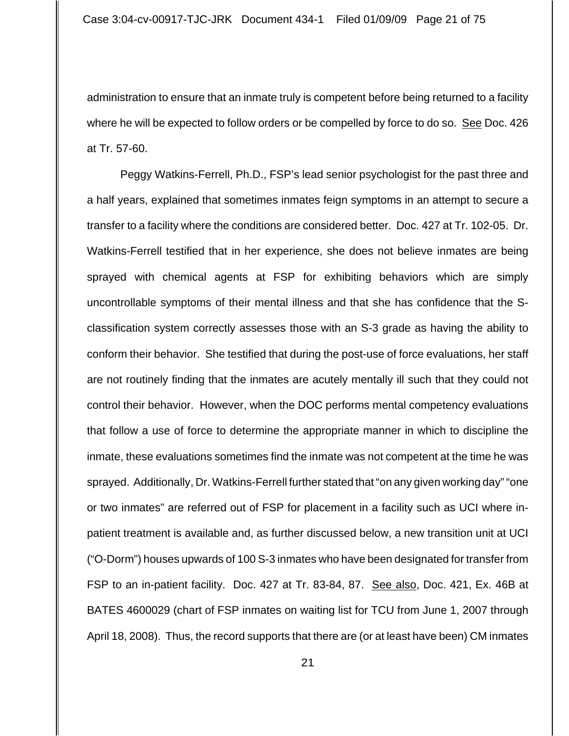administration to ensure that an inmate truly is competent before being returned to a facility where he will be expected to follow orders or be compelled by force to do so. See Doc. 426 at Tr. 57-60.

Peggy Watkins-Ferrell, Ph.D., FSP's lead senior psychologist for the past three and a half years, explained that sometimes inmates feign symptoms in an attempt to secure a transfer to a facility where the conditions are considered better. Doc. 427 at Tr. 102-05. Dr. Watkins-Ferrell testified that in her experience, she does not believe inmates are being sprayed with chemical agents at FSP for exhibiting behaviors which are simply uncontrollable symptoms of their mental illness and that she has confidence that the S-classification system correctly assesses those with an S-3 grade as having the ability to conform their behavior. She testified that during the post-use of force evaluations, her staff are not routinely finding that the inmates are acutely mentally ill such that they could not control their behavior. However, when the DOC performs mental competency evaluations that follow a use of force to determine the appropriate manner in which to discipline the inmate, these evaluations sometimes find the inmate was not competent at the time he was sprayed. Additionally, Dr. Watkins-Ferrell further stated that "on any given working day" "one or two inmates" are referred out of FSP for placement in a facility such as UCI where in-patient treatment is available and, as further discussed below, a new transition unit at UCI ("O-Dorm") houses upwards of 100 S-3 inmates who have been designated for transfer from FSP to an in-patient facility. Doc. 427 at Tr. 83-84, 87. See also, Doc. 421, Ex. 46B at BATES 4600029 (chart of FSP inmates on waiting list for TCU from June 1, 2007 through April 18, 2008). Thus, the record supports that there are (or at least have been) CM inmates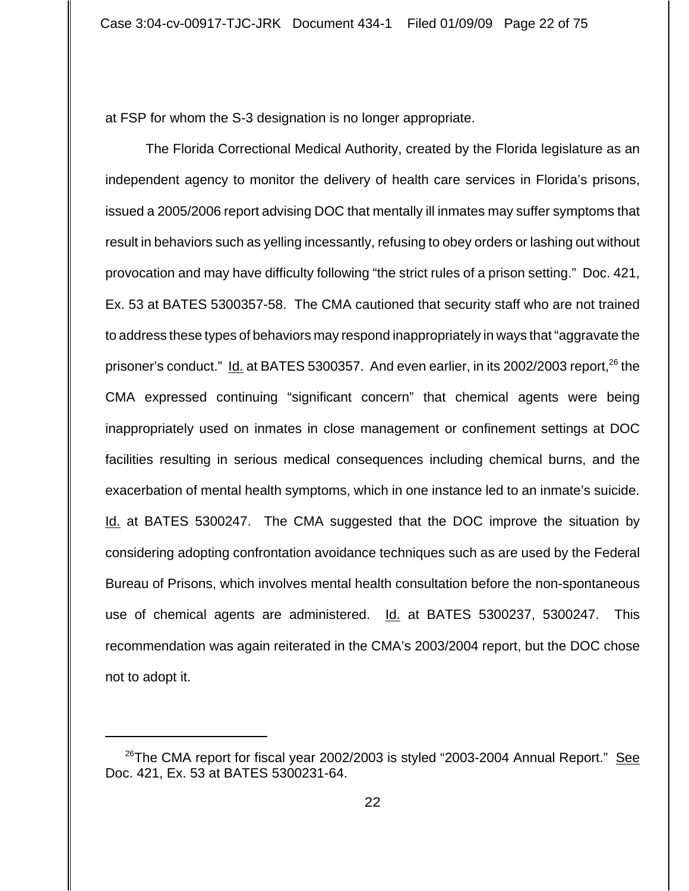at FSP for whom the S-3 designation is no longer appropriate.

The Florida Correctional Medical Authority, created by the Florida legislature as an independent agency to monitor the delivery of health care services in Florida's prisons, issued a 2005/2006 report advising DOC that mentally ill inmates may suffer symptoms that result in behaviors such as yelling incessantly, refusing to obey orders or lashing out without provocation and may have difficulty following "the strict rules of a prison setting." Doc. 421, Ex. 53 at BATES 5300357-58. The CMA cautioned that security staff who are not trained to address these types of behaviors may respond inappropriately in ways that "aggravate the prisoner's conduct." Id. at BATES 5300357. And even earlier, in its 2002/2003 report,[26] the CMA expressed continuing "significant concern" that chemical agents were being inappropriately used on inmates in close management or confinement settings at DOC facilities resulting in serious medical consequences including chemical burns, and the exacerbation of mental health symptoms, which in one instance led to an inmate's suicide. Id. at BATES 5300247. The CMA suggested that the DOC improve the situation by considering adopting confrontation avoidance techniques such as are used by the Federal Bureau of Prisons, which involves mental health consultation before the non-spontaneous use of chemical agents are administered. Id. at BATES 5300237, 5300247. This recommendation was again reiterated in the CMA's 2003/2004 report, but the DOC chose not to adopt it.

---

[26]The CMA report for fiscal year 2002/2003 is styled "2003-2004 Annual Report." See Doc. 421, Ex. 53 at BATES 5300231-64.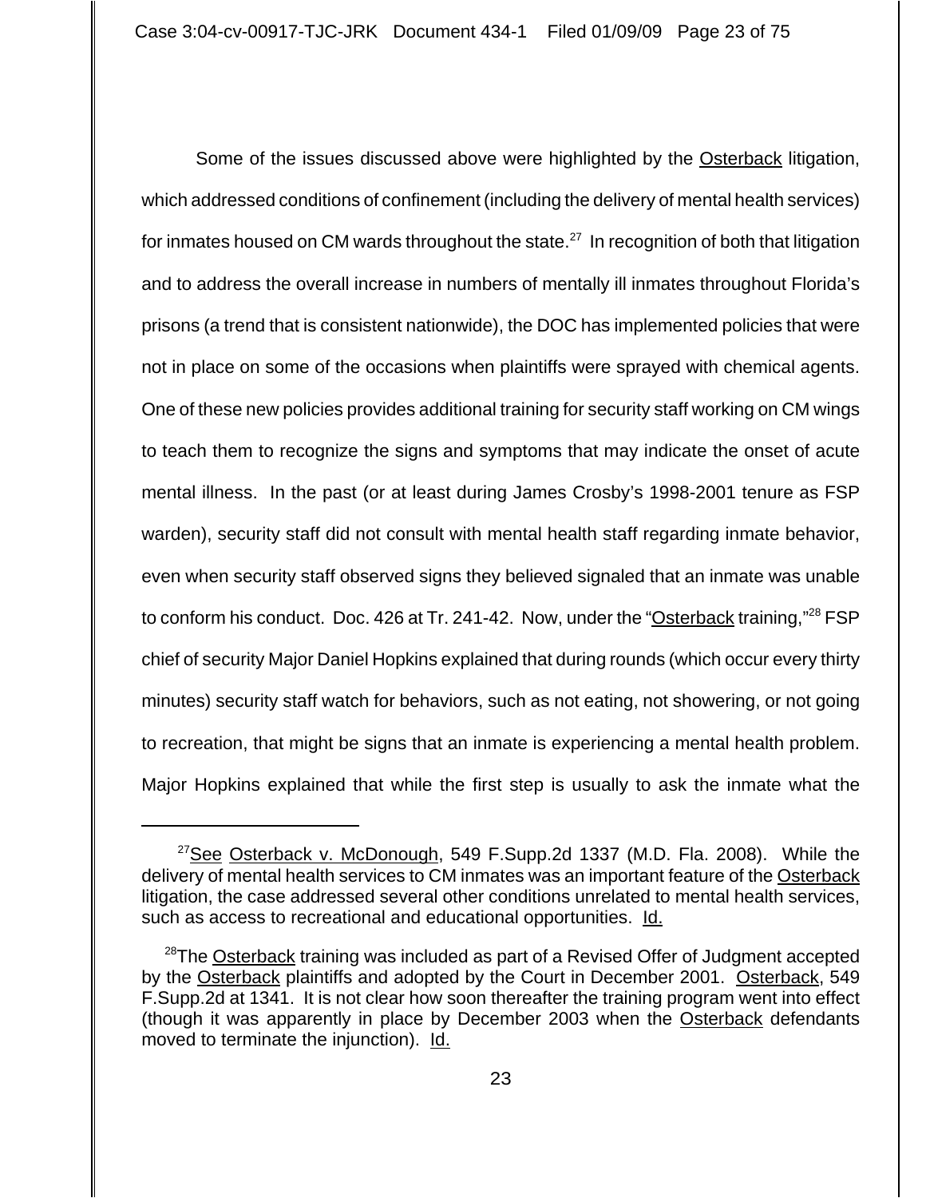Some of the issues discussed above were highlighted by the Osterback litigation, which addressed conditions of confinement (including the delivery of mental health services) for inmates housed on CM wards throughout the state.[27] In recognition of both that litigation and to address the overall increase in numbers of mentally ill inmates throughout Florida's prisons (a trend that is consistent nationwide), the DOC has implemented policies that were not in place on some of the occasions when plaintiffs were sprayed with chemical agents. One of these new policies provides additional training for security staff working on CM wings to teach them to recognize the signs and symptoms that may indicate the onset of acute mental illness. In the past (or at least during James Crosby's 1998-2001 tenure as FSP warden), security staff did not consult with mental health staff regarding inmate behavior, even when security staff observed signs they believed signaled that an inmate was unable to conform his conduct. Doc. 426 at Tr. 241-42. Now, under the "Osterback training,"[28] FSP chief of security Major Daniel Hopkins explained that during rounds (which occur every thirty minutes) security staff watch for behaviors, such as not eating, not showering, or not going to recreation, that might be signs that an inmate is experiencing a mental health problem. Major Hopkins explained that while the first step is usually to ask the inmate what the

---

[27] See Osterback v. McDonough, 549 F.Supp.2d 1337 (M.D. Fla. 2008). While the delivery of mental health services to CM inmates was an important feature of the Osterback litigation, the case addressed several other conditions unrelated to mental health services, such as access to recreational and educational opportunities. Id.

[28] The Osterback training was included as part of a Revised Offer of Judgment accepted by the Osterback plaintiffs and adopted by the Court in December 2001. Osterback, 549 F.Supp.2d at 1341. It is not clear how soon thereafter the training program went into effect (though it was apparently in place by December 2003 when the Osterback defendants moved to terminate the injunction). Id.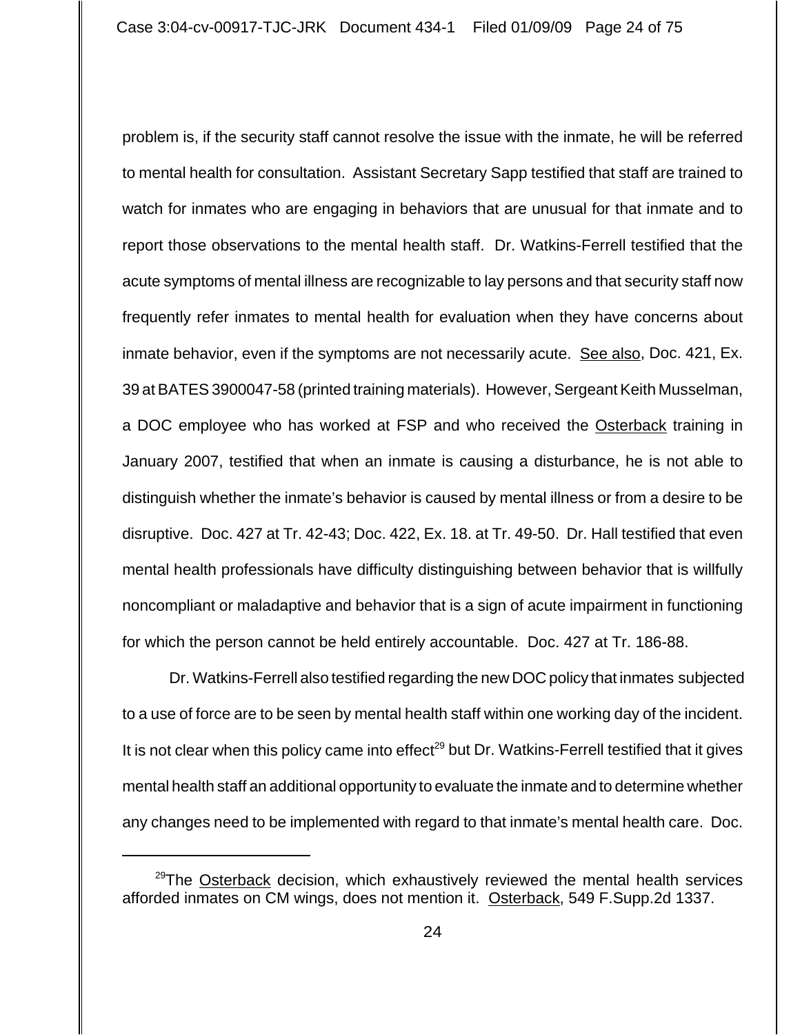problem is, if the security staff cannot resolve the issue with the inmate, he will be referred to mental health for consultation. Assistant Secretary Sapp testified that staff are trained to watch for inmates who are engaging in behaviors that are unusual for that inmate and to report those observations to the mental health staff. Dr. Watkins-Ferrell testified that the acute symptoms of mental illness are recognizable to lay persons and that security staff now frequently refer inmates to mental health for evaluation when they have concerns about inmate behavior, even if the symptoms are not necessarily acute. See also, Doc. 421, Ex. 39 at BATES 3900047-58 (printed training materials). However, Sergeant Keith Musselman, a DOC employee who has worked at FSP and who received the Osterback training in January 2007, testified that when an inmate is causing a disturbance, he is not able to distinguish whether the inmate's behavior is caused by mental illness or from a desire to be disruptive. Doc. 427 at Tr. 42-43; Doc. 422, Ex. 18. at Tr. 49-50. Dr. Hall testified that even mental health professionals have difficulty distinguishing between behavior that is willfully noncompliant or maladaptive and behavior that is a sign of acute impairment in functioning for which the person cannot be held entirely accountable. Doc. 427 at Tr. 186-88.

Dr. Watkins-Ferrell also testified regarding the new DOC policy that inmates subjected to a use of force are to be seen by mental health staff within one working day of the incident. It is not clear when this policy came into effect[29] but Dr. Watkins-Ferrell testified that it gives mental health staff an additional opportunity to evaluate the inmate and to determine whether any changes need to be implemented with regard to that inmate's mental health care. Doc.

[29] The Osterback decision, which exhaustively reviewed the mental health services afforded inmates on CM wings, does not mention it. Osterback, 549 F.Supp.2d 1337.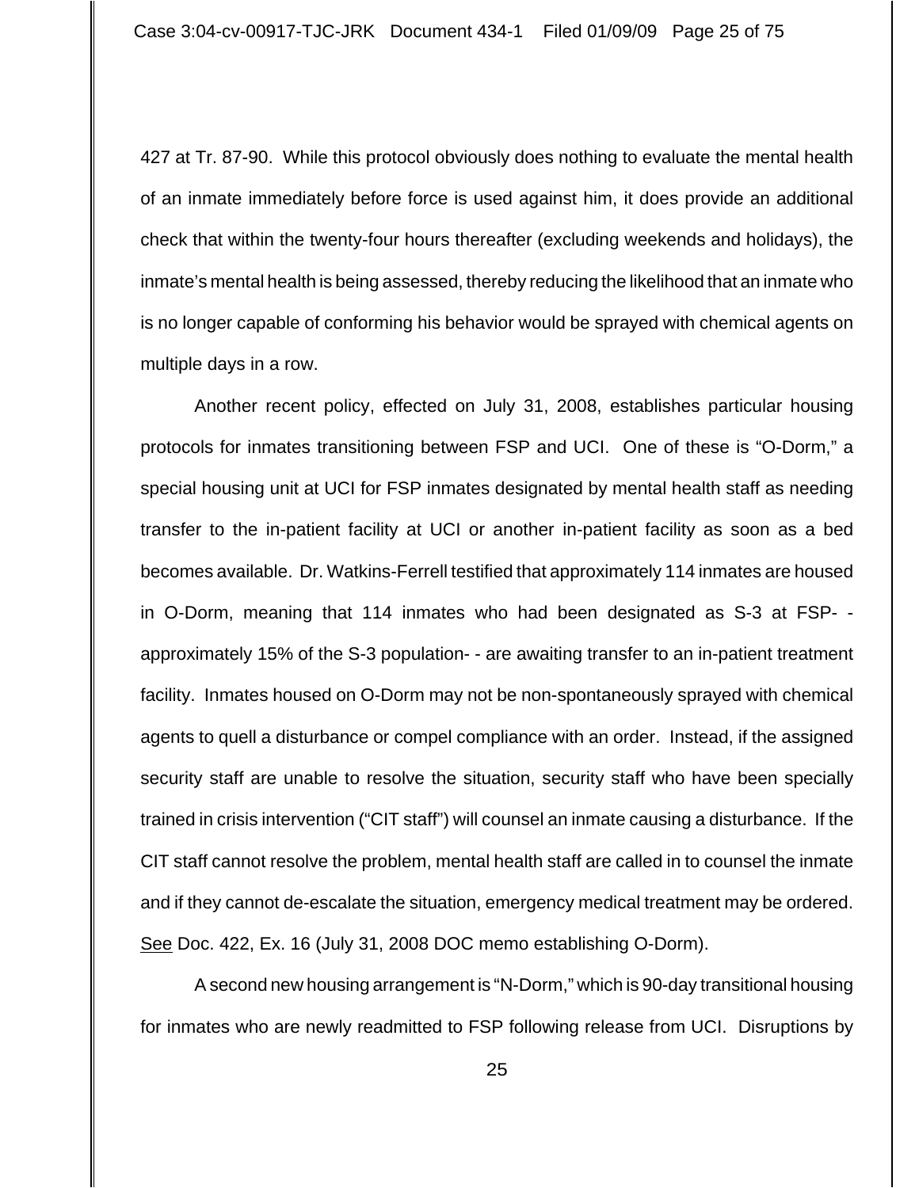427 at Tr. 87-90. While this protocol obviously does nothing to evaluate the mental health of an inmate immediately before force is used against him, it does provide an additional check that within the twenty-four hours thereafter (excluding weekends and holidays), the inmate's mental health is being assessed, thereby reducing the likelihood that an inmate who is no longer capable of conforming his behavior would be sprayed with chemical agents on multiple days in a row.

Another recent policy, effected on July 31, 2008, establishes particular housing protocols for inmates transitioning between FSP and UCI. One of these is "O-Dorm," a special housing unit at UCI for FSP inmates designated by mental health staff as needing transfer to the in-patient facility at UCI or another in-patient facility as soon as a bed becomes available. Dr. Watkins-Ferrell testified that approximately 114 inmates are housed in O-Dorm, meaning that 114 inmates who had been designated as S-3 at FSP- - approximately 15% of the S-3 population- - are awaiting transfer to an in-patient treatment facility. Inmates housed on O-Dorm may not be non-spontaneously sprayed with chemical agents to quell a disturbance or compel compliance with an order. Instead, if the assigned security staff are unable to resolve the situation, security staff who have been specially trained in crisis intervention ("CIT staff") will counsel an inmate causing a disturbance. If the CIT staff cannot resolve the problem, mental health staff are called in to counsel the inmate and if they cannot de-escalate the situation, emergency medical treatment may be ordered. See Doc. 422, Ex. 16 (July 31, 2008 DOC memo establishing O-Dorm).

A second new housing arrangement is "N-Dorm," which is 90-day transitional housing for inmates who are newly readmitted to FSP following release from UCI. Disruptions by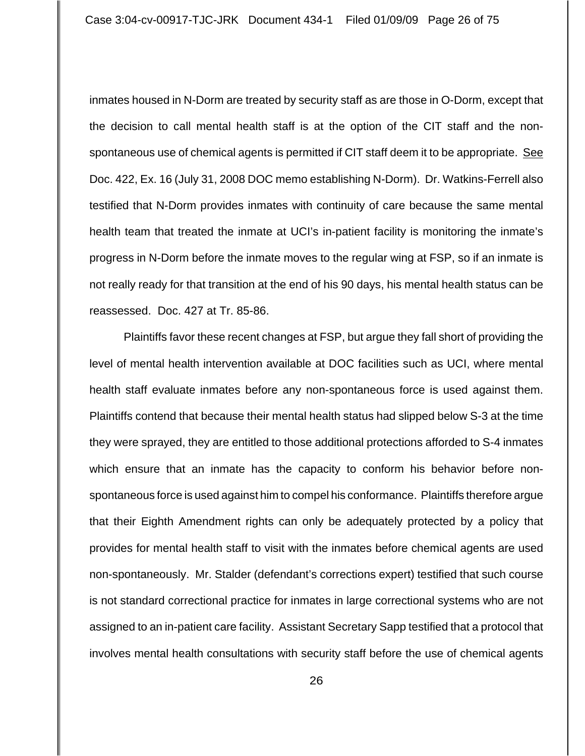inmates housed in N-Dorm are treated by security staff as are those in O-Dorm, except that the decision to call mental health staff is at the option of the CIT staff and the non-spontaneous use of chemical agents is permitted if CIT staff deem it to be appropriate. See Doc. 422, Ex. 16 (July 31, 2008 DOC memo establishing N-Dorm). Dr. Watkins-Ferrell also testified that N-Dorm provides inmates with continuity of care because the same mental health team that treated the inmate at UCI's in-patient facility is monitoring the inmate's progress in N-Dorm before the inmate moves to the regular wing at FSP, so if an inmate is not really ready for that transition at the end of his 90 days, his mental health status can be reassessed. Doc. 427 at Tr. 85-86.

Plaintiffs favor these recent changes at FSP, but argue they fall short of providing the level of mental health intervention available at DOC facilities such as UCI, where mental health staff evaluate inmates before any non-spontaneous force is used against them. Plaintiffs contend that because their mental health status had slipped below S-3 at the time they were sprayed, they are entitled to those additional protections afforded to S-4 inmates which ensure that an inmate has the capacity to conform his behavior before non-spontaneous force is used against him to compel his conformance. Plaintiffs therefore argue that their Eighth Amendment rights can only be adequately protected by a policy that provides for mental health staff to visit with the inmates before chemical agents are used non-spontaneously. Mr. Stalder (defendant's corrections expert) testified that such course is not standard correctional practice for inmates in large correctional systems who are not assigned to an in-patient care facility. Assistant Secretary Sapp testified that a protocol that involves mental health consultations with security staff before the use of chemical agents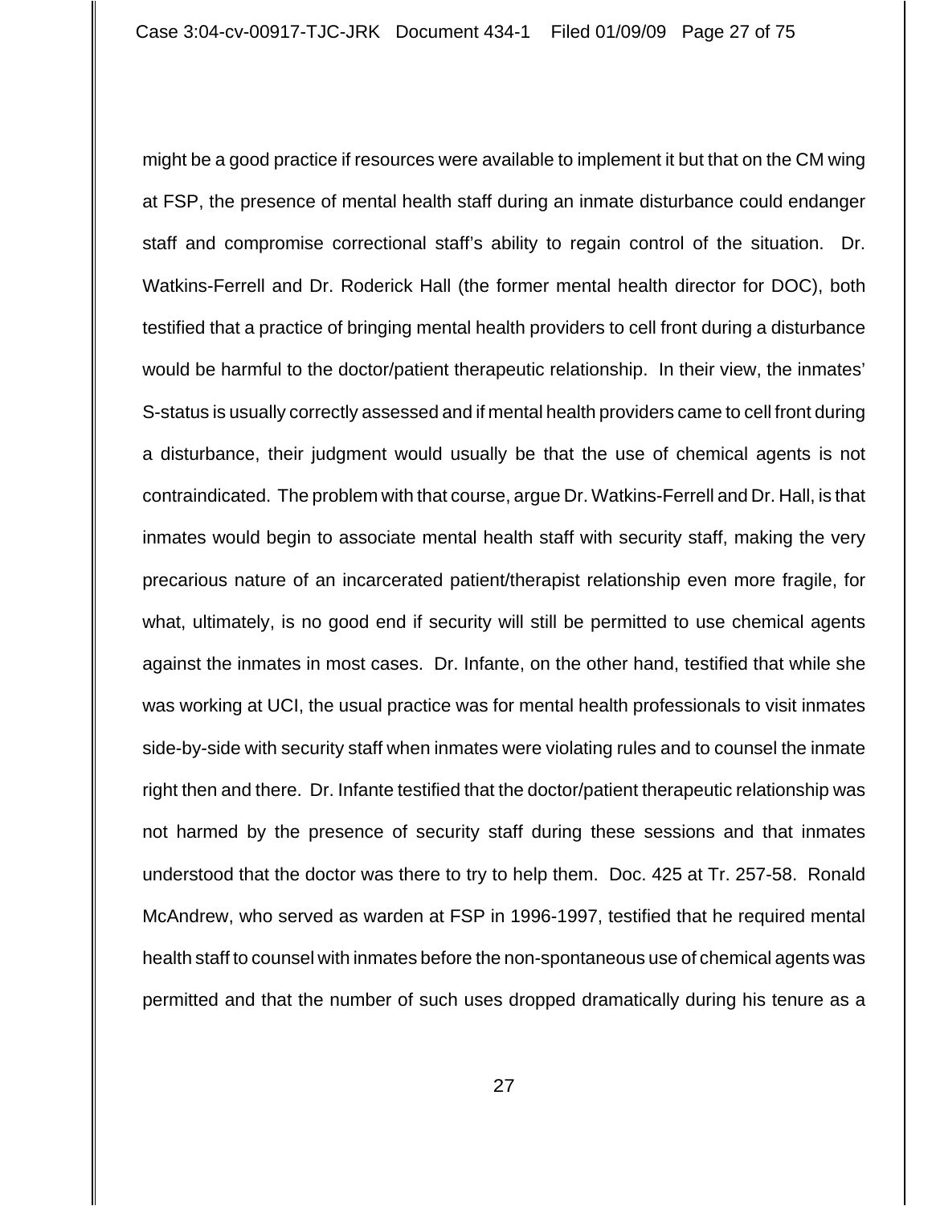might be a good practice if resources were available to implement it but that on the CM wing at FSP, the presence of mental health staff during an inmate disturbance could endanger staff and compromise correctional staff's ability to regain control of the situation. Dr. Watkins-Ferrell and Dr. Roderick Hall (the former mental health director for DOC), both testified that a practice of bringing mental health providers to cell front during a disturbance would be harmful to the doctor/patient therapeutic relationship. In their view, the inmates' S-status is usually correctly assessed and if mental health providers came to cell front during a disturbance, their judgment would usually be that the use of chemical agents is not contraindicated. The problem with that course, argue Dr. Watkins-Ferrell and Dr. Hall, is that inmates would begin to associate mental health staff with security staff, making the very precarious nature of an incarcerated patient/therapist relationship even more fragile, for what, ultimately, is no good end if security will still be permitted to use chemical agents against the inmates in most cases. Dr. Infante, on the other hand, testified that while she was working at UCI, the usual practice was for mental health professionals to visit inmates side-by-side with security staff when inmates were violating rules and to counsel the inmate right then and there. Dr. Infante testified that the doctor/patient therapeutic relationship was not harmed by the presence of security staff during these sessions and that inmates understood that the doctor was there to try to help them. Doc. 425 at Tr. 257-58. Ronald McAndrew, who served as warden at FSP in 1996-1997, testified that he required mental health staff to counsel with inmates before the non-spontaneous use of chemical agents was permitted and that the number of such uses dropped dramatically during his tenure as a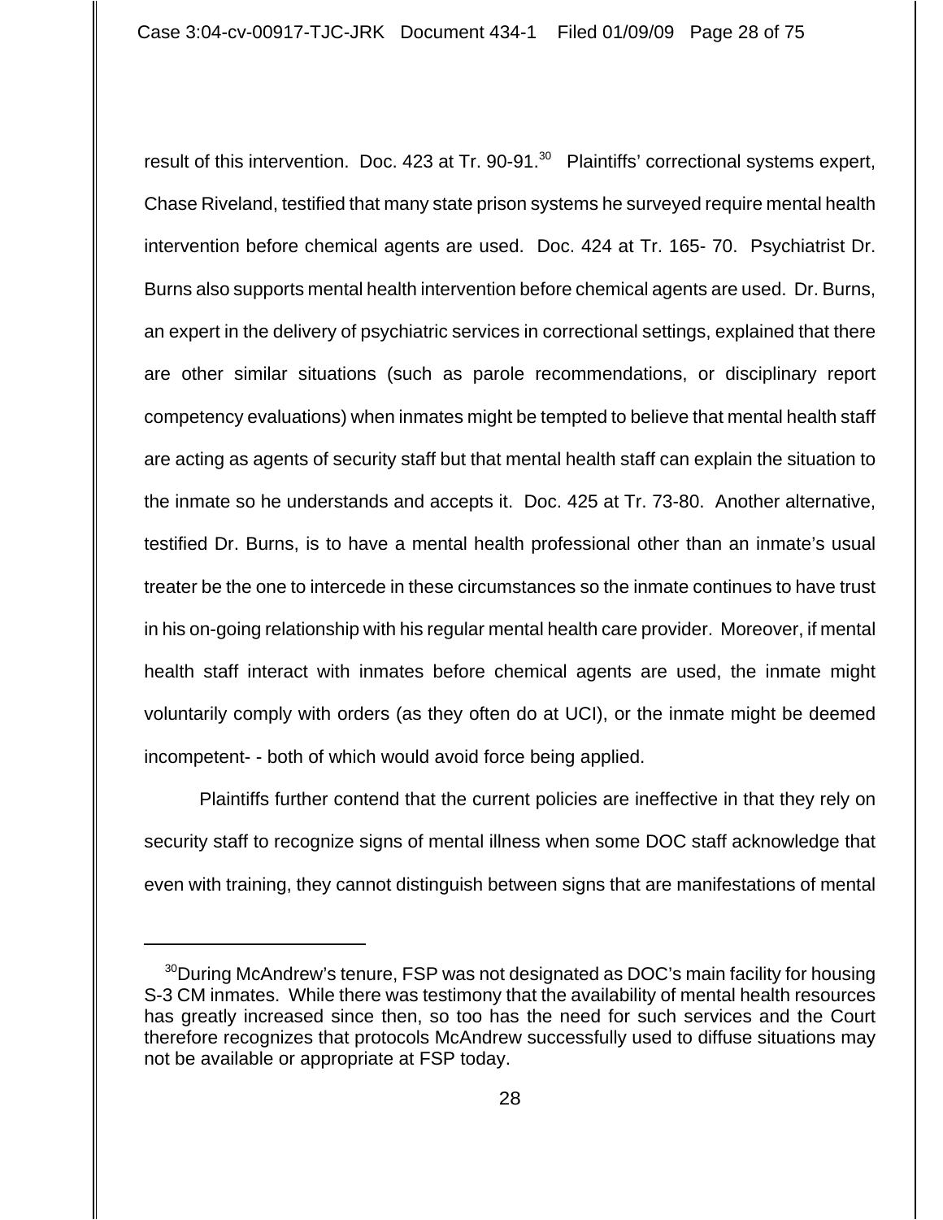result of this intervention. Doc. 423 at Tr. 90-91.[30] Plaintiffs' correctional systems expert, Chase Riveland, testified that many state prison systems he surveyed require mental health intervention before chemical agents are used. Doc. 424 at Tr. 165- 70. Psychiatrist Dr. Burns also supports mental health intervention before chemical agents are used. Dr. Burns, an expert in the delivery of psychiatric services in correctional settings, explained that there are other similar situations (such as parole recommendations, or disciplinary report competency evaluations) when inmates might be tempted to believe that mental health staff are acting as agents of security staff but that mental health staff can explain the situation to the inmate so he understands and accepts it. Doc. 425 at Tr. 73-80. Another alternative, testified Dr. Burns, is to have a mental health professional other than an inmate's usual treater be the one to intercede in these circumstances so the inmate continues to have trust in his on-going relationship with his regular mental health care provider. Moreover, if mental health staff interact with inmates before chemical agents are used, the inmate might voluntarily comply with orders (as they often do at UCI), or the inmate might be deemed incompetent- - both of which would avoid force being applied.

Plaintiffs further contend that the current policies are ineffective in that they rely on security staff to recognize signs of mental illness when some DOC staff acknowledge that even with training, they cannot distinguish between signs that are manifestations of mental

---

[30] During McAndrew's tenure, FSP was not designated as DOC's main facility for housing S-3 CM inmates. While there was testimony that the availability of mental health resources has greatly increased since then, so too has the need for such services and the Court therefore recognizes that protocols McAndrew successfully used to diffuse situations may not be available or appropriate at FSP today.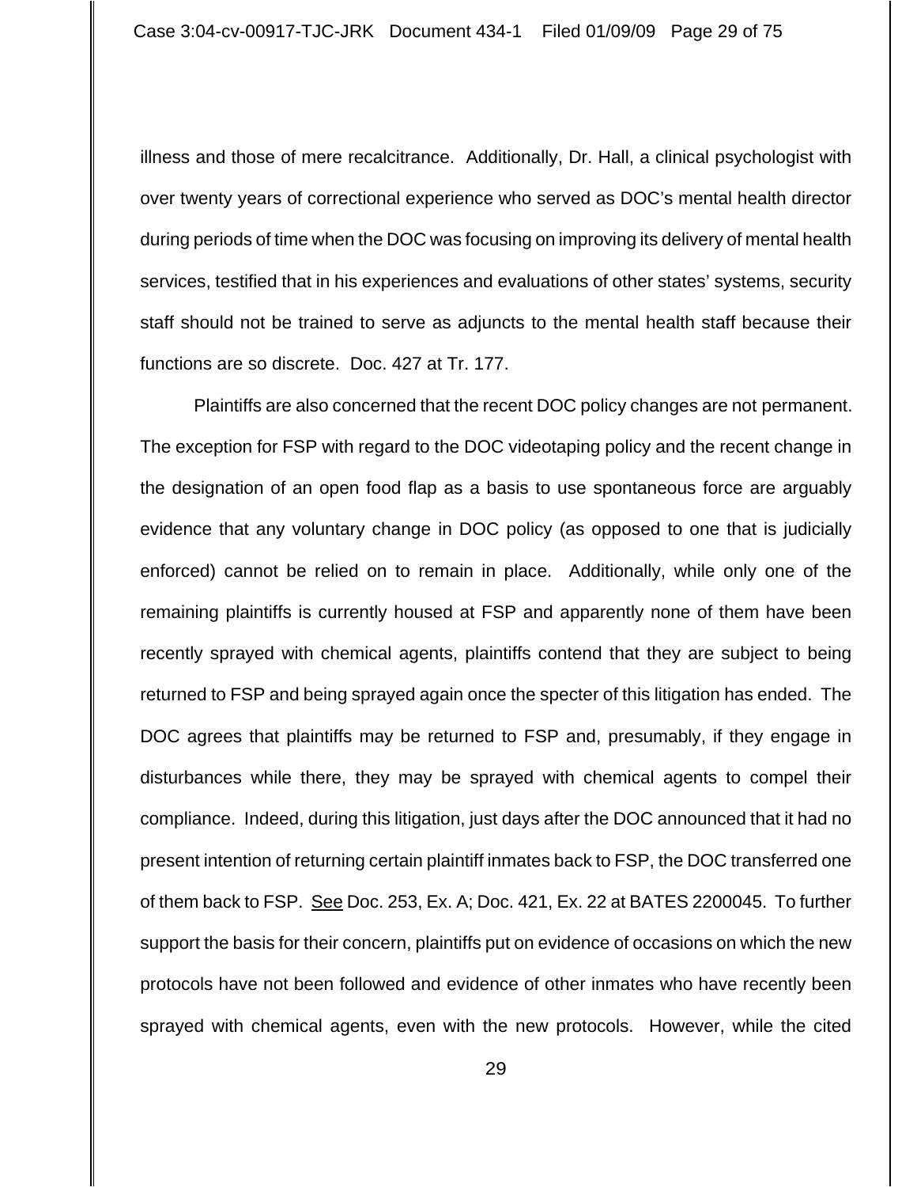illness and those of mere recalcitrance. Additionally, Dr. Hall, a clinical psychologist with over twenty years of correctional experience who served as DOC's mental health director during periods of time when the DOC was focusing on improving its delivery of mental health services, testified that in his experiences and evaluations of other states' systems, security staff should not be trained to serve as adjuncts to the mental health staff because their functions are so discrete. Doc. 427 at Tr. 177.

Plaintiffs are also concerned that the recent DOC policy changes are not permanent. The exception for FSP with regard to the DOC videotaping policy and the recent change in the designation of an open food flap as a basis to use spontaneous force are arguably evidence that any voluntary change in DOC policy (as opposed to one that is judicially enforced) cannot be relied on to remain in place. Additionally, while only one of the remaining plaintiffs is currently housed at FSP and apparently none of them have been recently sprayed with chemical agents, plaintiffs contend that they are subject to being returned to FSP and being sprayed again once the specter of this litigation has ended. The DOC agrees that plaintiffs may be returned to FSP and, presumably, if they engage in disturbances while there, they may be sprayed with chemical agents to compel their compliance. Indeed, during this litigation, just days after the DOC announced that it had no present intention of returning certain plaintiff inmates back to FSP, the DOC transferred one of them back to FSP. See Doc. 253, Ex. A; Doc. 421, Ex. 22 at BATES 2200045. To further support the basis for their concern, plaintiffs put on evidence of occasions on which the new protocols have not been followed and evidence of other inmates who have recently been sprayed with chemical agents, even with the new protocols. However, while the cited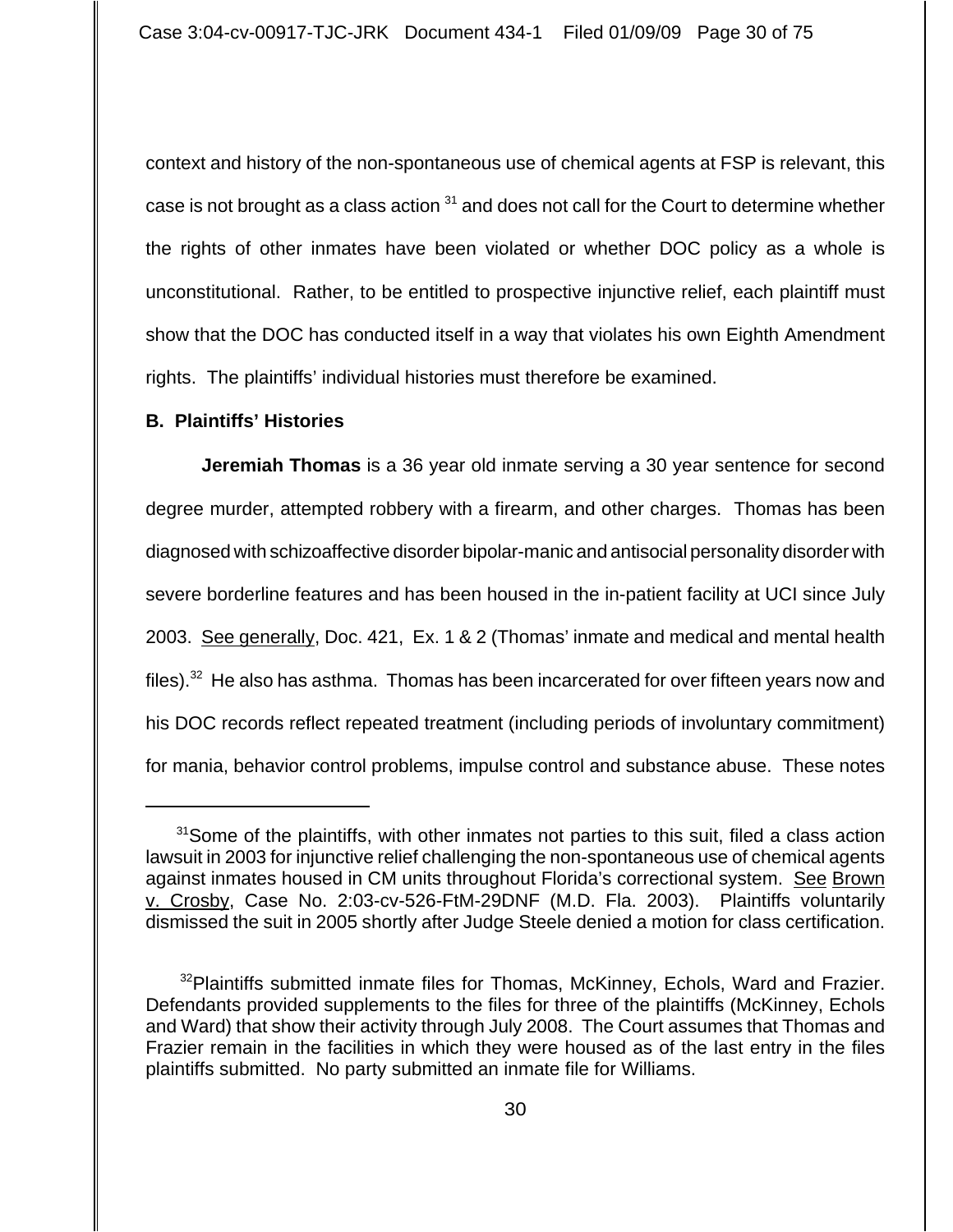context and history of the non-spontaneous use of chemical agents at FSP is relevant, this case is not brought as a class action [31] and does not call for the Court to determine whether the rights of other inmates have been violated or whether DOC policy as a whole is unconstitutional. Rather, to be entitled to prospective injunctive relief, each plaintiff must show that the DOC has conducted itself in a way that violates his own Eighth Amendment rights. The plaintiffs' individual histories must therefore be examined.

**B. Plaintiffs' Histories**

**Jeremiah Thomas** is a 36 year old inmate serving a 30 year sentence for second degree murder, attempted robbery with a firearm, and other charges. Thomas has been diagnosed with schizoaffective disorder bipolar-manic and antisocial personality disorder with severe borderline features and has been housed in the in-patient facility at UCI since July 2003. See generally, Doc. 421, Ex. 1 & 2 (Thomas' inmate and medical and mental health files).[32] He also has asthma. Thomas has been incarcerated for over fifteen years now and his DOC records reflect repeated treatment (including periods of involuntary commitment) for mania, behavior control problems, impulse control and substance abuse. These notes

---

[31] Some of the plaintiffs, with other inmates not parties to this suit, filed a class action lawsuit in 2003 for injunctive relief challenging the non-spontaneous use of chemical agents against inmates housed in CM units throughout Florida's correctional system. See Brown v. Crosby, Case No. 2:03-cv-526-FtM-29DNF (M.D. Fla. 2003). Plaintiffs voluntarily dismissed the suit in 2005 shortly after Judge Steele denied a motion for class certification.

[32] Plaintiffs submitted inmate files for Thomas, McKinney, Echols, Ward and Frazier. Defendants provided supplements to the files for three of the plaintiffs (McKinney, Echols and Ward) that show their activity through July 2008. The Court assumes that Thomas and Frazier remain in the facilities in which they were housed as of the last entry in the files plaintiffs submitted. No party submitted an inmate file for Williams.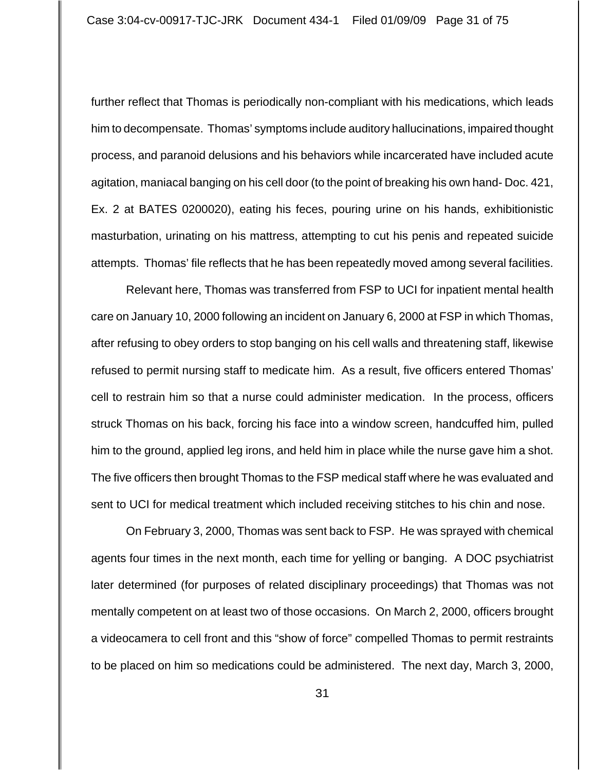further reflect that Thomas is periodically non-compliant with his medications, which leads him to decompensate. Thomas' symptoms include auditory hallucinations, impaired thought process, and paranoid delusions and his behaviors while incarcerated have included acute agitation, maniacal banging on his cell door (to the point of breaking his own hand- Doc. 421, Ex. 2 at BATES 0200020), eating his feces, pouring urine on his hands, exhibitionistic masturbation, urinating on his mattress, attempting to cut his penis and repeated suicide attempts. Thomas' file reflects that he has been repeatedly moved among several facilities.

Relevant here, Thomas was transferred from FSP to UCI for inpatient mental health care on January 10, 2000 following an incident on January 6, 2000 at FSP in which Thomas, after refusing to obey orders to stop banging on his cell walls and threatening staff, likewise refused to permit nursing staff to medicate him. As a result, five officers entered Thomas' cell to restrain him so that a nurse could administer medication. In the process, officers struck Thomas on his back, forcing his face into a window screen, handcuffed him, pulled him to the ground, applied leg irons, and held him in place while the nurse gave him a shot. The five officers then brought Thomas to the FSP medical staff where he was evaluated and sent to UCI for medical treatment which included receiving stitches to his chin and nose.

On February 3, 2000, Thomas was sent back to FSP. He was sprayed with chemical agents four times in the next month, each time for yelling or banging. A DOC psychiatrist later determined (for purposes of related disciplinary proceedings) that Thomas was not mentally competent on at least two of those occasions. On March 2, 2000, officers brought a videocamera to cell front and this "show of force" compelled Thomas to permit restraints to be placed on him so medications could be administered. The next day, March 3, 2000,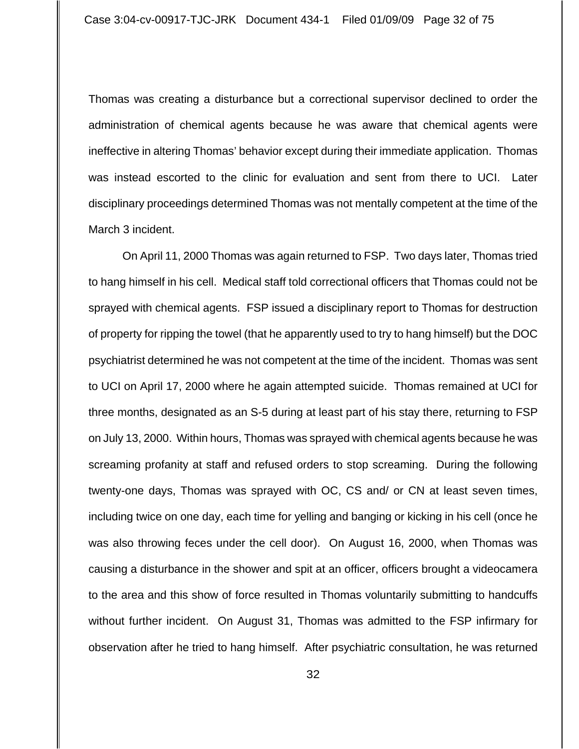Thomas was creating a disturbance but a correctional supervisor declined to order the administration of chemical agents because he was aware that chemical agents were ineffective in altering Thomas' behavior except during their immediate application. Thomas was instead escorted to the clinic for evaluation and sent from there to UCI. Later disciplinary proceedings determined Thomas was not mentally competent at the time of the March 3 incident.

On April 11, 2000 Thomas was again returned to FSP. Two days later, Thomas tried to hang himself in his cell. Medical staff told correctional officers that Thomas could not be sprayed with chemical agents. FSP issued a disciplinary report to Thomas for destruction of property for ripping the towel (that he apparently used to try to hang himself) but the DOC psychiatrist determined he was not competent at the time of the incident. Thomas was sent to UCI on April 17, 2000 where he again attempted suicide. Thomas remained at UCI for three months, designated as an S-5 during at least part of his stay there, returning to FSP on July 13, 2000. Within hours, Thomas was sprayed with chemical agents because he was screaming profanity at staff and refused orders to stop screaming. During the following twenty-one days, Thomas was sprayed with OC, CS and/ or CN at least seven times, including twice on one day, each time for yelling and banging or kicking in his cell (once he was also throwing feces under the cell door). On August 16, 2000, when Thomas was causing a disturbance in the shower and spit at an officer, officers brought a videocamera to the area and this show of force resulted in Thomas voluntarily submitting to handcuffs without further incident. On August 31, Thomas was admitted to the FSP infirmary for observation after he tried to hang himself. After psychiatric consultation, he was returned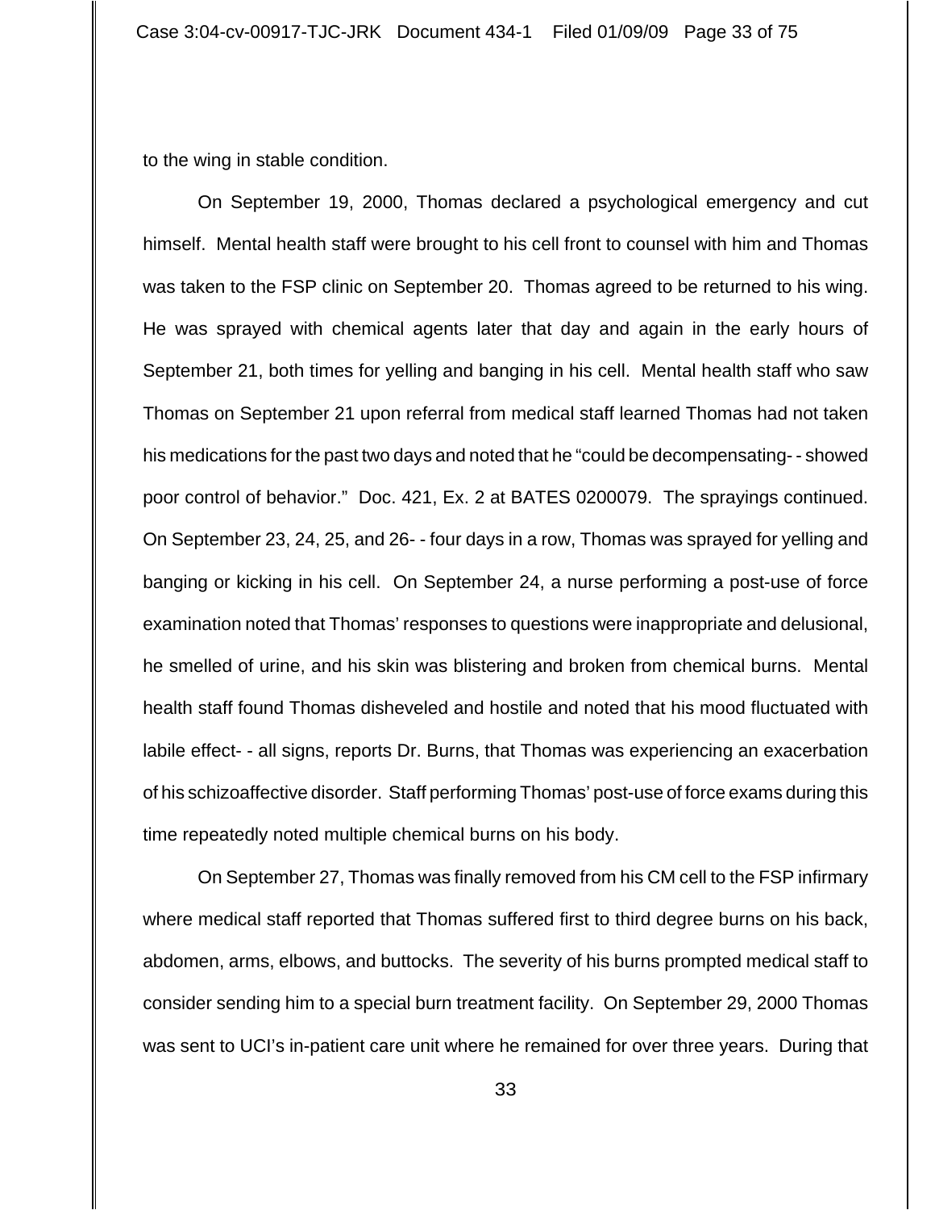to the wing in stable condition.

On September 19, 2000, Thomas declared a psychological emergency and cut himself. Mental health staff were brought to his cell front to counsel with him and Thomas was taken to the FSP clinic on September 20. Thomas agreed to be returned to his wing. He was sprayed with chemical agents later that day and again in the early hours of September 21, both times for yelling and banging in his cell. Mental health staff who saw Thomas on September 21 upon referral from medical staff learned Thomas had not taken his medications for the past two days and noted that he "could be decompensating- - showed poor control of behavior." Doc. 421, Ex. 2 at BATES 0200079. The sprayings continued. On September 23, 24, 25, and 26- - four days in a row, Thomas was sprayed for yelling and banging or kicking in his cell. On September 24, a nurse performing a post-use of force examination noted that Thomas' responses to questions were inappropriate and delusional, he smelled of urine, and his skin was blistering and broken from chemical burns. Mental health staff found Thomas disheveled and hostile and noted that his mood fluctuated with labile effect- - all signs, reports Dr. Burns, that Thomas was experiencing an exacerbation of his schizoaffective disorder. Staff performing Thomas' post-use of force exams during this time repeatedly noted multiple chemical burns on his body.

On September 27, Thomas was finally removed from his CM cell to the FSP infirmary where medical staff reported that Thomas suffered first to third degree burns on his back, abdomen, arms, elbows, and buttocks. The severity of his burns prompted medical staff to consider sending him to a special burn treatment facility. On September 29, 2000 Thomas was sent to UCI's in-patient care unit where he remained for over three years. During that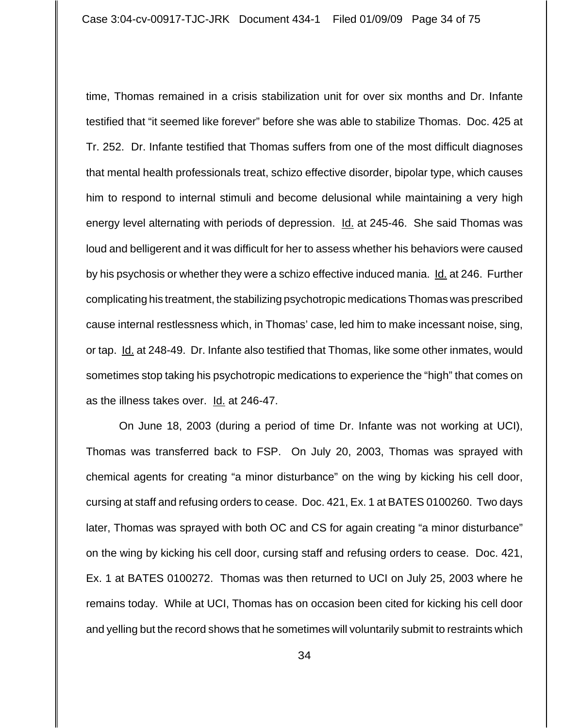time, Thomas remained in a crisis stabilization unit for over six months and Dr. Infante testified that "it seemed like forever" before she was able to stabilize Thomas. Doc. 425 at Tr. 252. Dr. Infante testified that Thomas suffers from one of the most difficult diagnoses that mental health professionals treat, schizo effective disorder, bipolar type, which causes him to respond to internal stimuli and become delusional while maintaining a very high energy level alternating with periods of depression. Id. at 245-46. She said Thomas was loud and belligerent and it was difficult for her to assess whether his behaviors were caused by his psychosis or whether they were a schizo effective induced mania. Id. at 246. Further complicating his treatment, the stabilizing psychotropic medications Thomas was prescribed cause internal restlessness which, in Thomas' case, led him to make incessant noise, sing, or tap. Id. at 248-49. Dr. Infante also testified that Thomas, like some other inmates, would sometimes stop taking his psychotropic medications to experience the "high" that comes on as the illness takes over. Id. at 246-47.

On June 18, 2003 (during a period of time Dr. Infante was not working at UCI), Thomas was transferred back to FSP. On July 20, 2003, Thomas was sprayed with chemical agents for creating "a minor disturbance" on the wing by kicking his cell door, cursing at staff and refusing orders to cease. Doc. 421, Ex. 1 at BATES 0100260. Two days later, Thomas was sprayed with both OC and CS for again creating "a minor disturbance" on the wing by kicking his cell door, cursing staff and refusing orders to cease. Doc. 421, Ex. 1 at BATES 0100272. Thomas was then returned to UCI on July 25, 2003 where he remains today. While at UCI, Thomas has on occasion been cited for kicking his cell door and yelling but the record shows that he sometimes will voluntarily submit to restraints which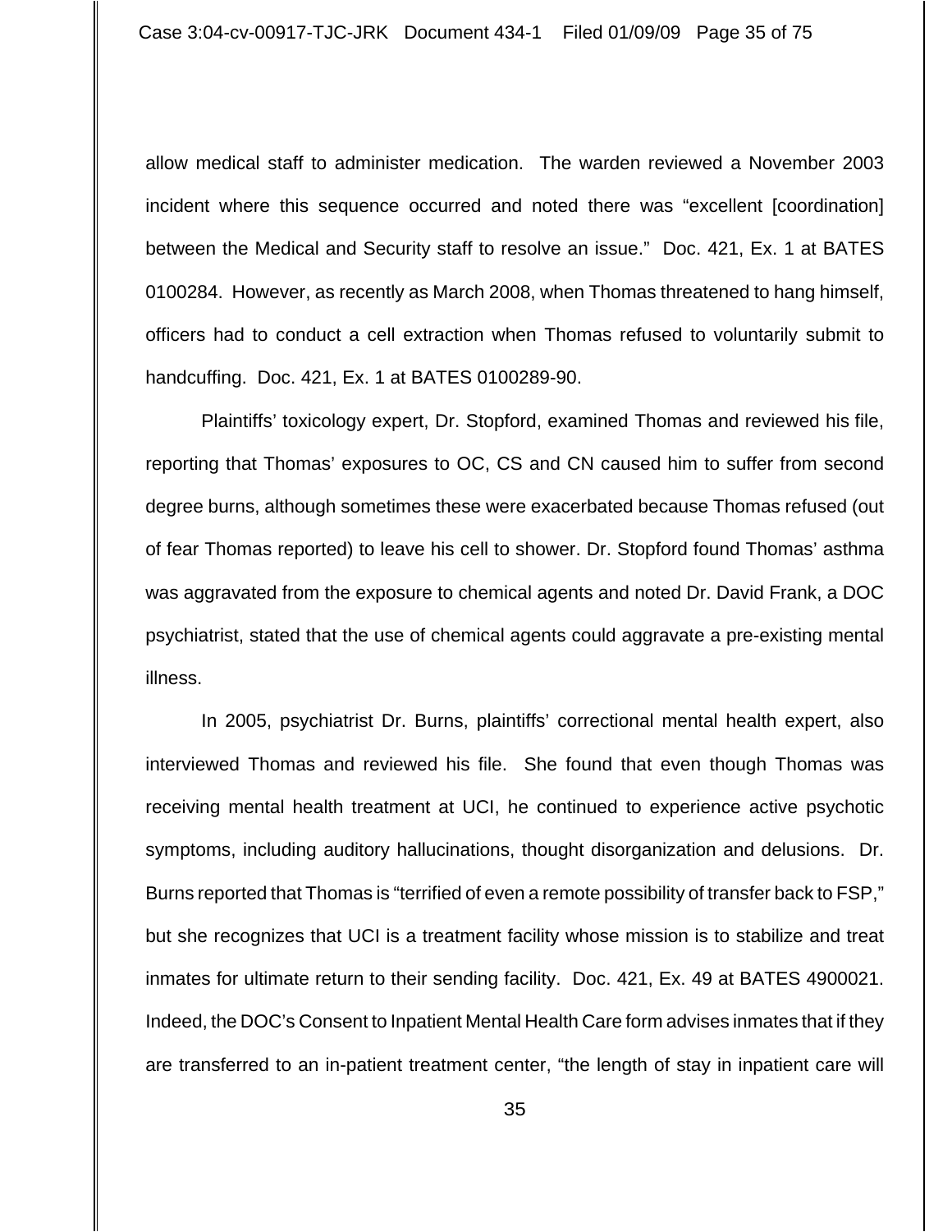allow medical staff to administer medication. The warden reviewed a November 2003 incident where this sequence occurred and noted there was "excellent [coordination] between the Medical and Security staff to resolve an issue." Doc. 421, Ex. 1 at BATES 0100284. However, as recently as March 2008, when Thomas threatened to hang himself, officers had to conduct a cell extraction when Thomas refused to voluntarily submit to handcuffing. Doc. 421, Ex. 1 at BATES 0100289-90.

Plaintiffs' toxicology expert, Dr. Stopford, examined Thomas and reviewed his file, reporting that Thomas' exposures to OC, CS and CN caused him to suffer from second degree burns, although sometimes these were exacerbated because Thomas refused (out of fear Thomas reported) to leave his cell to shower. Dr. Stopford found Thomas' asthma was aggravated from the exposure to chemical agents and noted Dr. David Frank, a DOC psychiatrist, stated that the use of chemical agents could aggravate a pre-existing mental illness.

In 2005, psychiatrist Dr. Burns, plaintiffs' correctional mental health expert, also interviewed Thomas and reviewed his file. She found that even though Thomas was receiving mental health treatment at UCI, he continued to experience active psychotic symptoms, including auditory hallucinations, thought disorganization and delusions. Dr. Burns reported that Thomas is "terrified of even a remote possibility of transfer back to FSP," but she recognizes that UCI is a treatment facility whose mission is to stabilize and treat inmates for ultimate return to their sending facility. Doc. 421, Ex. 49 at BATES 4900021. Indeed, the DOC's Consent to Inpatient Mental Health Care form advises inmates that if they are transferred to an in-patient treatment center, "the length of stay in inpatient care will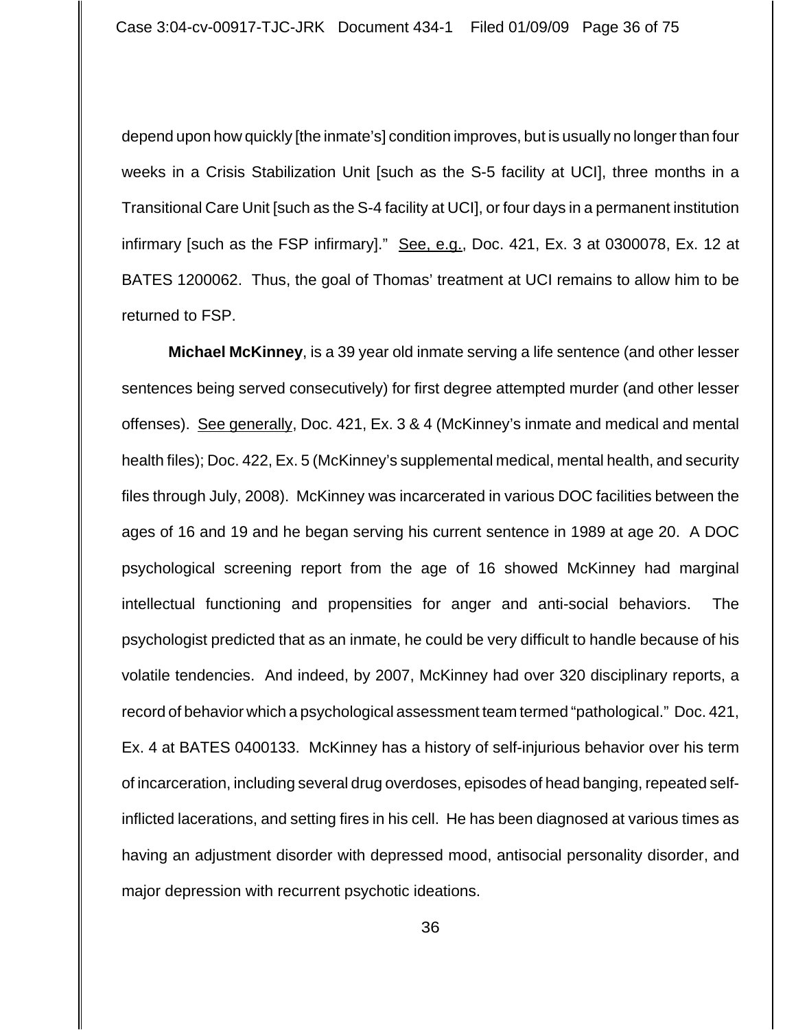depend upon how quickly [the inmate's] condition improves, but is usually no longer than four weeks in a Crisis Stabilization Unit [such as the S-5 facility at UCI], three months in a Transitional Care Unit [such as the S-4 facility at UCI], or four days in a permanent institution infirmary [such as the FSP infirmary]." See, e.g., Doc. 421, Ex. 3 at 0300078, Ex. 12 at BATES 1200062. Thus, the goal of Thomas' treatment at UCI remains to allow him to be returned to FSP.

**Michael McKinney**, is a 39 year old inmate serving a life sentence (and other lesser sentences being served consecutively) for first degree attempted murder (and other lesser offenses). See generally, Doc. 421, Ex. 3 & 4 (McKinney's inmate and medical and mental health files); Doc. 422, Ex. 5 (McKinney's supplemental medical, mental health, and security files through July, 2008). McKinney was incarcerated in various DOC facilities between the ages of 16 and 19 and he began serving his current sentence in 1989 at age 20. A DOC psychological screening report from the age of 16 showed McKinney had marginal intellectual functioning and propensities for anger and anti-social behaviors. The psychologist predicted that as an inmate, he could be very difficult to handle because of his volatile tendencies. And indeed, by 2007, McKinney had over 320 disciplinary reports, a record of behavior which a psychological assessment team termed "pathological." Doc. 421, Ex. 4 at BATES 0400133. McKinney has a history of self-injurious behavior over his term of incarceration, including several drug overdoses, episodes of head banging, repeated self-inflicted lacerations, and setting fires in his cell. He has been diagnosed at various times as having an adjustment disorder with depressed mood, antisocial personality disorder, and major depression with recurrent psychotic ideations.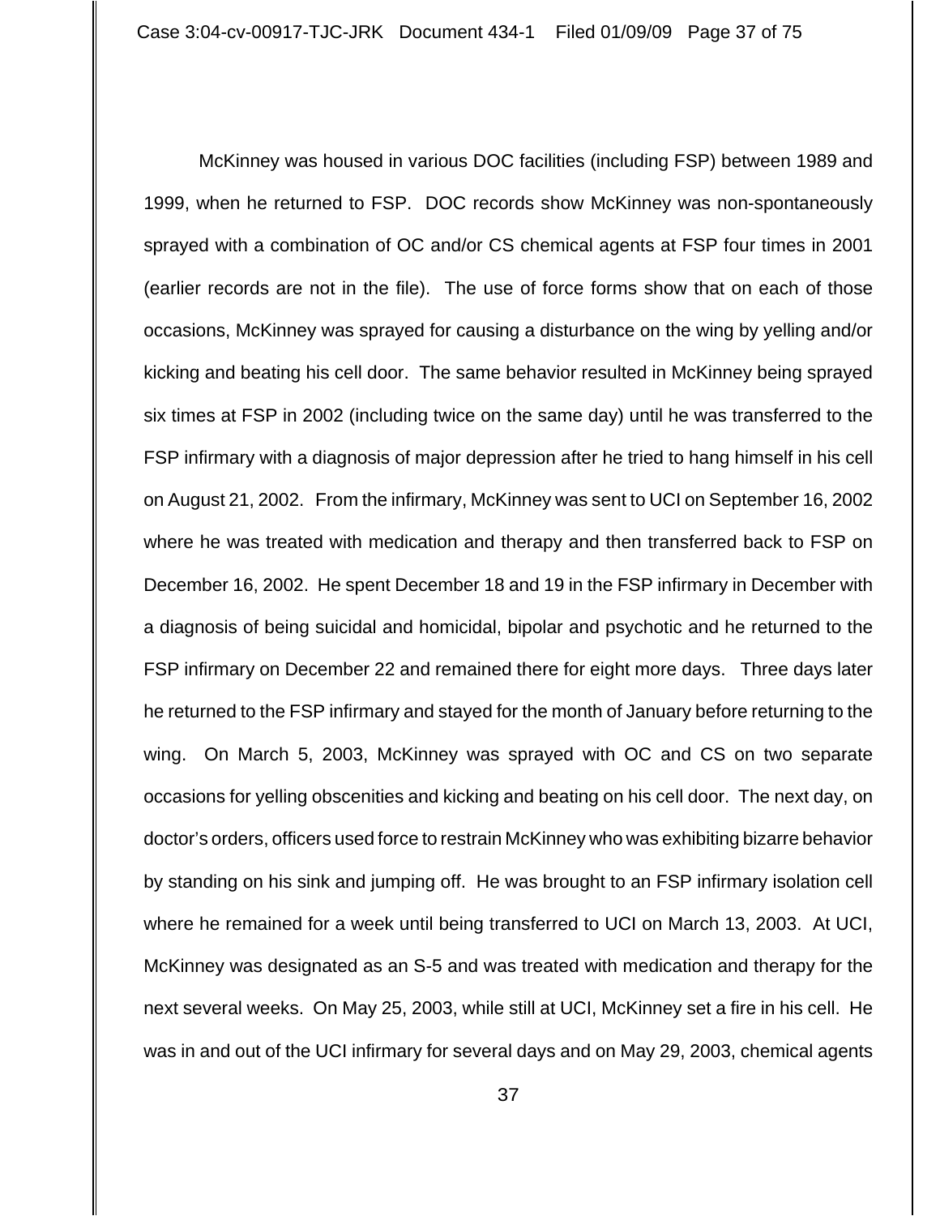McKinney was housed in various DOC facilities (including FSP) between 1989 and 1999, when he returned to FSP. DOC records show McKinney was non-spontaneously sprayed with a combination of OC and/or CS chemical agents at FSP four times in 2001 (earlier records are not in the file). The use of force forms show that on each of those occasions, McKinney was sprayed for causing a disturbance on the wing by yelling and/or kicking and beating his cell door. The same behavior resulted in McKinney being sprayed six times at FSP in 2002 (including twice on the same day) until he was transferred to the FSP infirmary with a diagnosis of major depression after he tried to hang himself in his cell on August 21, 2002. From the infirmary, McKinney was sent to UCI on September 16, 2002 where he was treated with medication and therapy and then transferred back to FSP on December 16, 2002. He spent December 18 and 19 in the FSP infirmary in December with a diagnosis of being suicidal and homicidal, bipolar and psychotic and he returned to the FSP infirmary on December 22 and remained there for eight more days. Three days later he returned to the FSP infirmary and stayed for the month of January before returning to the wing. On March 5, 2003, McKinney was sprayed with OC and CS on two separate occasions for yelling obscenities and kicking and beating on his cell door. The next day, on doctor's orders, officers used force to restrain McKinney who was exhibiting bizarre behavior by standing on his sink and jumping off. He was brought to an FSP infirmary isolation cell where he remained for a week until being transferred to UCI on March 13, 2003. At UCI, McKinney was designated as an S-5 and was treated with medication and therapy for the next several weeks. On May 25, 2003, while still at UCI, McKinney set a fire in his cell. He was in and out of the UCI infirmary for several days and on May 29, 2003, chemical agents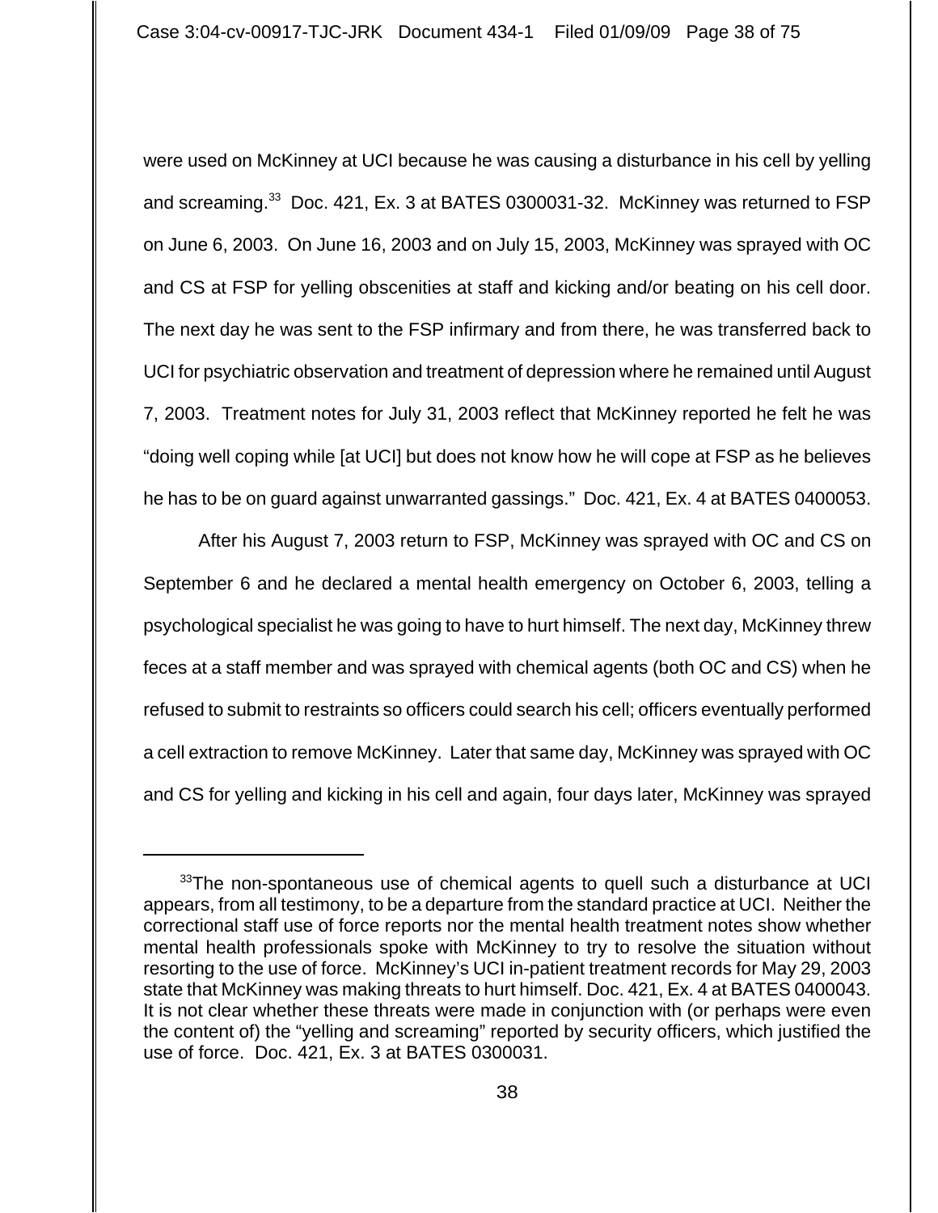were used on McKinney at UCI because he was causing a disturbance in his cell by yelling and screaming.[33] Doc. 421, Ex. 3 at BATES 0300031-32. McKinney was returned to FSP on June 6, 2003. On June 16, 2003 and on July 15, 2003, McKinney was sprayed with OC and CS at FSP for yelling obscenities at staff and kicking and/or beating on his cell door. The next day he was sent to the FSP infirmary and from there, he was transferred back to UCI for psychiatric observation and treatment of depression where he remained until August 7, 2003. Treatment notes for July 31, 2003 reflect that McKinney reported he felt he was "doing well coping while [at UCI] but does not know how he will cope at FSP as he believes he has to be on guard against unwarranted gassings." Doc. 421, Ex. 4 at BATES 0400053.

After his August 7, 2003 return to FSP, McKinney was sprayed with OC and CS on September 6 and he declared a mental health emergency on October 6, 2003, telling a psychological specialist he was going to have to hurt himself. The next day, McKinney threw feces at a staff member and was sprayed with chemical agents (both OC and CS) when he refused to submit to restraints so officers could search his cell; officers eventually performed a cell extraction to remove McKinney. Later that same day, McKinney was sprayed with OC and CS for yelling and kicking in his cell and again, four days later, McKinney was sprayed

---

[33] The non-spontaneous use of chemical agents to quell such a disturbance at UCI appears, from all testimony, to be a departure from the standard practice at UCI. Neither the correctional staff use of force reports nor the mental health treatment notes show whether mental health professionals spoke with McKinney to try to resolve the situation without resorting to the use of force. McKinney's UCI in-patient treatment records for May 29, 2003 state that McKinney was making threats to hurt himself. Doc. 421, Ex. 4 at BATES 0400043. It is not clear whether these threats were made in conjunction with (or perhaps were even the content of) the "yelling and screaming" reported by security officers, which justified the use of force. Doc. 421, Ex. 3 at BATES 0300031.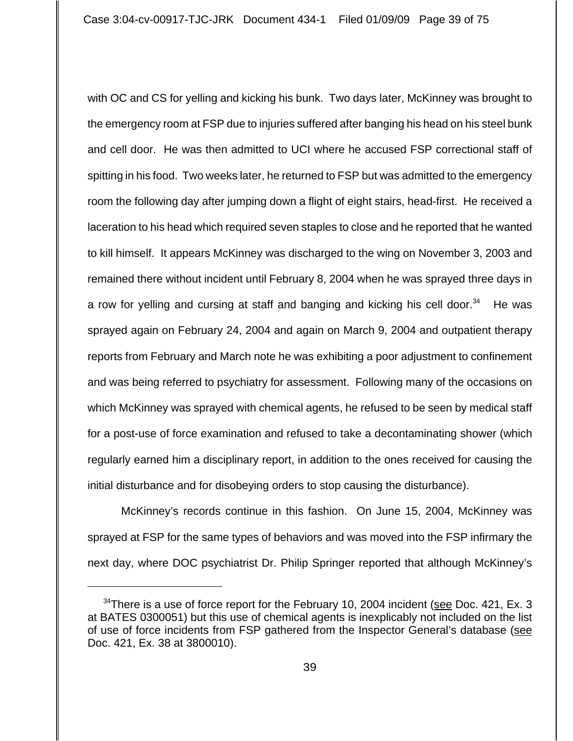with OC and CS for yelling and kicking his bunk. Two days later, McKinney was brought to the emergency room at FSP due to injuries suffered after banging his head on his steel bunk and cell door. He was then admitted to UCI where he accused FSP correctional staff of spitting in his food. Two weeks later, he returned to FSP but was admitted to the emergency room the following day after jumping down a flight of eight stairs, head-first. He received a laceration to his head which required seven staples to close and he reported that he wanted to kill himself. It appears McKinney was discharged to the wing on November 3, 2003 and remained there without incident until February 8, 2004 when he was sprayed three days in a row for yelling and cursing at staff and banging and kicking his cell door.[34] He was sprayed again on February 24, 2004 and again on March 9, 2004 and outpatient therapy reports from February and March note he was exhibiting a poor adjustment to confinement and was being referred to psychiatry for assessment. Following many of the occasions on which McKinney was sprayed with chemical agents, he refused to be seen by medical staff for a post-use of force examination and refused to take a decontaminating shower (which regularly earned him a disciplinary report, in addition to the ones received for causing the initial disturbance and for disobeying orders to stop causing the disturbance).

McKinney's records continue in this fashion. On June 15, 2004, McKinney was sprayed at FSP for the same types of behaviors and was moved into the FSP infirmary the next day, where DOC psychiatrist Dr. Philip Springer reported that although McKinney's

---

[34] There is a use of force report for the February 10, 2004 incident (see Doc. 421, Ex. 3 at BATES 0300051) but this use of chemical agents is inexplicably not included on the list of use of force incidents from FSP gathered from the Inspector General's database (see Doc. 421, Ex. 38 at 3800010).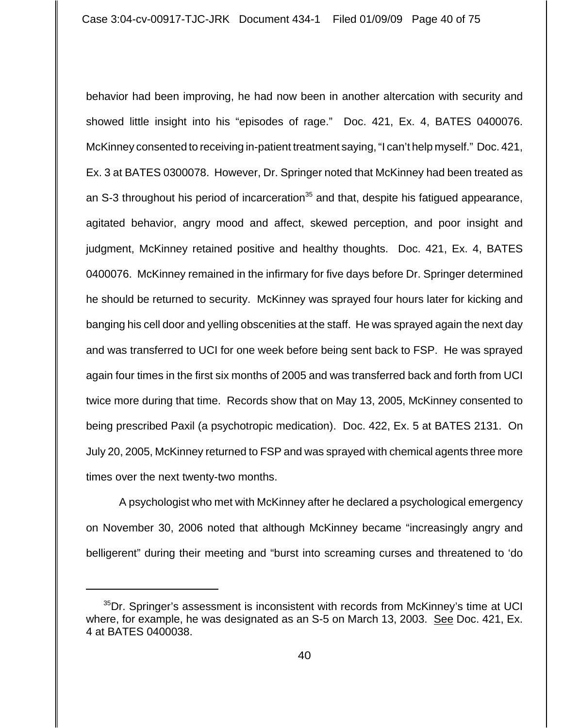behavior had been improving, he had now been in another altercation with security and showed little insight into his "episodes of rage." Doc. 421, Ex. 4, BATES 0400076. McKinney consented to receiving in-patient treatment saying, "I can't help myself." Doc. 421, Ex. 3 at BATES 0300078. However, Dr. Springer noted that McKinney had been treated as an S-3 throughout his period of incarceration[35] and that, despite his fatigued appearance, agitated behavior, angry mood and affect, skewed perception, and poor insight and judgment, McKinney retained positive and healthy thoughts. Doc. 421, Ex. 4, BATES 0400076. McKinney remained in the infirmary for five days before Dr. Springer determined he should be returned to security. McKinney was sprayed four hours later for kicking and banging his cell door and yelling obscenities at the staff. He was sprayed again the next day and was transferred to UCI for one week before being sent back to FSP. He was sprayed again four times in the first six months of 2005 and was transferred back and forth from UCI twice more during that time. Records show that on May 13, 2005, McKinney consented to being prescribed Paxil (a psychotropic medication). Doc. 422, Ex. 5 at BATES 2131. On July 20, 2005, McKinney returned to FSP and was sprayed with chemical agents three more times over the next twenty-two months.

A psychologist who met with McKinney after he declared a psychological emergency on November 30, 2006 noted that although McKinney became "increasingly angry and belligerent" during their meeting and "burst into screaming curses and threatened to 'do

[35] Dr. Springer's assessment is inconsistent with records from McKinney's time at UCI where, for example, he was designated as an S-5 on March 13, 2003. See Doc. 421, Ex. 4 at BATES 0400038.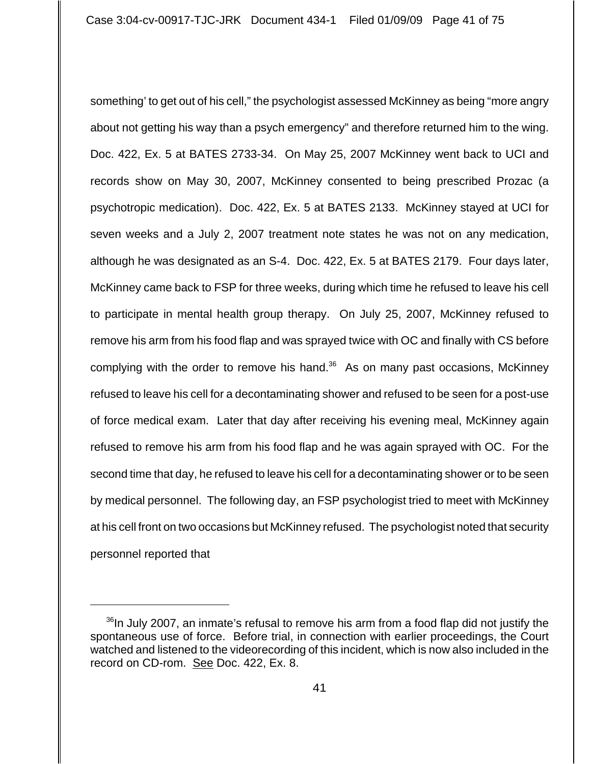something' to get out of his cell," the psychologist assessed McKinney as being "more angry about not getting his way than a psych emergency" and therefore returned him to the wing. Doc. 422, Ex. 5 at BATES 2733-34. On May 25, 2007 McKinney went back to UCI and records show on May 30, 2007, McKinney consented to being prescribed Prozac (a psychotropic medication). Doc. 422, Ex. 5 at BATES 2133. McKinney stayed at UCI for seven weeks and a July 2, 2007 treatment note states he was not on any medication, although he was designated as an S-4. Doc. 422, Ex. 5 at BATES 2179. Four days later, McKinney came back to FSP for three weeks, during which time he refused to leave his cell to participate in mental health group therapy. On July 25, 2007, McKinney refused to remove his arm from his food flap and was sprayed twice with OC and finally with CS before complying with the order to remove his hand.[36] As on many past occasions, McKinney refused to leave his cell for a decontaminating shower and refused to be seen for a post-use of force medical exam. Later that day after receiving his evening meal, McKinney again refused to remove his arm from his food flap and he was again sprayed with OC. For the second time that day, he refused to leave his cell for a decontaminating shower or to be seen by medical personnel. The following day, an FSP psychologist tried to meet with McKinney at his cell front on two occasions but McKinney refused. The psychologist noted that security personnel reported that

[36] In July 2007, an inmate's refusal to remove his arm from a food flap did not justify the spontaneous use of force. Before trial, in connection with earlier proceedings, the Court watched and listened to the videorecording of this incident, which is now also included in the record on CD-rom. See Doc. 422, Ex. 8.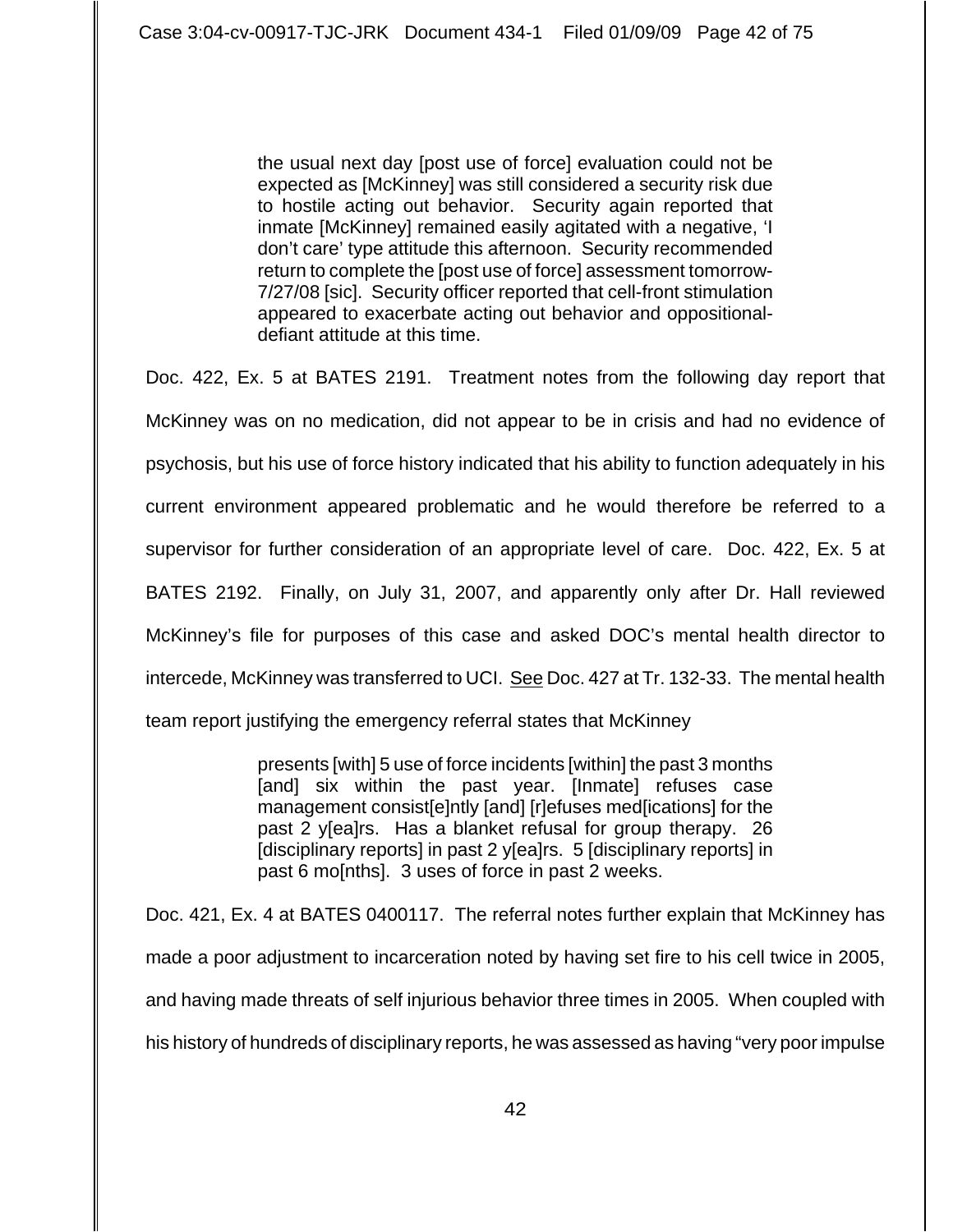> the usual next day [post use of force] evaluation could not be expected as [McKinney] was still considered a security risk due to hostile acting out behavior. Security again reported that inmate [McKinney] remained easily agitated with a negative, 'I don't care' type attitude this afternoon. Security recommended return to complete the [post use of force] assessment tomorrow-7/27/08 [sic]. Security officer reported that cell-front stimulation appeared to exacerbate acting out behavior and oppositional-defiant attitude at this time.

Doc. 422, Ex. 5 at BATES 2191. Treatment notes from the following day report that McKinney was on no medication, did not appear to be in crisis and had no evidence of psychosis, but his use of force history indicated that his ability to function adequately in his current environment appeared problematic and he would therefore be referred to a supervisor for further consideration of an appropriate level of care. Doc. 422, Ex. 5 at BATES 2192. Finally, on July 31, 2007, and apparently only after Dr. Hall reviewed McKinney's file for purposes of this case and asked DOC's mental health director to intercede, McKinney was transferred to UCI. See Doc. 427 at Tr. 132-33. The mental health team report justifying the emergency referral states that McKinney

> presents [with] 5 use of force incidents [within] the past 3 months [and] six within the past year. [Inmate] refuses case management consist[e]ntly [and] [r]efuses med[ications] for the past 2 y[ea]rs. Has a blanket refusal for group therapy. 26 [disciplinary reports] in past 2 y[ea]rs. 5 [disciplinary reports] in past 6 mo[nths]. 3 uses of force in past 2 weeks.

Doc. 421, Ex. 4 at BATES 0400117. The referral notes further explain that McKinney has made a poor adjustment to incarceration noted by having set fire to his cell twice in 2005, and having made threats of self injurious behavior three times in 2005. When coupled with his history of hundreds of disciplinary reports, he was assessed as having "very poor impulse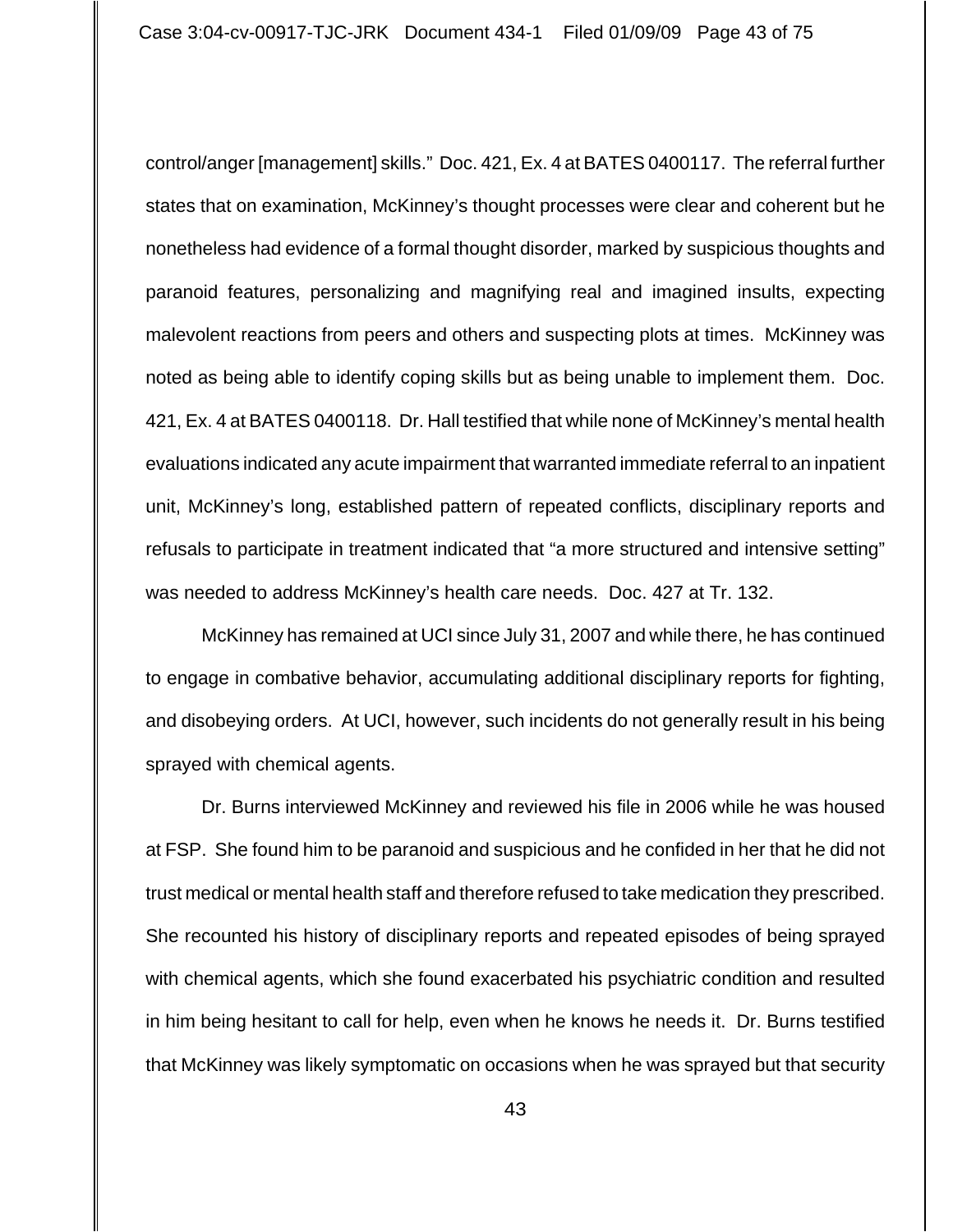control/anger [management] skills." Doc. 421, Ex. 4 at BATES 0400117. The referral further states that on examination, McKinney's thought processes were clear and coherent but he nonetheless had evidence of a formal thought disorder, marked by suspicious thoughts and paranoid features, personalizing and magnifying real and imagined insults, expecting malevolent reactions from peers and others and suspecting plots at times. McKinney was noted as being able to identify coping skills but as being unable to implement them. Doc. 421, Ex. 4 at BATES 0400118. Dr. Hall testified that while none of McKinney's mental health evaluations indicated any acute impairment that warranted immediate referral to an inpatient unit, McKinney's long, established pattern of repeated conflicts, disciplinary reports and refusals to participate in treatment indicated that "a more structured and intensive setting" was needed to address McKinney's health care needs. Doc. 427 at Tr. 132.

McKinney has remained at UCI since July 31, 2007 and while there, he has continued to engage in combative behavior, accumulating additional disciplinary reports for fighting, and disobeying orders. At UCI, however, such incidents do not generally result in his being sprayed with chemical agents.

Dr. Burns interviewed McKinney and reviewed his file in 2006 while he was housed at FSP. She found him to be paranoid and suspicious and he confided in her that he did not trust medical or mental health staff and therefore refused to take medication they prescribed. She recounted his history of disciplinary reports and repeated episodes of being sprayed with chemical agents, which she found exacerbated his psychiatric condition and resulted in him being hesitant to call for help, even when he knows he needs it. Dr. Burns testified that McKinney was likely symptomatic on occasions when he was sprayed but that security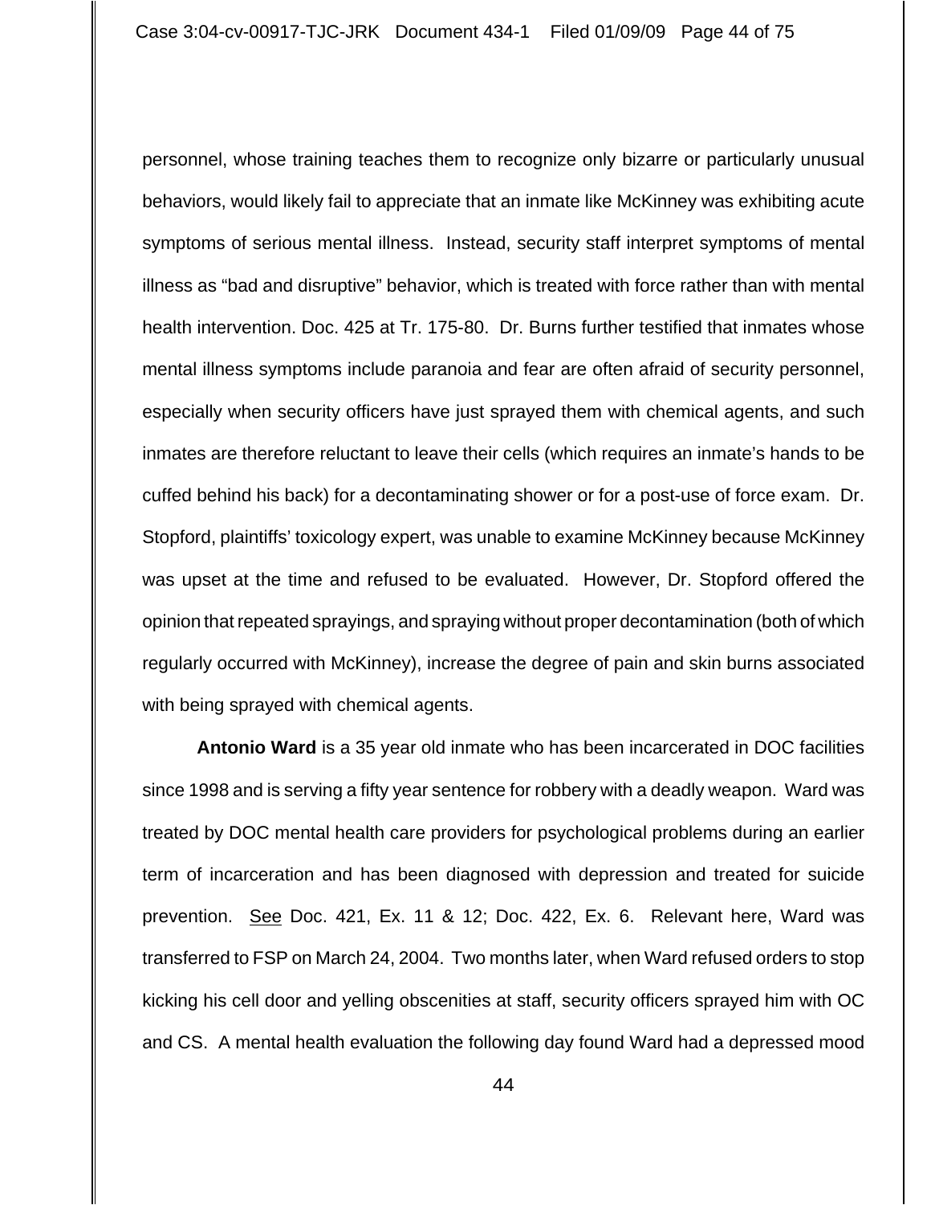personnel, whose training teaches them to recognize only bizarre or particularly unusual behaviors, would likely fail to appreciate that an inmate like McKinney was exhibiting acute symptoms of serious mental illness. Instead, security staff interpret symptoms of mental illness as "bad and disruptive" behavior, which is treated with force rather than with mental health intervention. Doc. 425 at Tr. 175-80. Dr. Burns further testified that inmates whose mental illness symptoms include paranoia and fear are often afraid of security personnel, especially when security officers have just sprayed them with chemical agents, and such inmates are therefore reluctant to leave their cells (which requires an inmate's hands to be cuffed behind his back) for a decontaminating shower or for a post-use of force exam. Dr. Stopford, plaintiffs' toxicology expert, was unable to examine McKinney because McKinney was upset at the time and refused to be evaluated. However, Dr. Stopford offered the opinion that repeated sprayings, and spraying without proper decontamination (both of which regularly occurred with McKinney), increase the degree of pain and skin burns associated with being sprayed with chemical agents.

**Antonio Ward** is a 35 year old inmate who has been incarcerated in DOC facilities since 1998 and is serving a fifty year sentence for robbery with a deadly weapon. Ward was treated by DOC mental health care providers for psychological problems during an earlier term of incarceration and has been diagnosed with depression and treated for suicide prevention. See Doc. 421, Ex. 11 & 12; Doc. 422, Ex. 6. Relevant here, Ward was transferred to FSP on March 24, 2004. Two months later, when Ward refused orders to stop kicking his cell door and yelling obscenities at staff, security officers sprayed him with OC and CS. A mental health evaluation the following day found Ward had a depressed mood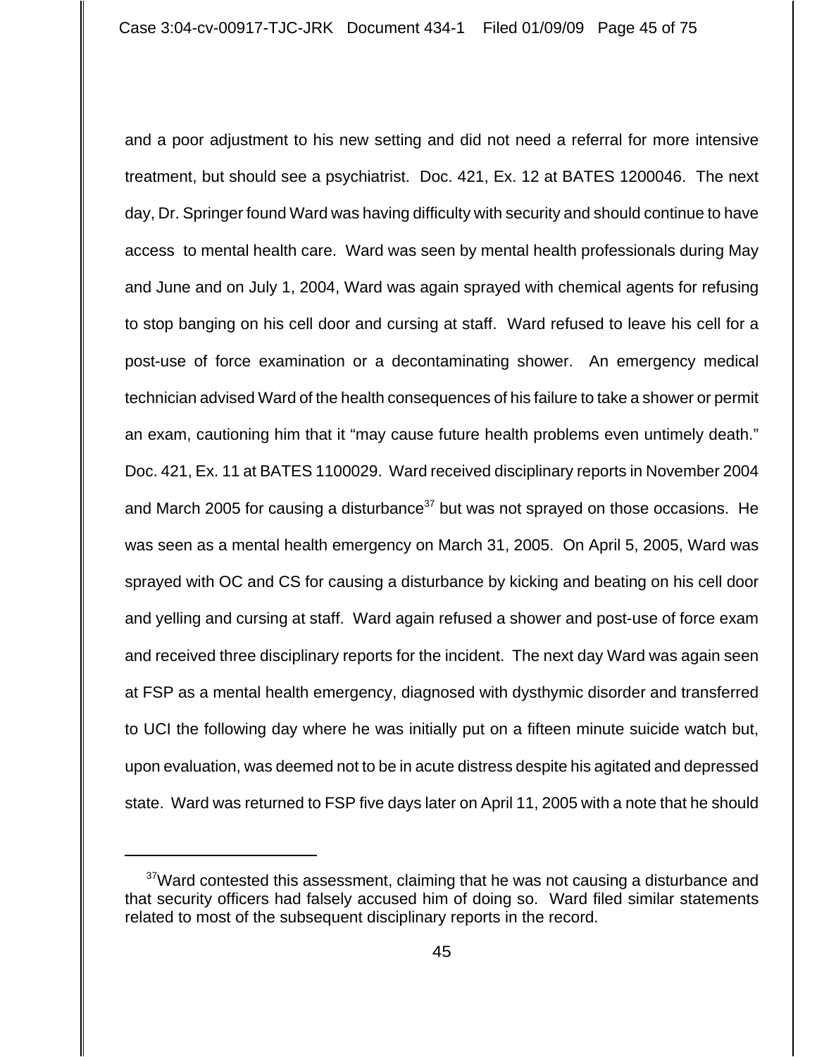and a poor adjustment to his new setting and did not need a referral for more intensive treatment, but should see a psychiatrist. Doc. 421, Ex. 12 at BATES 1200046. The next day, Dr. Springer found Ward was having difficulty with security and should continue to have access to mental health care. Ward was seen by mental health professionals during May and June and on July 1, 2004, Ward was again sprayed with chemical agents for refusing to stop banging on his cell door and cursing at staff. Ward refused to leave his cell for a post-use of force examination or a decontaminating shower. An emergency medical technician advised Ward of the health consequences of his failure to take a shower or permit an exam, cautioning him that it "may cause future health problems even untimely death." Doc. 421, Ex. 11 at BATES 1100029. Ward received disciplinary reports in November 2004 and March 2005 for causing a disturbance[37] but was not sprayed on those occasions. He was seen as a mental health emergency on March 31, 2005. On April 5, 2005, Ward was sprayed with OC and CS for causing a disturbance by kicking and beating on his cell door and yelling and cursing at staff. Ward again refused a shower and post-use of force exam and received three disciplinary reports for the incident. The next day Ward was again seen at FSP as a mental health emergency, diagnosed with dysthymic disorder and transferred to UCI the following day where he was initially put on a fifteen minute suicide watch but, upon evaluation, was deemed not to be in acute distress despite his agitated and depressed state. Ward was returned to FSP five days later on April 11, 2005 with a note that he should

[37] Ward contested this assessment, claiming that he was not causing a disturbance and that security officers had falsely accused him of doing so. Ward filed similar statements related to most of the subsequent disciplinary reports in the record.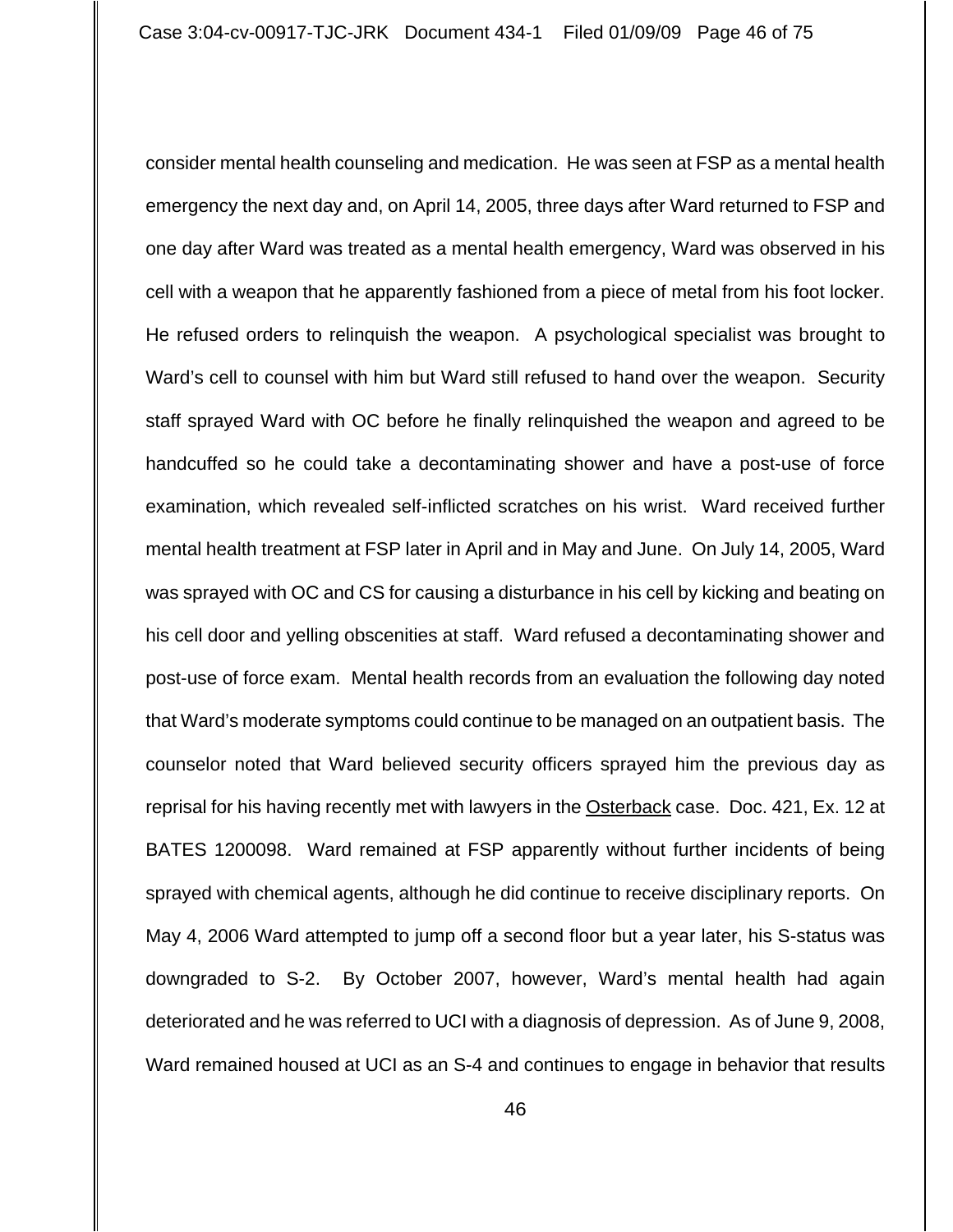consider mental health counseling and medication. He was seen at FSP as a mental health emergency the next day and, on April 14, 2005, three days after Ward returned to FSP and one day after Ward was treated as a mental health emergency, Ward was observed in his cell with a weapon that he apparently fashioned from a piece of metal from his foot locker. He refused orders to relinquish the weapon. A psychological specialist was brought to Ward's cell to counsel with him but Ward still refused to hand over the weapon. Security staff sprayed Ward with OC before he finally relinquished the weapon and agreed to be handcuffed so he could take a decontaminating shower and have a post-use of force examination, which revealed self-inflicted scratches on his wrist. Ward received further mental health treatment at FSP later in April and in May and June. On July 14, 2005, Ward was sprayed with OC and CS for causing a disturbance in his cell by kicking and beating on his cell door and yelling obscenities at staff. Ward refused a decontaminating shower and post-use of force exam. Mental health records from an evaluation the following day noted that Ward's moderate symptoms could continue to be managed on an outpatient basis. The counselor noted that Ward believed security officers sprayed him the previous day as reprisal for his having recently met with lawyers in the Osterback case. Doc. 421, Ex. 12 at BATES 1200098. Ward remained at FSP apparently without further incidents of being sprayed with chemical agents, although he did continue to receive disciplinary reports. On May 4, 2006 Ward attempted to jump off a second floor but a year later, his S-status was downgraded to S-2. By October 2007, however, Ward's mental health had again deteriorated and he was referred to UCI with a diagnosis of depression. As of June 9, 2008, Ward remained housed at UCI as an S-4 and continues to engage in behavior that results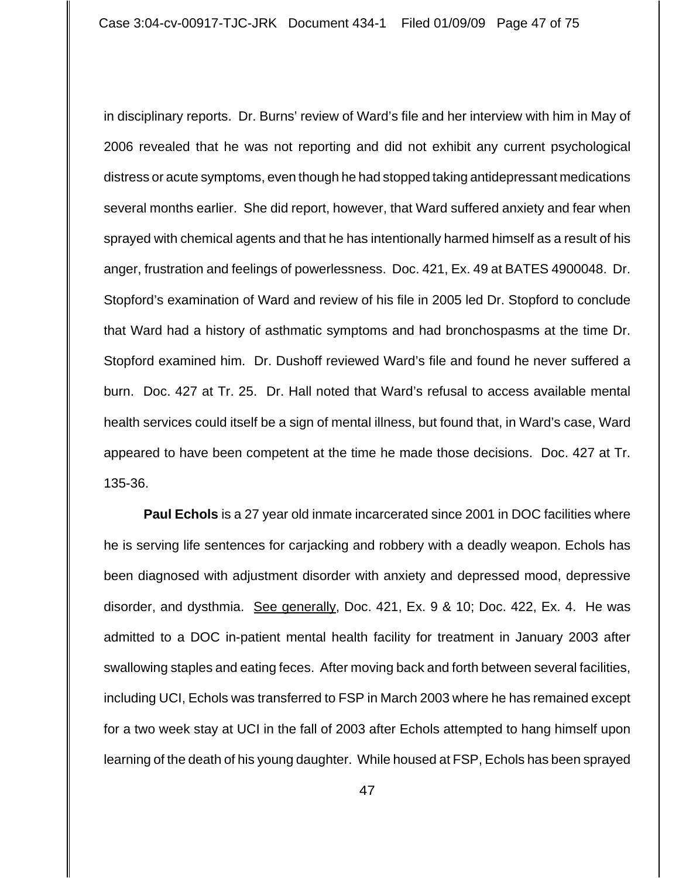in disciplinary reports. Dr. Burns' review of Ward's file and her interview with him in May of 2006 revealed that he was not reporting and did not exhibit any current psychological distress or acute symptoms, even though he had stopped taking antidepressant medications several months earlier. She did report, however, that Ward suffered anxiety and fear when sprayed with chemical agents and that he has intentionally harmed himself as a result of his anger, frustration and feelings of powerlessness. Doc. 421, Ex. 49 at BATES 4900048. Dr. Stopford's examination of Ward and review of his file in 2005 led Dr. Stopford to conclude that Ward had a history of asthmatic symptoms and had bronchospasms at the time Dr. Stopford examined him. Dr. Dushoff reviewed Ward's file and found he never suffered a burn. Doc. 427 at Tr. 25. Dr. Hall noted that Ward's refusal to access available mental health services could itself be a sign of mental illness, but found that, in Ward's case, Ward appeared to have been competent at the time he made those decisions. Doc. 427 at Tr. 135-36.

**Paul Echols** is a 27 year old inmate incarcerated since 2001 in DOC facilities where he is serving life sentences for carjacking and robbery with a deadly weapon. Echols has been diagnosed with adjustment disorder with anxiety and depressed mood, depressive disorder, and dysthmia. See generally, Doc. 421, Ex. 9 & 10; Doc. 422, Ex. 4. He was admitted to a DOC in-patient mental health facility for treatment in January 2003 after swallowing staples and eating feces. After moving back and forth between several facilities, including UCI, Echols was transferred to FSP in March 2003 where he has remained except for a two week stay at UCI in the fall of 2003 after Echols attempted to hang himself upon learning of the death of his young daughter. While housed at FSP, Echols has been sprayed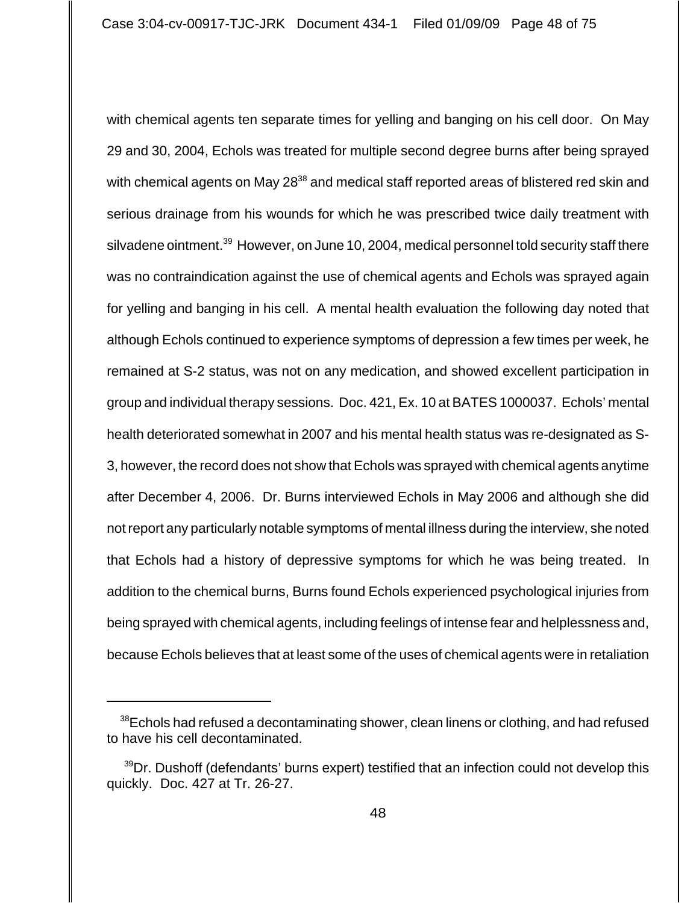with chemical agents ten separate times for yelling and banging on his cell door. On May 29 and 30, 2004, Echols was treated for multiple second degree burns after being sprayed with chemical agents on May 28[38] and medical staff reported areas of blistered red skin and serious drainage from his wounds for which he was prescribed twice daily treatment with silvadene ointment.[39] However, on June 10, 2004, medical personnel told security staff there was no contraindication against the use of chemical agents and Echols was sprayed again for yelling and banging in his cell. A mental health evaluation the following day noted that although Echols continued to experience symptoms of depression a few times per week, he remained at S-2 status, was not on any medication, and showed excellent participation in group and individual therapy sessions. Doc. 421, Ex. 10 at BATES 1000037. Echols' mental health deteriorated somewhat in 2007 and his mental health status was re-designated as S-3, however, the record does not show that Echols was sprayed with chemical agents anytime after December 4, 2006. Dr. Burns interviewed Echols in May 2006 and although she did not report any particularly notable symptoms of mental illness during the interview, she noted that Echols had a history of depressive symptoms for which he was being treated. In addition to the chemical burns, Burns found Echols experienced psychological injuries from being sprayed with chemical agents, including feelings of intense fear and helplessness and, because Echols believes that at least some of the uses of chemical agents were in retaliation

---

[38]Echols had refused a decontaminating shower, clean linens or clothing, and had refused to have his cell decontaminated.

[39]Dr. Dushoff (defendants' burns expert) testified that an infection could not develop this quickly. Doc. 427 at Tr. 26-27.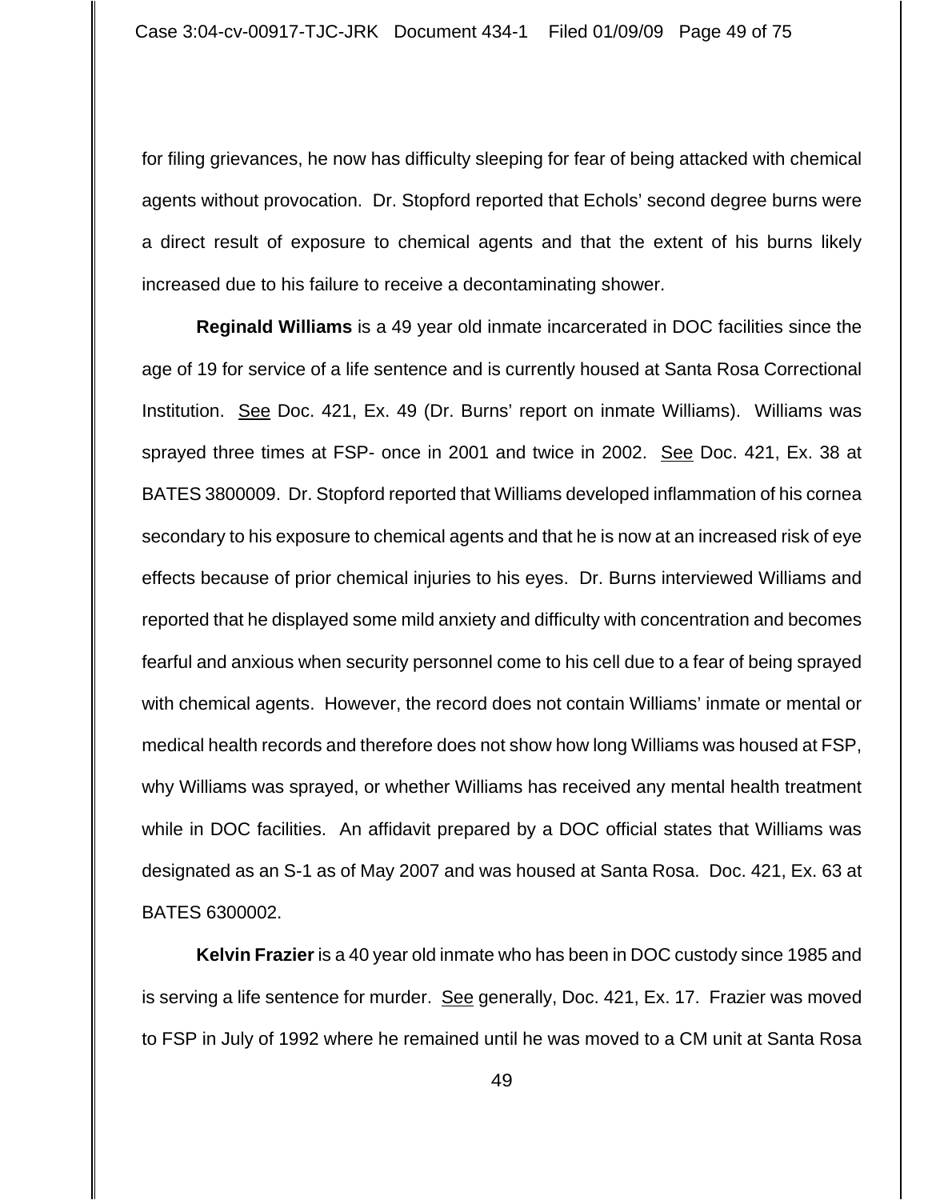for filing grievances, he now has difficulty sleeping for fear of being attacked with chemical agents without provocation. Dr. Stopford reported that Echols' second degree burns were a direct result of exposure to chemical agents and that the extent of his burns likely increased due to his failure to receive a decontaminating shower.

**Reginald Williams** is a 49 year old inmate incarcerated in DOC facilities since the age of 19 for service of a life sentence and is currently housed at Santa Rosa Correctional Institution. See Doc. 421, Ex. 49 (Dr. Burns' report on inmate Williams). Williams was sprayed three times at FSP- once in 2001 and twice in 2002. See Doc. 421, Ex. 38 at BATES 3800009. Dr. Stopford reported that Williams developed inflammation of his cornea secondary to his exposure to chemical agents and that he is now at an increased risk of eye effects because of prior chemical injuries to his eyes. Dr. Burns interviewed Williams and reported that he displayed some mild anxiety and difficulty with concentration and becomes fearful and anxious when security personnel come to his cell due to a fear of being sprayed with chemical agents. However, the record does not contain Williams' inmate or mental or medical health records and therefore does not show how long Williams was housed at FSP, why Williams was sprayed, or whether Williams has received any mental health treatment while in DOC facilities. An affidavit prepared by a DOC official states that Williams was designated as an S-1 as of May 2007 and was housed at Santa Rosa. Doc. 421, Ex. 63 at BATES 6300002.

**Kelvin Frazier** is a 40 year old inmate who has been in DOC custody since 1985 and is serving a life sentence for murder. See generally, Doc. 421, Ex. 17. Frazier was moved to FSP in July of 1992 where he remained until he was moved to a CM unit at Santa Rosa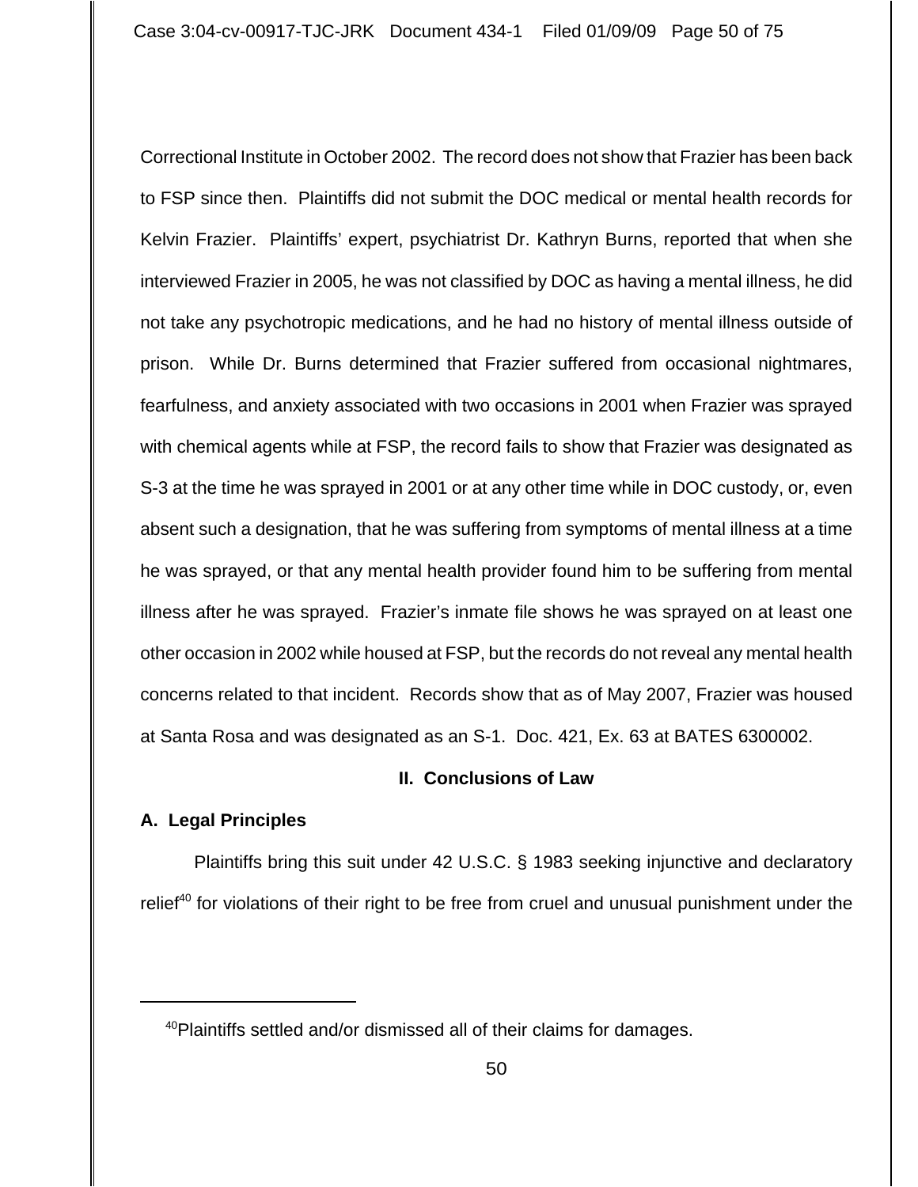Correctional Institute in October 2002. The record does not show that Frazier has been back to FSP since then. Plaintiffs did not submit the DOC medical or mental health records for Kelvin Frazier. Plaintiffs' expert, psychiatrist Dr. Kathryn Burns, reported that when she interviewed Frazier in 2005, he was not classified by DOC as having a mental illness, he did not take any psychotropic medications, and he had no history of mental illness outside of prison. While Dr. Burns determined that Frazier suffered from occasional nightmares, fearfulness, and anxiety associated with two occasions in 2001 when Frazier was sprayed with chemical agents while at FSP, the record fails to show that Frazier was designated as S-3 at the time he was sprayed in 2001 or at any other time while in DOC custody, or, even absent such a designation, that he was suffering from symptoms of mental illness at a time he was sprayed, or that any mental health provider found him to be suffering from mental illness after he was sprayed. Frazier's inmate file shows he was sprayed on at least one other occasion in 2002 while housed at FSP, but the records do not reveal any mental health concerns related to that incident. Records show that as of May 2007, Frazier was housed at Santa Rosa and was designated as an S-1. Doc. 421, Ex. 63 at BATES 6300002.

## II. Conclusions of Law

### A. Legal Principles

Plaintiffs bring this suit under 42 U.S.C. § 1983 seeking injunctive and declaratory relief[40] for violations of their right to be free from cruel and unusual punishment under the

---

[40]Plaintiffs settled and/or dismissed all of their claims for damages.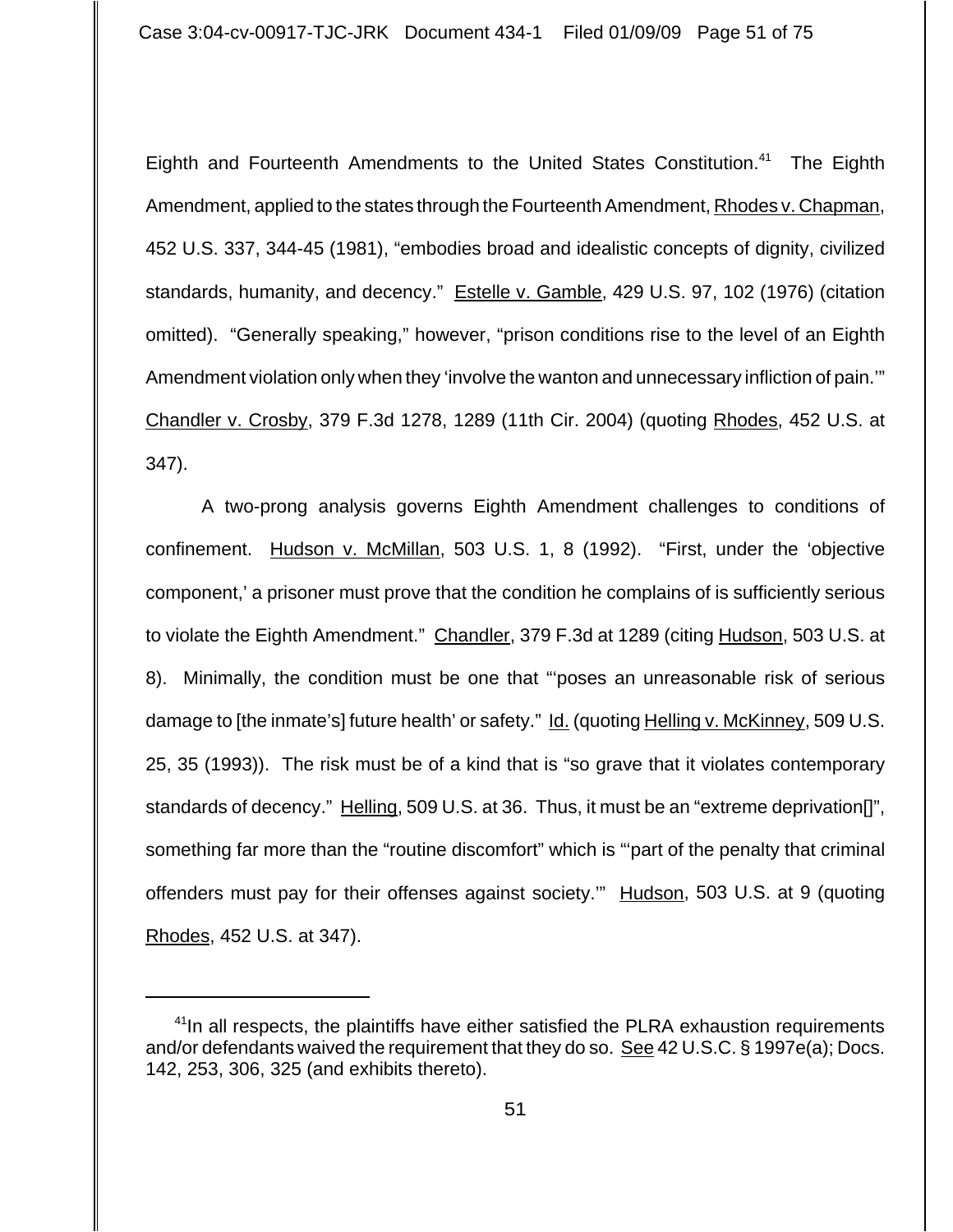Eighth and Fourteenth Amendments to the United States Constitution.[41] The Eighth Amendment, applied to the states through the Fourteenth Amendment, Rhodes v. Chapman, 452 U.S. 337, 344-45 (1981), "embodies broad and idealistic concepts of dignity, civilized standards, humanity, and decency." Estelle v. Gamble, 429 U.S. 97, 102 (1976) (citation omitted). "Generally speaking," however, "prison conditions rise to the level of an Eighth Amendment violation only when they 'involve the wanton and unnecessary infliction of pain.'" Chandler v. Crosby, 379 F.3d 1278, 1289 (11th Cir. 2004) (quoting Rhodes, 452 U.S. at 347).

A two-prong analysis governs Eighth Amendment challenges to conditions of confinement. Hudson v. McMillan, 503 U.S. 1, 8 (1992). "First, under the 'objective component,' a prisoner must prove that the condition he complains of is sufficiently serious to violate the Eighth Amendment." Chandler, 379 F.3d at 1289 (citing Hudson, 503 U.S. at 8). Minimally, the condition must be one that "'poses an unreasonable risk of serious damage to [the inmate's] future health' or safety." Id. (quoting Helling v. McKinney, 509 U.S. 25, 35 (1993)). The risk must be of a kind that is "so grave that it violates contemporary standards of decency." Helling, 509 U.S. at 36. Thus, it must be an "extreme deprivation[]", something far more than the "routine discomfort" which is "'part of the penalty that criminal offenders must pay for their offenses against society.'" Hudson, 503 U.S. at 9 (quoting Rhodes, 452 U.S. at 347).

---

[41] In all respects, the plaintiffs have either satisfied the PLRA exhaustion requirements and/or defendants waived the requirement that they do so. See 42 U.S.C. § 1997e(a); Docs. 142, 253, 306, 325 (and exhibits thereto).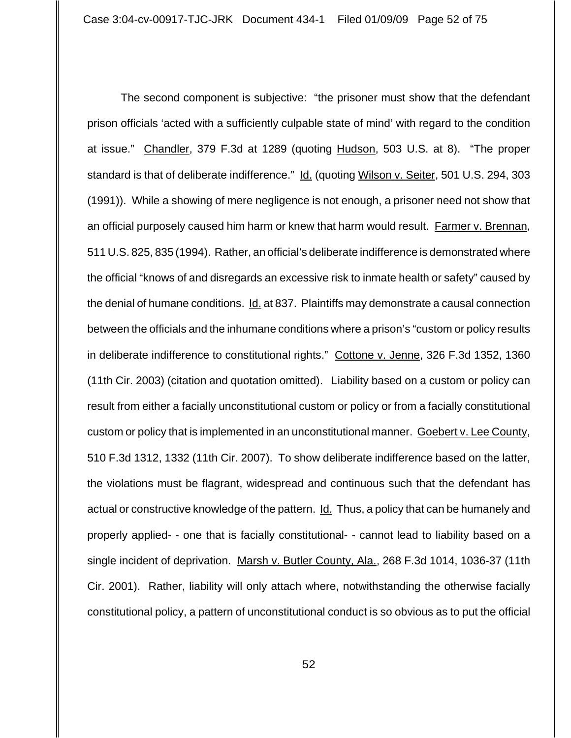The second component is subjective: "the prisoner must show that the defendant prison officials 'acted with a sufficiently culpable state of mind' with regard to the condition at issue." Chandler, 379 F.3d at 1289 (quoting Hudson, 503 U.S. at 8). "The proper standard is that of deliberate indifference." Id. (quoting Wilson v. Seiter, 501 U.S. 294, 303 (1991)). While a showing of mere negligence is not enough, a prisoner need not show that an official purposely caused him harm or knew that harm would result. Farmer v. Brennan, 511 U.S. 825, 835 (1994). Rather, an official's deliberate indifference is demonstrated where the official "knows of and disregards an excessive risk to inmate health or safety" caused by the denial of humane conditions. Id. at 837. Plaintiffs may demonstrate a causal connection between the officials and the inhumane conditions where a prison's "custom or policy results in deliberate indifference to constitutional rights." Cottone v. Jenne, 326 F.3d 1352, 1360 (11th Cir. 2003) (citation and quotation omitted). Liability based on a custom or policy can result from either a facially unconstitutional custom or policy or from a facially constitutional custom or policy that is implemented in an unconstitutional manner. Goebert v. Lee County, 510 F.3d 1312, 1332 (11th Cir. 2007). To show deliberate indifference based on the latter, the violations must be flagrant, widespread and continuous such that the defendant has actual or constructive knowledge of the pattern. Id. Thus, a policy that can be humanely and properly applied- - one that is facially constitutional- - cannot lead to liability based on a single incident of deprivation. Marsh v. Butler County, Ala., 268 F.3d 1014, 1036-37 (11th Cir. 2001). Rather, liability will only attach where, notwithstanding the otherwise facially constitutional policy, a pattern of unconstitutional conduct is so obvious as to put the official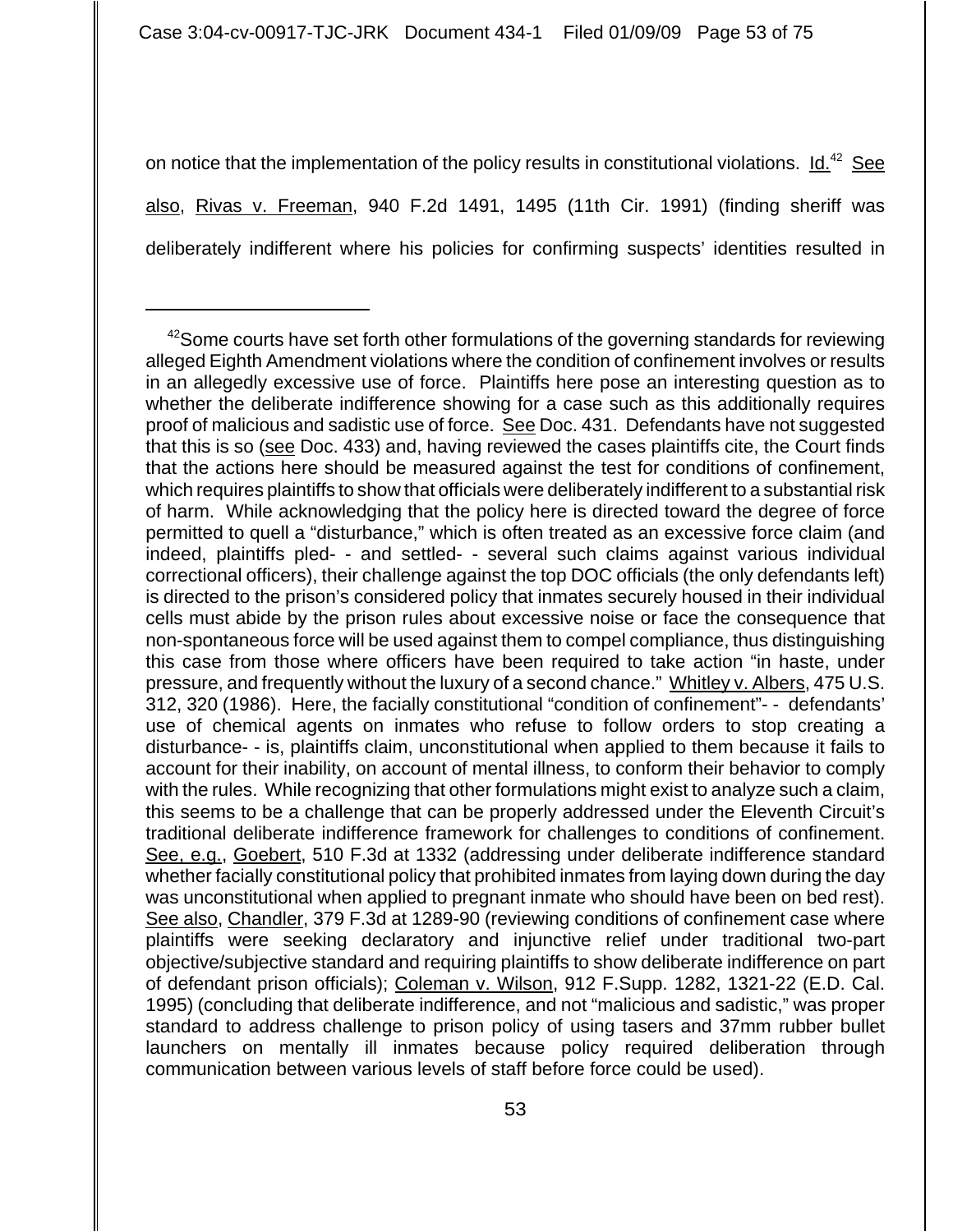on notice that the implementation of the policy results in constitutional violations. Id.[42] See also, Rivas v. Freeman, 940 F.2d 1491, 1495 (11th Cir. 1991) (finding sheriff was deliberately indifferent where his policies for confirming suspects' identities resulted in

---

[42]Some courts have set forth other formulations of the governing standards for reviewing alleged Eighth Amendment violations where the condition of confinement involves or results in an allegedly excessive use of force. Plaintiffs here pose an interesting question as to whether the deliberate indifference showing for a case such as this additionally requires proof of malicious and sadistic use of force. See Doc. 431. Defendants have not suggested that this is so (see Doc. 433) and, having reviewed the cases plaintiffs cite, the Court finds that the actions here should be measured against the test for conditions of confinement, which requires plaintiffs to show that officials were deliberately indifferent to a substantial risk of harm. While acknowledging that the policy here is directed toward the degree of force permitted to quell a "disturbance," which is often treated as an excessive force claim (and indeed, plaintiffs pled- - and settled- - several such claims against various individual correctional officers), their challenge against the top DOC officials (the only defendants left) is directed to the prison's considered policy that inmates securely housed in their individual cells must abide by the prison rules about excessive noise or face the consequence that non-spontaneous force will be used against them to compel compliance, thus distinguishing this case from those where officers have been required to take action "in haste, under pressure, and frequently without the luxury of a second chance." Whitley v. Albers, 475 U.S. 312, 320 (1986). Here, the facially constitutional "condition of confinement"- - defendants' use of chemical agents on inmates who refuse to follow orders to stop creating a disturbance- - is, plaintiffs claim, unconstitutional when applied to them because it fails to account for their inability, on account of mental illness, to conform their behavior to comply with the rules. While recognizing that other formulations might exist to analyze such a claim, this seems to be a challenge that can be properly addressed under the Eleventh Circuit's traditional deliberate indifference framework for challenges to conditions of confinement. See, e.g., Goebert, 510 F.3d at 1332 (addressing under deliberate indifference standard whether facially constitutional policy that prohibited inmates from laying down during the day was unconstitutional when applied to pregnant inmate who should have been on bed rest). See also, Chandler, 379 F.3d at 1289-90 (reviewing conditions of confinement case where plaintiffs were seeking declaratory and injunctive relief under traditional two-part objective/subjective standard and requiring plaintiffs to show deliberate indifference on part of defendant prison officials); Coleman v. Wilson, 912 F.Supp. 1282, 1321-22 (E.D. Cal. 1995) (concluding that deliberate indifference, and not "malicious and sadistic," was proper standard to address challenge to prison policy of using tasers and 37mm rubber bullet launchers on mentally ill inmates because policy required deliberation through communication between various levels of staff before force could be used).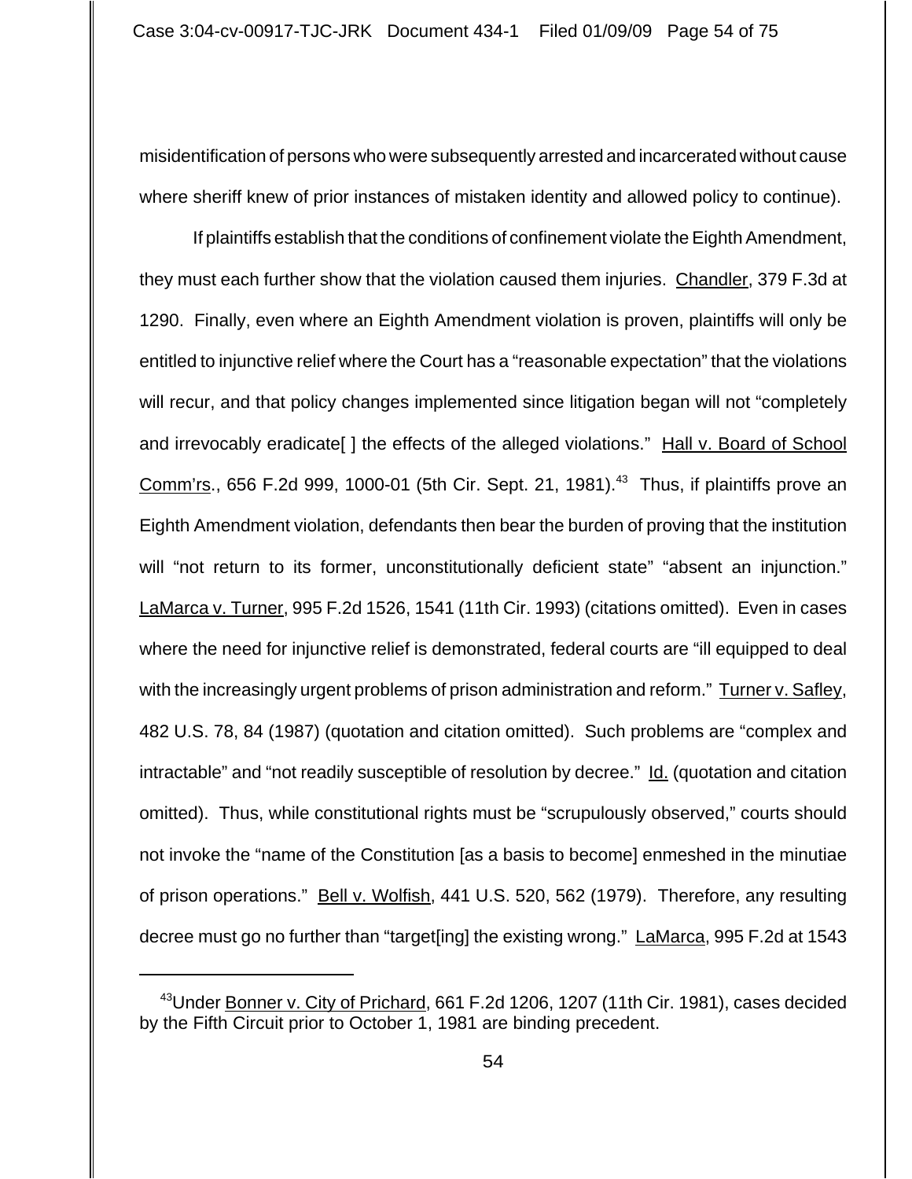misidentification of persons who were subsequently arrested and incarcerated without cause where sheriff knew of prior instances of mistaken identity and allowed policy to continue).

If plaintiffs establish that the conditions of confinement violate the Eighth Amendment, they must each further show that the violation caused them injuries. Chandler, 379 F.3d at 1290. Finally, even where an Eighth Amendment violation is proven, plaintiffs will only be entitled to injunctive relief where the Court has a "reasonable expectation" that the violations will recur, and that policy changes implemented since litigation began will not "completely and irrevocably eradicate[ ] the effects of the alleged violations." Hall v. Board of School Comm'rs., 656 F.2d 999, 1000-01 (5th Cir. Sept. 21, 1981).[43] Thus, if plaintiffs prove an Eighth Amendment violation, defendants then bear the burden of proving that the institution will "not return to its former, unconstitutionally deficient state" "absent an injunction." LaMarca v. Turner, 995 F.2d 1526, 1541 (11th Cir. 1993) (citations omitted). Even in cases where the need for injunctive relief is demonstrated, federal courts are "ill equipped to deal with the increasingly urgent problems of prison administration and reform." Turner v. Safley, 482 U.S. 78, 84 (1987) (quotation and citation omitted). Such problems are "complex and intractable" and "not readily susceptible of resolution by decree." Id. (quotation and citation omitted). Thus, while constitutional rights must be "scrupulously observed," courts should not invoke the "name of the Constitution [as a basis to become] enmeshed in the minutiae of prison operations." Bell v. Wolfish, 441 U.S. 520, 562 (1979). Therefore, any resulting decree must go no further than "target[ing] the existing wrong." LaMarca, 995 F.2d at 1543

---

[43] Under Bonner v. City of Prichard, 661 F.2d 1206, 1207 (11th Cir. 1981), cases decided by the Fifth Circuit prior to October 1, 1981 are binding precedent.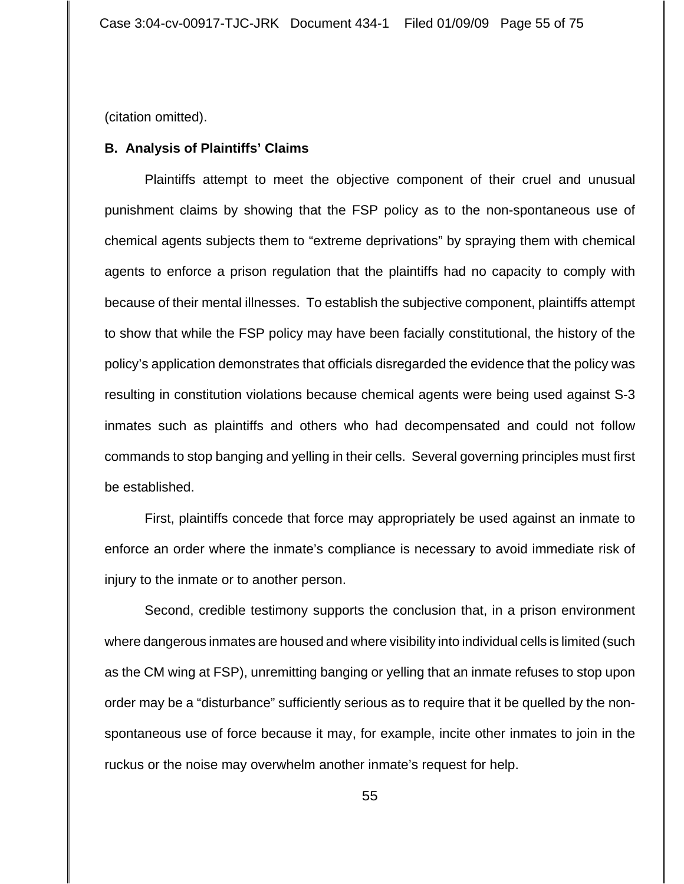(citation omitted).

**B. Analysis of Plaintiffs' Claims**

Plaintiffs attempt to meet the objective component of their cruel and unusual punishment claims by showing that the FSP policy as to the non-spontaneous use of chemical agents subjects them to "extreme deprivations" by spraying them with chemical agents to enforce a prison regulation that the plaintiffs had no capacity to comply with because of their mental illnesses. To establish the subjective component, plaintiffs attempt to show that while the FSP policy may have been facially constitutional, the history of the policy's application demonstrates that officials disregarded the evidence that the policy was resulting in constitution violations because chemical agents were being used against S-3 inmates such as plaintiffs and others who had decompensated and could not follow commands to stop banging and yelling in their cells. Several governing principles must first be established.

First, plaintiffs concede that force may appropriately be used against an inmate to enforce an order where the inmate's compliance is necessary to avoid immediate risk of injury to the inmate or to another person.

Second, credible testimony supports the conclusion that, in a prison environment where dangerous inmates are housed and where visibility into individual cells is limited (such as the CM wing at FSP), unremitting banging or yelling that an inmate refuses to stop upon order may be a "disturbance" sufficiently serious as to require that it be quelled by the non-spontaneous use of force because it may, for example, incite other inmates to join in the ruckus or the noise may overwhelm another inmate's request for help.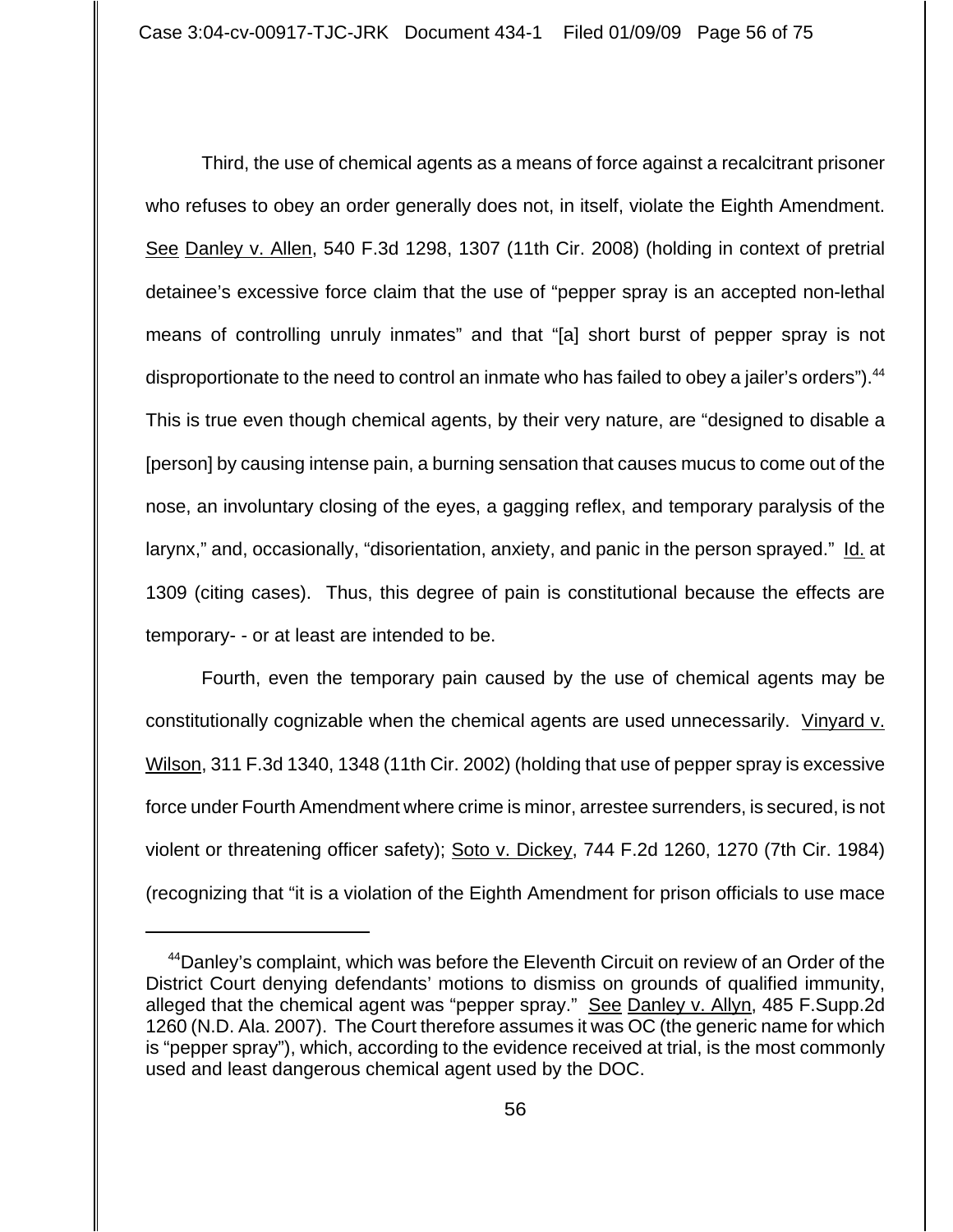Third, the use of chemical agents as a means of force against a recalcitrant prisoner who refuses to obey an order generally does not, in itself, violate the Eighth Amendment. See Danley v. Allen, 540 F.3d 1298, 1307 (11th Cir. 2008) (holding in context of pretrial detainee's excessive force claim that the use of "pepper spray is an accepted non-lethal means of controlling unruly inmates" and that "[a] short burst of pepper spray is not disproportionate to the need to control an inmate who has failed to obey a jailer's orders").[44] This is true even though chemical agents, by their very nature, are "designed to disable a [person] by causing intense pain, a burning sensation that causes mucus to come out of the nose, an involuntary closing of the eyes, a gagging reflex, and temporary paralysis of the larynx," and, occasionally, "disorientation, anxiety, and panic in the person sprayed." Id. at 1309 (citing cases). Thus, this degree of pain is constitutional because the effects are temporary- - or at least are intended to be.

Fourth, even the temporary pain caused by the use of chemical agents may be constitutionally cognizable when the chemical agents are used unnecessarily. Vinyard v. Wilson, 311 F.3d 1340, 1348 (11th Cir. 2002) (holding that use of pepper spray is excessive force under Fourth Amendment where crime is minor, arrestee surrenders, is secured, is not violent or threatening officer safety); Soto v. Dickey, 744 F.2d 1260, 1270 (7th Cir. 1984) (recognizing that "it is a violation of the Eighth Amendment for prison officials to use mace

[44] Danley's complaint, which was before the Eleventh Circuit on review of an Order of the District Court denying defendants' motions to dismiss on grounds of qualified immunity, alleged that the chemical agent was "pepper spray." See Danley v. Allyn, 485 F.Supp.2d 1260 (N.D. Ala. 2007). The Court therefore assumes it was OC (the generic name for which is "pepper spray"), which, according to the evidence received at trial, is the most commonly used and least dangerous chemical agent used by the DOC.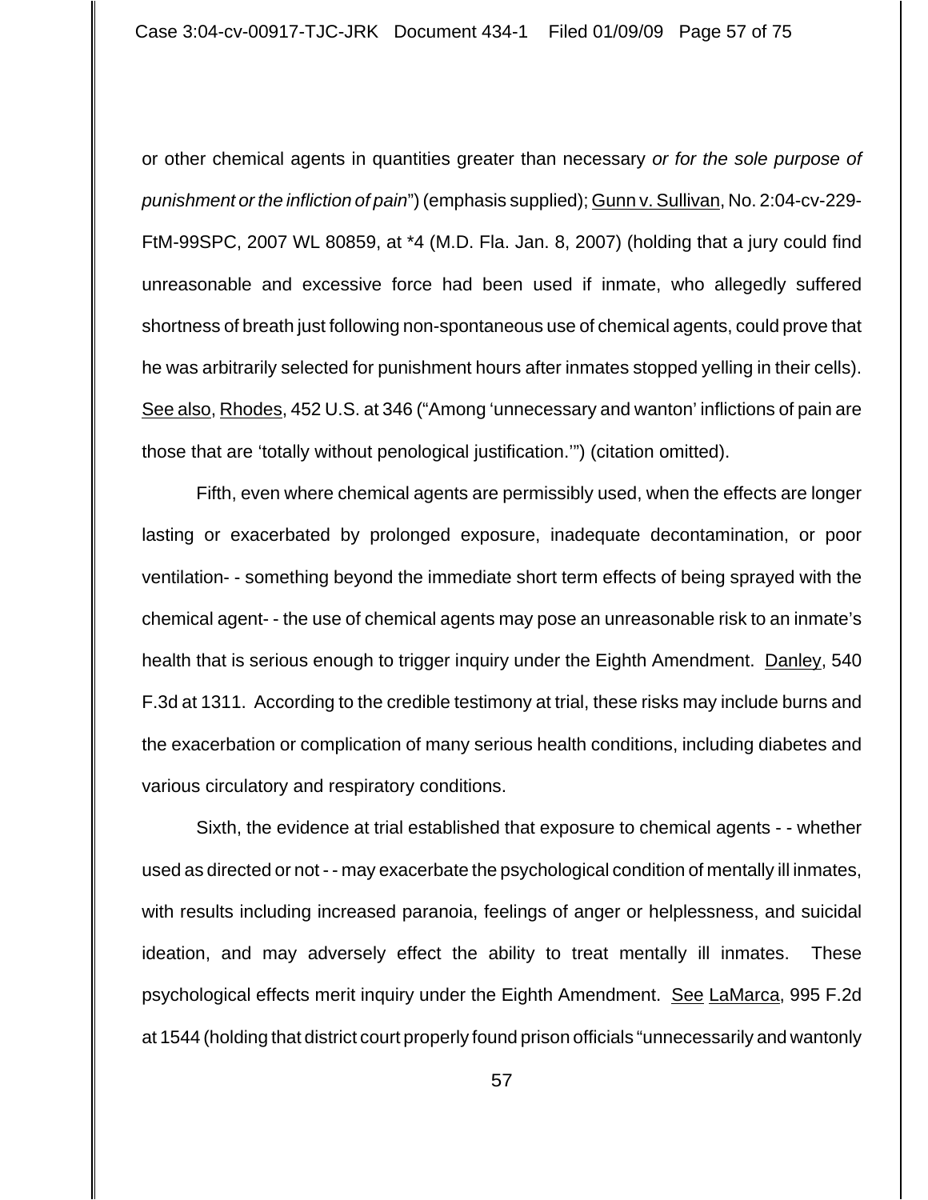or other chemical agents in quantities greater than necessary *or for the sole purpose of punishment or the infliction of pain*") (emphasis supplied); Gunn v. Sullivan, No. 2:04-cv-229-FtM-99SPC, 2007 WL 80859, at *4 (M.D. Fla. Jan. 8, 2007) (holding that a jury could find unreasonable and excessive force had been used if inmate, who allegedly suffered shortness of breath just following non-spontaneous use of chemical agents, could prove that he was arbitrarily selected for punishment hours after inmates stopped yelling in their cells). See also, Rhodes, 452 U.S. at 346 ("Among 'unnecessary and wanton' inflictions of pain are those that are 'totally without penological justification.'") (citation omitted).

Fifth, even where chemical agents are permissibly used, when the effects are longer lasting or exacerbated by prolonged exposure, inadequate decontamination, or poor ventilation- - something beyond the immediate short term effects of being sprayed with the chemical agent- - the use of chemical agents may pose an unreasonable risk to an inmate's health that is serious enough to trigger inquiry under the Eighth Amendment. Danley, 540 F.3d at 1311. According to the credible testimony at trial, these risks may include burns and the exacerbation or complication of many serious health conditions, including diabetes and various circulatory and respiratory conditions.

Sixth, the evidence at trial established that exposure to chemical agents - - whether used as directed or not - - may exacerbate the psychological condition of mentally ill inmates, with results including increased paranoia, feelings of anger or helplessness, and suicidal ideation, and may adversely effect the ability to treat mentally ill inmates. These psychological effects merit inquiry under the Eighth Amendment. See LaMarca, 995 F.2d at 1544 (holding that district court properly found prison officials "unnecessarily and wantonly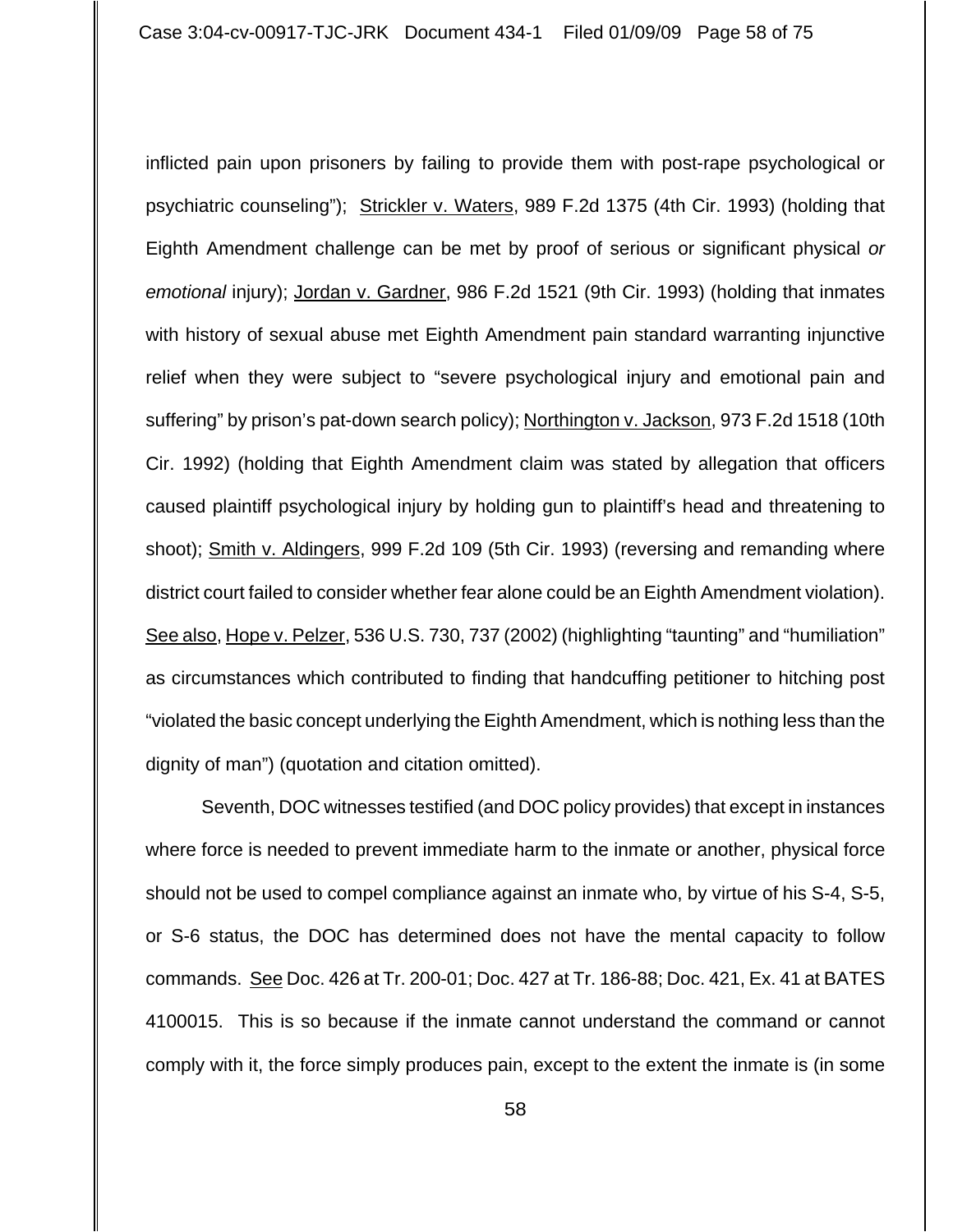inflicted pain upon prisoners by failing to provide them with post-rape psychological or psychiatric counseling"); Strickler v. Waters, 989 F.2d 1375 (4th Cir. 1993) (holding that Eighth Amendment challenge can be met by proof of serious or significant physical *or emotional* injury); Jordan v. Gardner, 986 F.2d 1521 (9th Cir. 1993) (holding that inmates with history of sexual abuse met Eighth Amendment pain standard warranting injunctive relief when they were subject to "severe psychological injury and emotional pain and suffering" by prison's pat-down search policy); Northington v. Jackson, 973 F.2d 1518 (10th Cir. 1992) (holding that Eighth Amendment claim was stated by allegation that officers caused plaintiff psychological injury by holding gun to plaintiff's head and threatening to shoot); Smith v. Aldingers, 999 F.2d 109 (5th Cir. 1993) (reversing and remanding where district court failed to consider whether fear alone could be an Eighth Amendment violation). See also, Hope v. Pelzer, 536 U.S. 730, 737 (2002) (highlighting "taunting" and "humiliation" as circumstances which contributed to finding that handcuffing petitioner to hitching post "violated the basic concept underlying the Eighth Amendment, which is nothing less than the dignity of man") (quotation and citation omitted).

Seventh, DOC witnesses testified (and DOC policy provides) that except in instances where force is needed to prevent immediate harm to the inmate or another, physical force should not be used to compel compliance against an inmate who, by virtue of his S-4, S-5, or S-6 status, the DOC has determined does not have the mental capacity to follow commands. See Doc. 426 at Tr. 200-01; Doc. 427 at Tr. 186-88; Doc. 421, Ex. 41 at BATES 4100015. This is so because if the inmate cannot understand the command or cannot comply with it, the force simply produces pain, except to the extent the inmate is (in some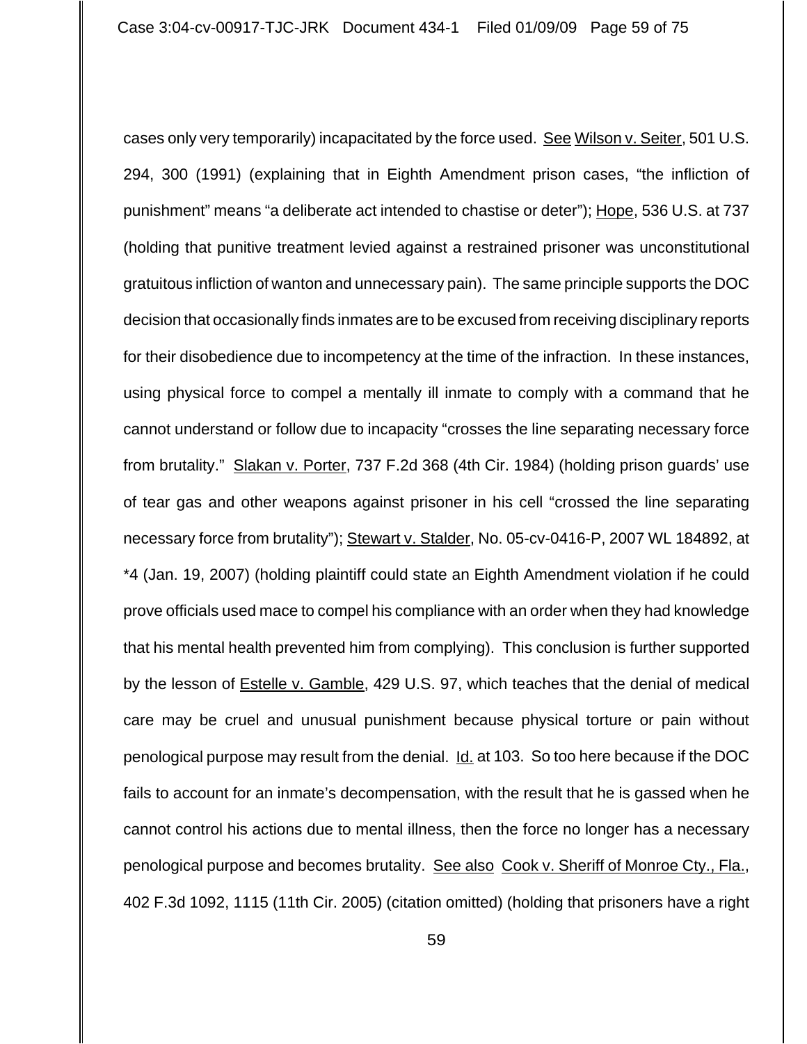cases only very temporarily) incapacitated by the force used. See Wilson v. Seiter, 501 U.S. 294, 300 (1991) (explaining that in Eighth Amendment prison cases, "the infliction of punishment" means "a deliberate act intended to chastise or deter"); Hope, 536 U.S. at 737 (holding that punitive treatment levied against a restrained prisoner was unconstitutional gratuitous infliction of wanton and unnecessary pain). The same principle supports the DOC decision that occasionally finds inmates are to be excused from receiving disciplinary reports for their disobedience due to incompetency at the time of the infraction. In these instances, using physical force to compel a mentally ill inmate to comply with a command that he cannot understand or follow due to incapacity "crosses the line separating necessary force from brutality." Slakan v. Porter, 737 F.2d 368 (4th Cir. 1984) (holding prison guards' use of tear gas and other weapons against prisoner in his cell "crossed the line separating necessary force from brutality"); Stewart v. Stalder, No. 05-cv-0416-P, 2007 WL 184892, at *4 (Jan. 19, 2007) (holding plaintiff could state an Eighth Amendment violation if he could prove officials used mace to compel his compliance with an order when they had knowledge that his mental health prevented him from complying). This conclusion is further supported by the lesson of Estelle v. Gamble, 429 U.S. 97, which teaches that the denial of medical care may be cruel and unusual punishment because physical torture or pain without penological purpose may result from the denial. Id. at 103. So too here because if the DOC fails to account for an inmate's decompensation, with the result that he is gassed when he cannot control his actions due to mental illness, then the force no longer has a necessary penological purpose and becomes brutality. See also Cook v. Sheriff of Monroe Cty., Fla., 402 F.3d 1092, 1115 (11th Cir. 2005) (citation omitted) (holding that prisoners have a right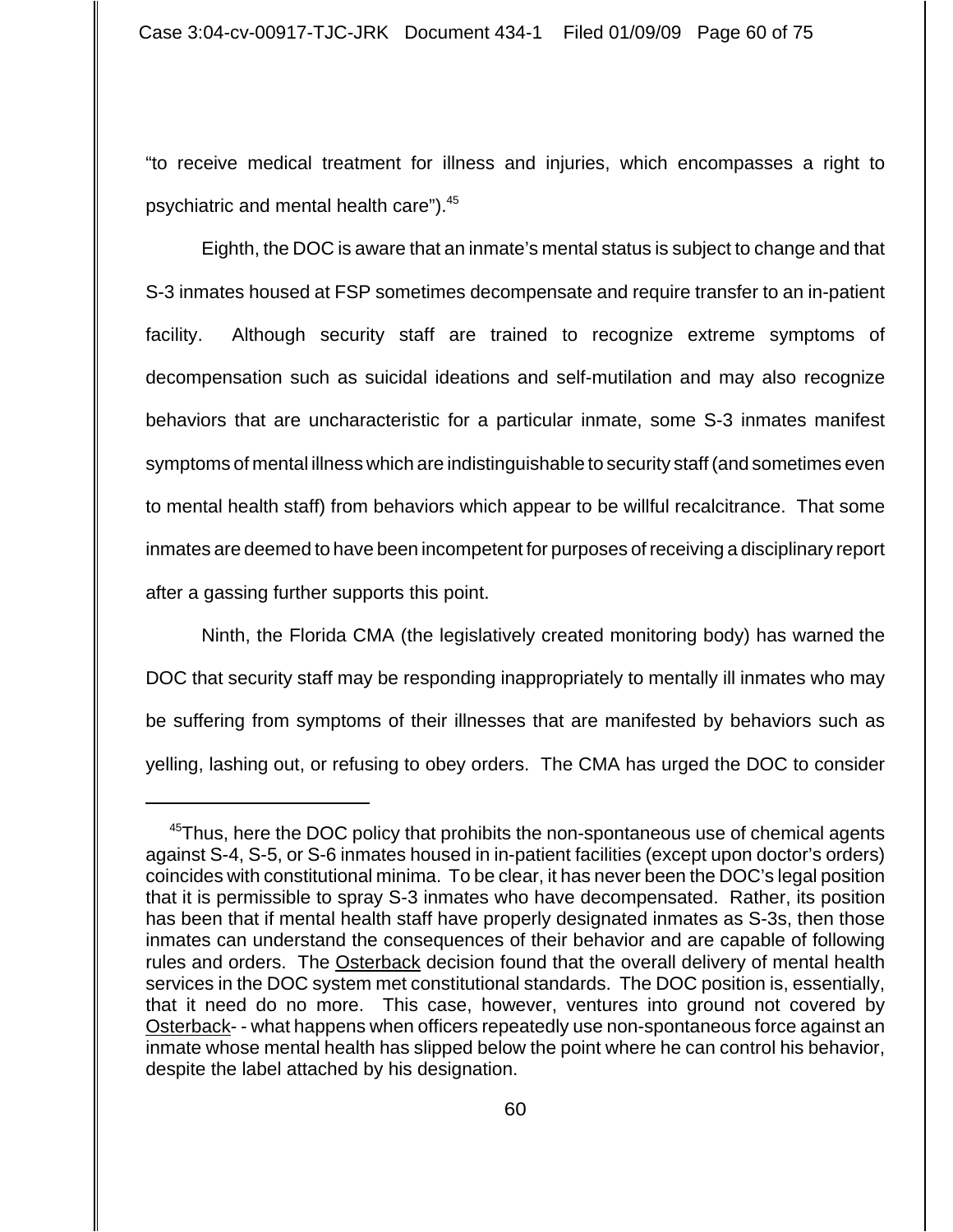"to receive medical treatment for illness and injuries, which encompasses a right to psychiatric and mental health care").[45]

Eighth, the DOC is aware that an inmate's mental status is subject to change and that S-3 inmates housed at FSP sometimes decompensate and require transfer to an in-patient facility. Although security staff are trained to recognize extreme symptoms of decompensation such as suicidal ideations and self-mutilation and may also recognize behaviors that are uncharacteristic for a particular inmate, some S-3 inmates manifest symptoms of mental illness which are indistinguishable to security staff (and sometimes even to mental health staff) from behaviors which appear to be willful recalcitrance. That some inmates are deemed to have been incompetent for purposes of receiving a disciplinary report after a gassing further supports this point.

Ninth, the Florida CMA (the legislatively created monitoring body) has warned the DOC that security staff may be responding inappropriately to mentally ill inmates who may be suffering from symptoms of their illnesses that are manifested by behaviors such as yelling, lashing out, or refusing to obey orders. The CMA has urged the DOC to consider

---

[45]Thus, here the DOC policy that prohibits the non-spontaneous use of chemical agents against S-4, S-5, or S-6 inmates housed in in-patient facilities (except upon doctor's orders) coincides with constitutional minima. To be clear, it has never been the DOC's legal position that it is permissible to spray S-3 inmates who have decompensated. Rather, its position has been that if mental health staff have properly designated inmates as S-3s, then those inmates can understand the consequences of their behavior and are capable of following rules and orders. The Osterback decision found that the overall delivery of mental health services in the DOC system met constitutional standards. The DOC position is, essentially, that it need do no more. This case, however, ventures into ground not covered by Osterback- - what happens when officers repeatedly use non-spontaneous force against an inmate whose mental health has slipped below the point where he can control his behavior, despite the label attached by his designation.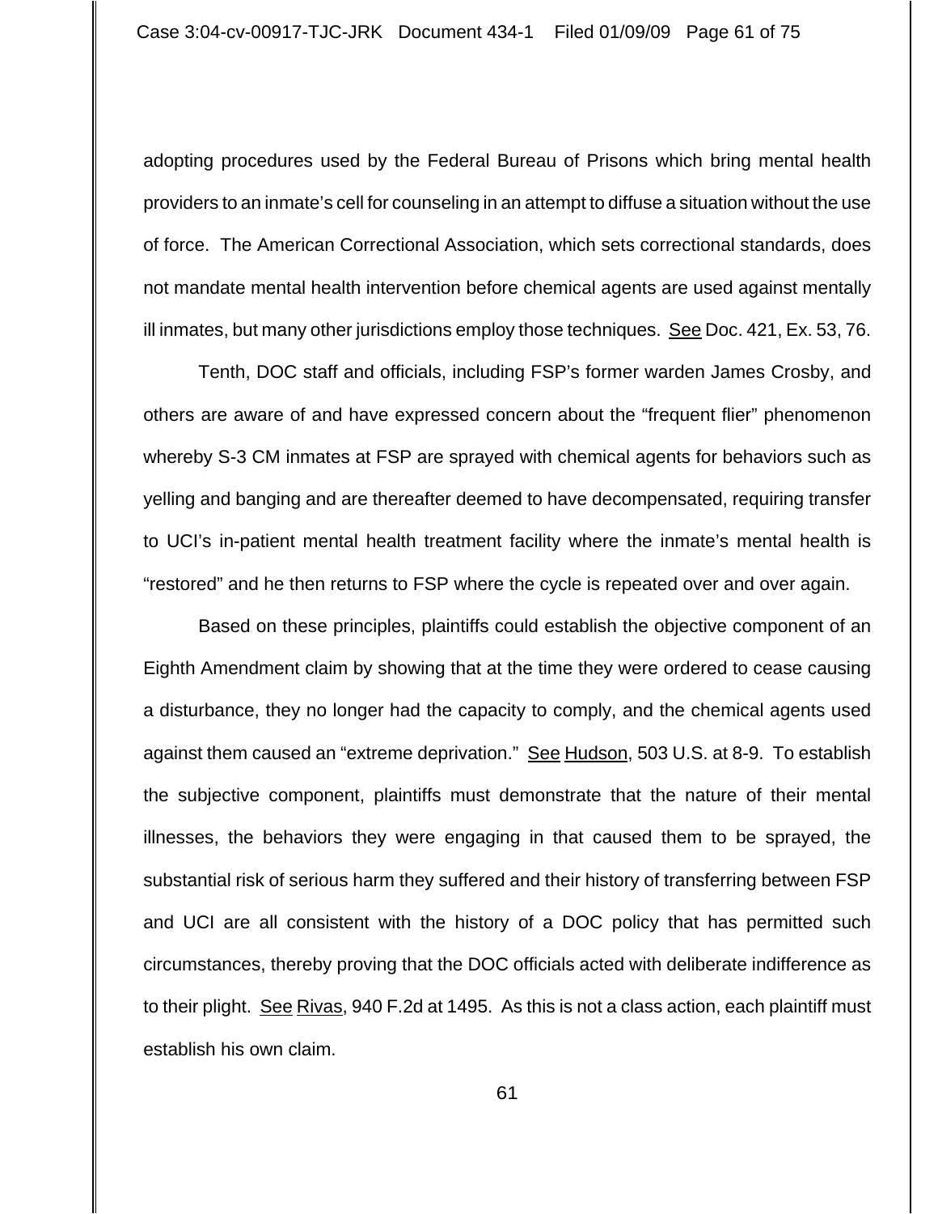adopting procedures used by the Federal Bureau of Prisons which bring mental health providers to an inmate's cell for counseling in an attempt to diffuse a situation without the use of force. The American Correctional Association, which sets correctional standards, does not mandate mental health intervention before chemical agents are used against mentally ill inmates, but many other jurisdictions employ those techniques. See Doc. 421, Ex. 53, 76.

Tenth, DOC staff and officials, including FSP's former warden James Crosby, and others are aware of and have expressed concern about the "frequent flier" phenomenon whereby S-3 CM inmates at FSP are sprayed with chemical agents for behaviors such as yelling and banging and are thereafter deemed to have decompensated, requiring transfer to UCI's in-patient mental health treatment facility where the inmate's mental health is "restored" and he then returns to FSP where the cycle is repeated over and over again.

Based on these principles, plaintiffs could establish the objective component of an Eighth Amendment claim by showing that at the time they were ordered to cease causing a disturbance, they no longer had the capacity to comply, and the chemical agents used against them caused an "extreme deprivation." See Hudson, 503 U.S. at 8-9. To establish the subjective component, plaintiffs must demonstrate that the nature of their mental illnesses, the behaviors they were engaging in that caused them to be sprayed, the substantial risk of serious harm they suffered and their history of transferring between FSP and UCI are all consistent with the history of a DOC policy that has permitted such circumstances, thereby proving that the DOC officials acted with deliberate indifference as to their plight. See Rivas, 940 F.2d at 1495. As this is not a class action, each plaintiff must establish his own claim.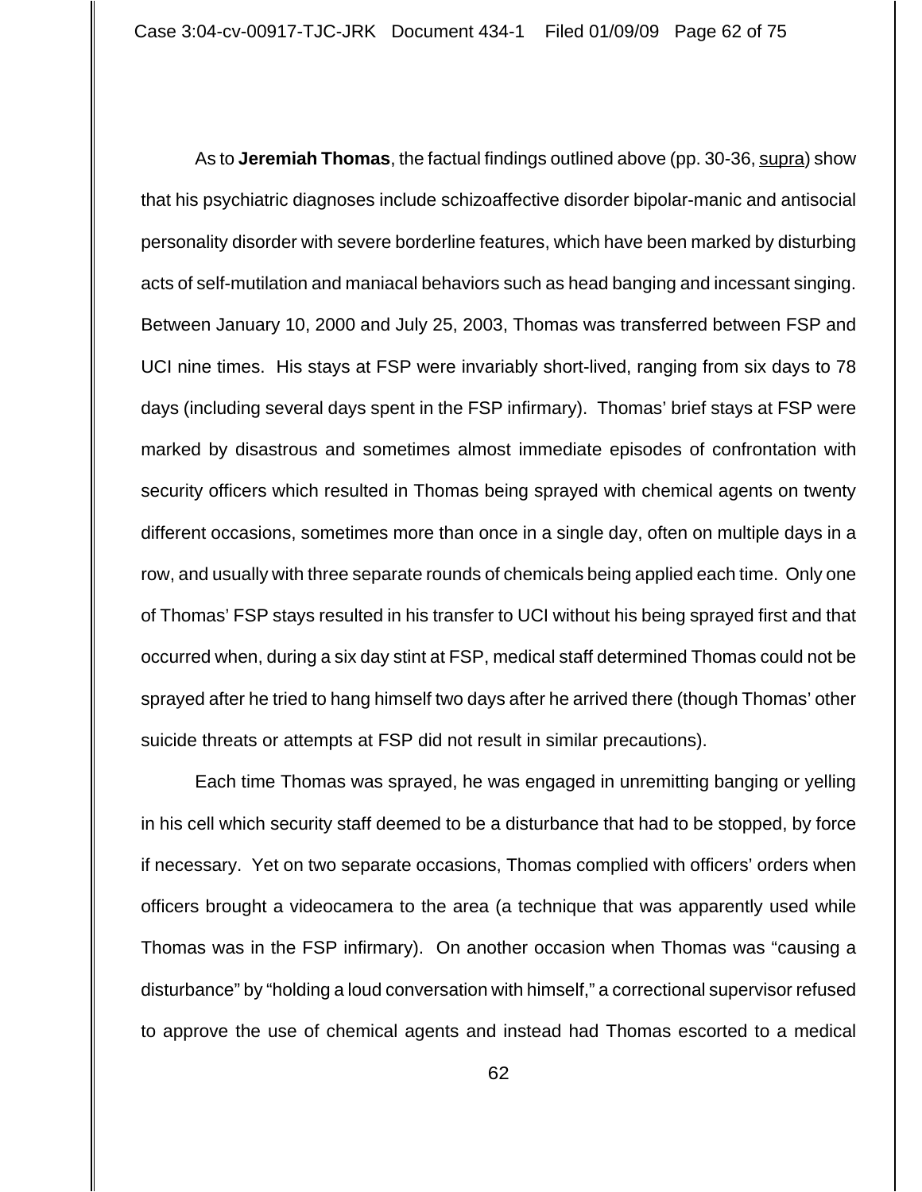As to **Jeremiah Thomas**, the factual findings outlined above (pp. 30-36, supra) show that his psychiatric diagnoses include schizoaffective disorder bipolar-manic and antisocial personality disorder with severe borderline features, which have been marked by disturbing acts of self-mutilation and maniacal behaviors such as head banging and incessant singing. Between January 10, 2000 and July 25, 2003, Thomas was transferred between FSP and UCI nine times. His stays at FSP were invariably short-lived, ranging from six days to 78 days (including several days spent in the FSP infirmary). Thomas' brief stays at FSP were marked by disastrous and sometimes almost immediate episodes of confrontation with security officers which resulted in Thomas being sprayed with chemical agents on twenty different occasions, sometimes more than once in a single day, often on multiple days in a row, and usually with three separate rounds of chemicals being applied each time. Only one of Thomas' FSP stays resulted in his transfer to UCI without his being sprayed first and that occurred when, during a six day stint at FSP, medical staff determined Thomas could not be sprayed after he tried to hang himself two days after he arrived there (though Thomas' other suicide threats or attempts at FSP did not result in similar precautions).

Each time Thomas was sprayed, he was engaged in unremitting banging or yelling in his cell which security staff deemed to be a disturbance that had to be stopped, by force if necessary. Yet on two separate occasions, Thomas complied with officers' orders when officers brought a videocamera to the area (a technique that was apparently used while Thomas was in the FSP infirmary). On another occasion when Thomas was "causing a disturbance" by "holding a loud conversation with himself," a correctional supervisor refused to approve the use of chemical agents and instead had Thomas escorted to a medical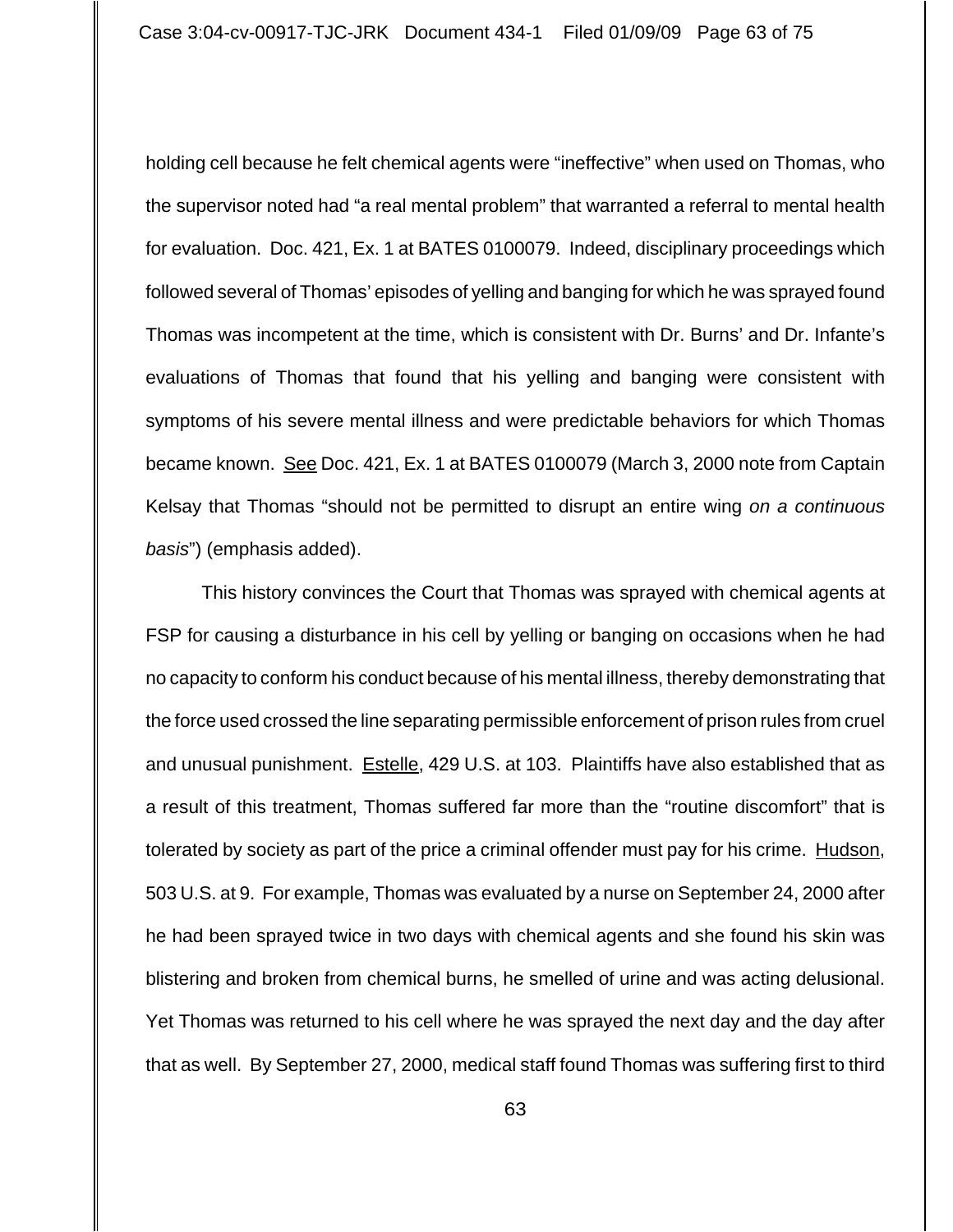holding cell because he felt chemical agents were "ineffective" when used on Thomas, who the supervisor noted had "a real mental problem" that warranted a referral to mental health for evaluation. Doc. 421, Ex. 1 at BATES 0100079. Indeed, disciplinary proceedings which followed several of Thomas' episodes of yelling and banging for which he was sprayed found Thomas was incompetent at the time, which is consistent with Dr. Burns' and Dr. Infante's evaluations of Thomas that found that his yelling and banging were consistent with symptoms of his severe mental illness and were predictable behaviors for which Thomas became known. See Doc. 421, Ex. 1 at BATES 0100079 (March 3, 2000 note from Captain Kelsay that Thomas "should not be permitted to disrupt an entire wing *on a continuous basis*") (emphasis added).

This history convinces the Court that Thomas was sprayed with chemical agents at FSP for causing a disturbance in his cell by yelling or banging on occasions when he had no capacity to conform his conduct because of his mental illness, thereby demonstrating that the force used crossed the line separating permissible enforcement of prison rules from cruel and unusual punishment. Estelle, 429 U.S. at 103. Plaintiffs have also established that as a result of this treatment, Thomas suffered far more than the "routine discomfort" that is tolerated by society as part of the price a criminal offender must pay for his crime. Hudson, 503 U.S. at 9. For example, Thomas was evaluated by a nurse on September 24, 2000 after he had been sprayed twice in two days with chemical agents and she found his skin was blistering and broken from chemical burns, he smelled of urine and was acting delusional. Yet Thomas was returned to his cell where he was sprayed the next day and the day after that as well. By September 27, 2000, medical staff found Thomas was suffering first to third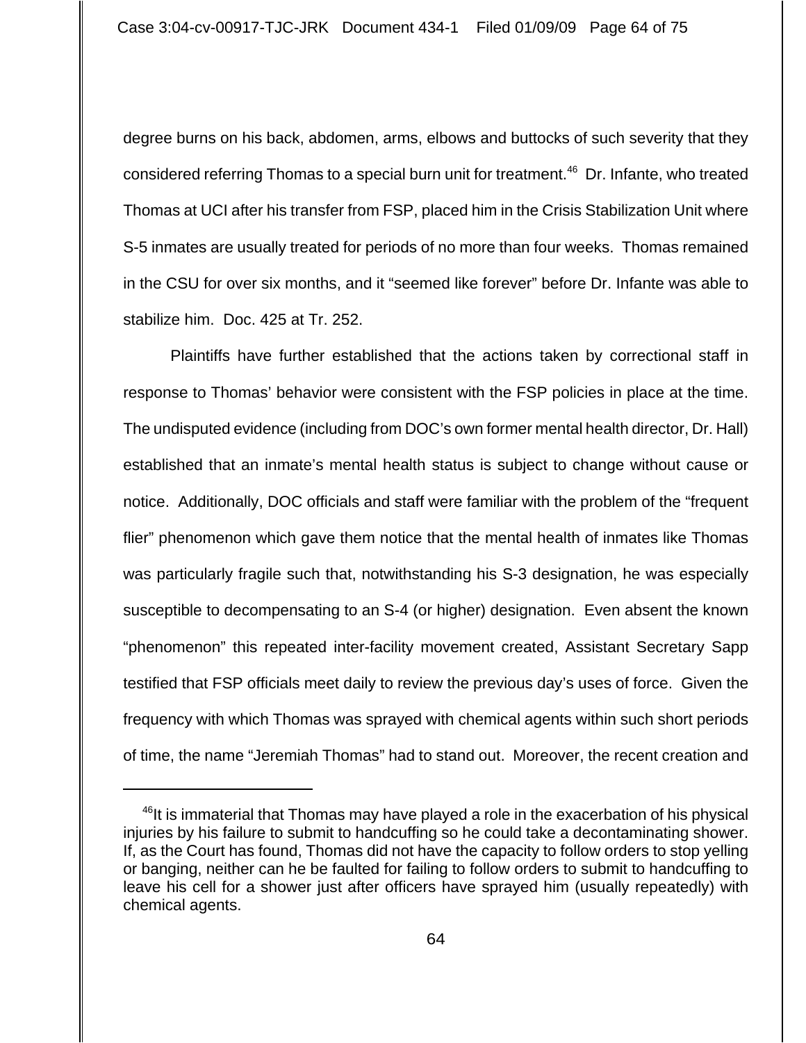degree burns on his back, abdomen, arms, elbows and buttocks of such severity that they considered referring Thomas to a special burn unit for treatment.[46] Dr. Infante, who treated Thomas at UCI after his transfer from FSP, placed him in the Crisis Stabilization Unit where S-5 inmates are usually treated for periods of no more than four weeks. Thomas remained in the CSU for over six months, and it "seemed like forever" before Dr. Infante was able to stabilize him. Doc. 425 at Tr. 252.

Plaintiffs have further established that the actions taken by correctional staff in response to Thomas' behavior were consistent with the FSP policies in place at the time. The undisputed evidence (including from DOC's own former mental health director, Dr. Hall) established that an inmate's mental health status is subject to change without cause or notice. Additionally, DOC officials and staff were familiar with the problem of the "frequent flier" phenomenon which gave them notice that the mental health of inmates like Thomas was particularly fragile such that, notwithstanding his S-3 designation, he was especially susceptible to decompensating to an S-4 (or higher) designation. Even absent the known "phenomenon" this repeated inter-facility movement created, Assistant Secretary Sapp testified that FSP officials meet daily to review the previous day's uses of force. Given the frequency with which Thomas was sprayed with chemical agents within such short periods of time, the name "Jeremiah Thomas" had to stand out. Moreover, the recent creation and

[46] It is immaterial that Thomas may have played a role in the exacerbation of his physical injuries by his failure to submit to handcuffing so he could take a decontaminating shower. If, as the Court has found, Thomas did not have the capacity to follow orders to stop yelling or banging, neither can he be faulted for failing to follow orders to submit to handcuffing to leave his cell for a shower just after officers have sprayed him (usually repeatedly) with chemical agents.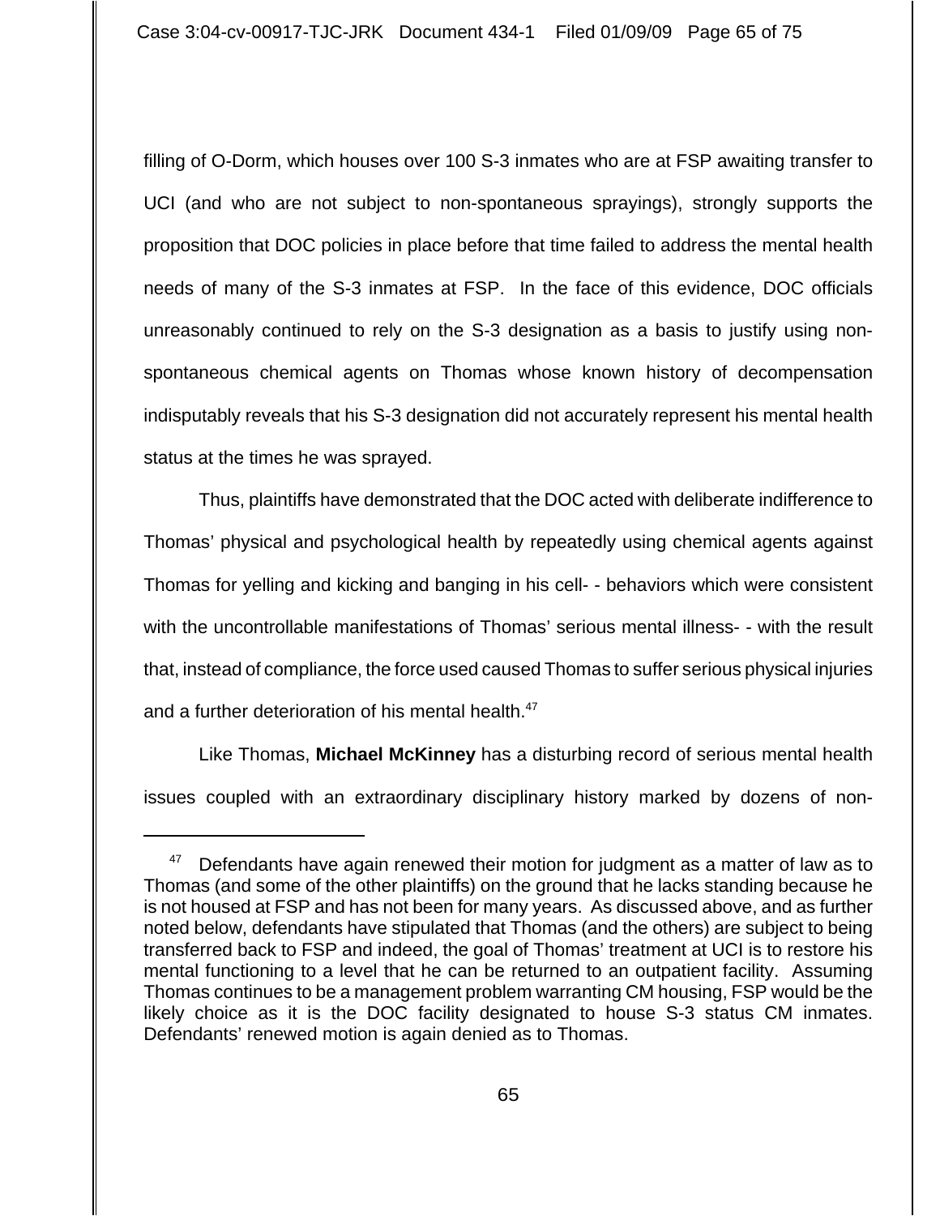filling of O-Dorm, which houses over 100 S-3 inmates who are at FSP awaiting transfer to UCI (and who are not subject to non-spontaneous sprayings), strongly supports the proposition that DOC policies in place before that time failed to address the mental health needs of many of the S-3 inmates at FSP. In the face of this evidence, DOC officials unreasonably continued to rely on the S-3 designation as a basis to justify using non-spontaneous chemical agents on Thomas whose known history of decompensation indisputably reveals that his S-3 designation did not accurately represent his mental health status at the times he was sprayed.

Thus, plaintiffs have demonstrated that the DOC acted with deliberate indifference to Thomas' physical and psychological health by repeatedly using chemical agents against Thomas for yelling and kicking and banging in his cell- - behaviors which were consistent with the uncontrollable manifestations of Thomas' serious mental illness- - with the result that, instead of compliance, the force used caused Thomas to suffer serious physical injuries and a further deterioration of his mental health.[47]

Like Thomas, **Michael McKinney** has a disturbing record of serious mental health issues coupled with an extraordinary disciplinary history marked by dozens of non-

---

[47] Defendants have again renewed their motion for judgment as a matter of law as to Thomas (and some of the other plaintiffs) on the ground that he lacks standing because he is not housed at FSP and has not been for many years. As discussed above, and as further noted below, defendants have stipulated that Thomas (and the others) are subject to being transferred back to FSP and indeed, the goal of Thomas' treatment at UCI is to restore his mental functioning to a level that he can be returned to an outpatient facility. Assuming Thomas continues to be a management problem warranting CM housing, FSP would be the likely choice as it is the DOC facility designated to house S-3 status CM inmates. Defendants' renewed motion is again denied as to Thomas.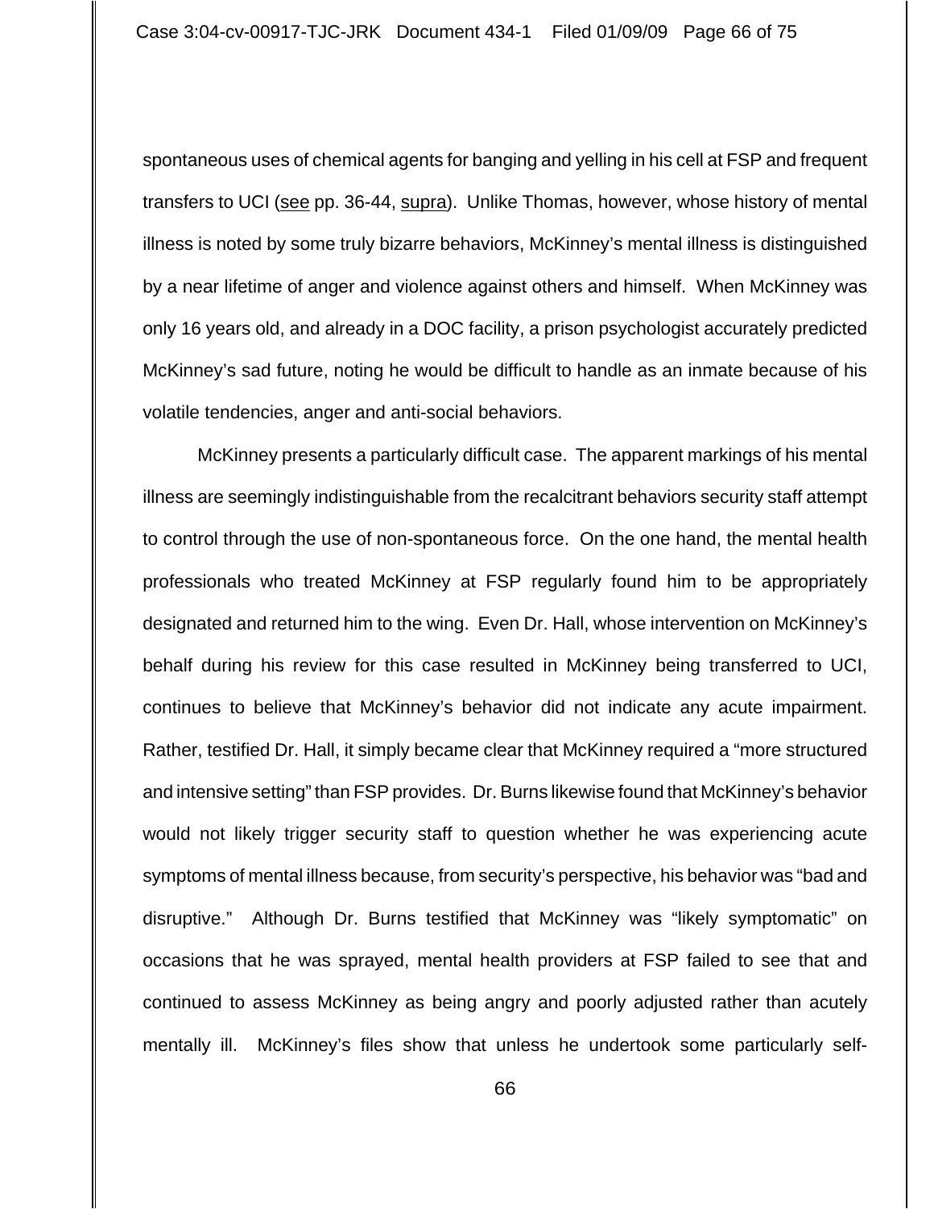spontaneous uses of chemical agents for banging and yelling in his cell at FSP and frequent transfers to UCI (see pp. 36-44, supra). Unlike Thomas, however, whose history of mental illness is noted by some truly bizarre behaviors, McKinney's mental illness is distinguished by a near lifetime of anger and violence against others and himself. When McKinney was only 16 years old, and already in a DOC facility, a prison psychologist accurately predicted McKinney's sad future, noting he would be difficult to handle as an inmate because of his volatile tendencies, anger and anti-social behaviors.

McKinney presents a particularly difficult case. The apparent markings of his mental illness are seemingly indistinguishable from the recalcitrant behaviors security staff attempt to control through the use of non-spontaneous force. On the one hand, the mental health professionals who treated McKinney at FSP regularly found him to be appropriately designated and returned him to the wing. Even Dr. Hall, whose intervention on McKinney's behalf during his review for this case resulted in McKinney being transferred to UCI, continues to believe that McKinney's behavior did not indicate any acute impairment. Rather, testified Dr. Hall, it simply became clear that McKinney required a "more structured and intensive setting" than FSP provides. Dr. Burns likewise found that McKinney's behavior would not likely trigger security staff to question whether he was experiencing acute symptoms of mental illness because, from security's perspective, his behavior was "bad and disruptive." Although Dr. Burns testified that McKinney was "likely symptomatic" on occasions that he was sprayed, mental health providers at FSP failed to see that and continued to assess McKinney as being angry and poorly adjusted rather than acutely mentally ill. McKinney's files show that unless he undertook some particularly self-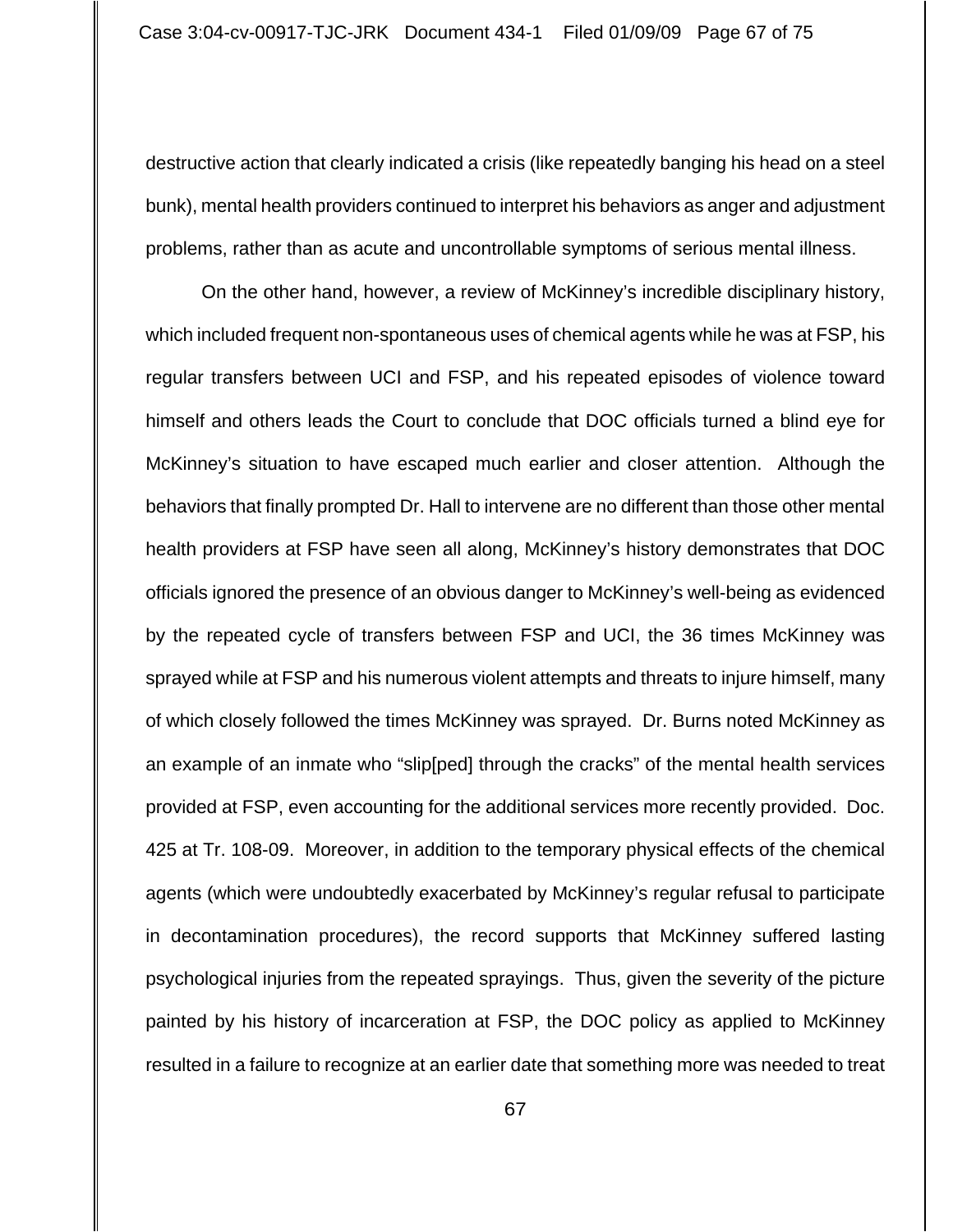destructive action that clearly indicated a crisis (like repeatedly banging his head on a steel bunk), mental health providers continued to interpret his behaviors as anger and adjustment problems, rather than as acute and uncontrollable symptoms of serious mental illness.

On the other hand, however, a review of McKinney's incredible disciplinary history, which included frequent non-spontaneous uses of chemical agents while he was at FSP, his regular transfers between UCI and FSP, and his repeated episodes of violence toward himself and others leads the Court to conclude that DOC officials turned a blind eye for McKinney's situation to have escaped much earlier and closer attention. Although the behaviors that finally prompted Dr. Hall to intervene are no different than those other mental health providers at FSP have seen all along, McKinney's history demonstrates that DOC officials ignored the presence of an obvious danger to McKinney's well-being as evidenced by the repeated cycle of transfers between FSP and UCI, the 36 times McKinney was sprayed while at FSP and his numerous violent attempts and threats to injure himself, many of which closely followed the times McKinney was sprayed. Dr. Burns noted McKinney as an example of an inmate who "slip[ped] through the cracks" of the mental health services provided at FSP, even accounting for the additional services more recently provided. Doc. 425 at Tr. 108-09. Moreover, in addition to the temporary physical effects of the chemical agents (which were undoubtedly exacerbated by McKinney's regular refusal to participate in decontamination procedures), the record supports that McKinney suffered lasting psychological injuries from the repeated sprayings. Thus, given the severity of the picture painted by his history of incarceration at FSP, the DOC policy as applied to McKinney resulted in a failure to recognize at an earlier date that something more was needed to treat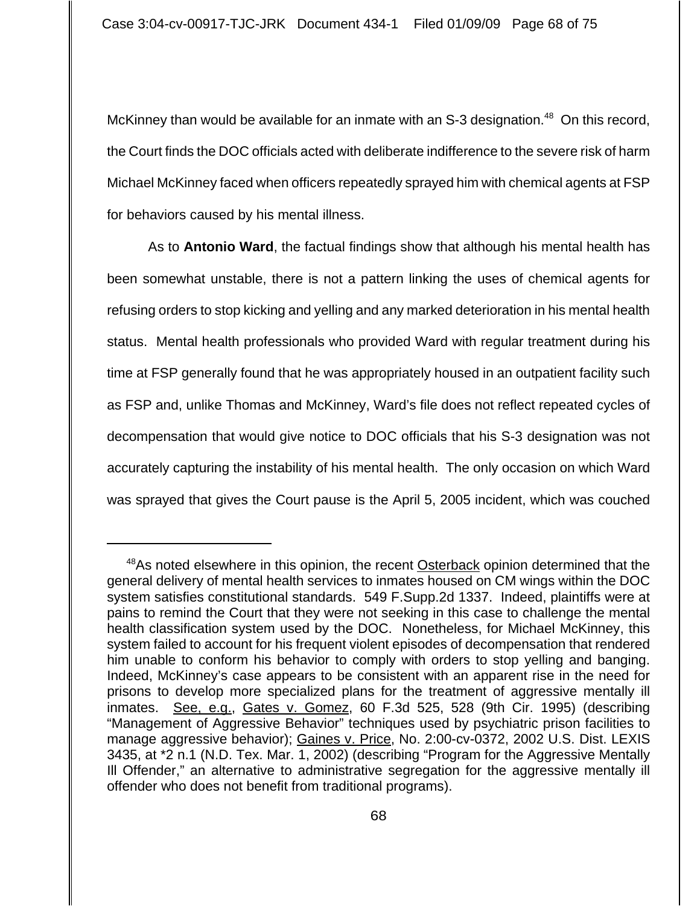McKinney than would be available for an inmate with an S-3 designation.[48] On this record, the Court finds the DOC officials acted with deliberate indifference to the severe risk of harm Michael McKinney faced when officers repeatedly sprayed him with chemical agents at FSP for behaviors caused by his mental illness.

As to **Antonio Ward**, the factual findings show that although his mental health has been somewhat unstable, there is not a pattern linking the uses of chemical agents for refusing orders to stop kicking and yelling and any marked deterioration in his mental health status. Mental health professionals who provided Ward with regular treatment during his time at FSP generally found that he was appropriately housed in an outpatient facility such as FSP and, unlike Thomas and McKinney, Ward's file does not reflect repeated cycles of decompensation that would give notice to DOC officials that his S-3 designation was not accurately capturing the instability of his mental health. The only occasion on which Ward was sprayed that gives the Court pause is the April 5, 2005 incident, which was couched

---

[48] As noted elsewhere in this opinion, the recent Osterback opinion determined that the general delivery of mental health services to inmates housed on CM wings within the DOC system satisfies constitutional standards. 549 F.Supp.2d 1337. Indeed, plaintiffs were at pains to remind the Court that they were not seeking in this case to challenge the mental health classification system used by the DOC. Nonetheless, for Michael McKinney, this system failed to account for his frequent violent episodes of decompensation that rendered him unable to conform his behavior to comply with orders to stop yelling and banging. Indeed, McKinney's case appears to be consistent with an apparent rise in the need for prisons to develop more specialized plans for the treatment of aggressive mentally ill inmates. See, e.g., Gates v. Gomez, 60 F.3d 525, 528 (9th Cir. 1995) (describing "Management of Aggressive Behavior" techniques used by psychiatric prison facilities to manage aggressive behavior); Gaines v. Price, No. 2:00-cv-0372, 2002 U.S. Dist. LEXIS 3435, at *2 n.1 (N.D. Tex. Mar. 1, 2002) (describing "Program for the Aggressive Mentally Ill Offender," an alternative to administrative segregation for the aggressive mentally ill offender who does not benefit from traditional programs).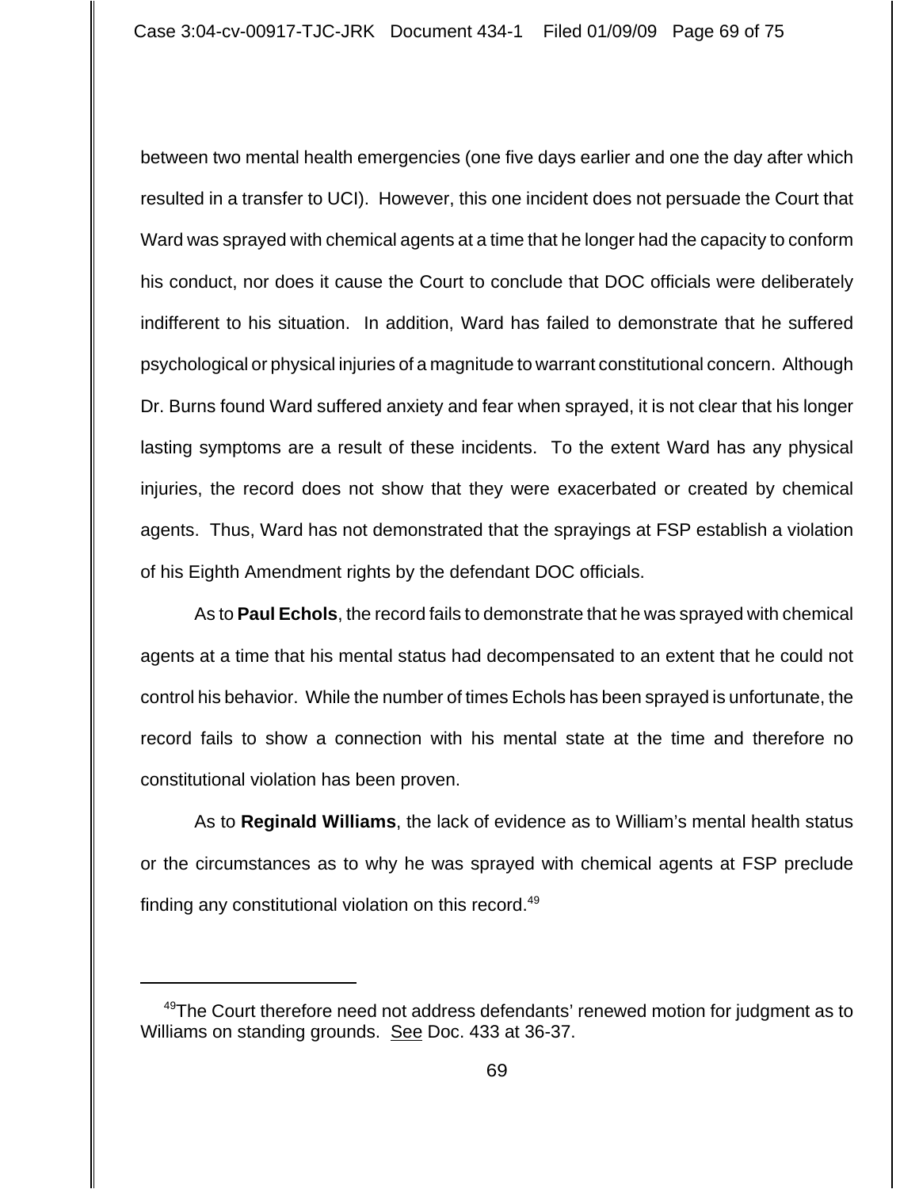between two mental health emergencies (one five days earlier and one the day after which resulted in a transfer to UCI). However, this one incident does not persuade the Court that Ward was sprayed with chemical agents at a time that he longer had the capacity to conform his conduct, nor does it cause the Court to conclude that DOC officials were deliberately indifferent to his situation. In addition, Ward has failed to demonstrate that he suffered psychological or physical injuries of a magnitude to warrant constitutional concern. Although Dr. Burns found Ward suffered anxiety and fear when sprayed, it is not clear that his longer lasting symptoms are a result of these incidents. To the extent Ward has any physical injuries, the record does not show that they were exacerbated or created by chemical agents. Thus, Ward has not demonstrated that the sprayings at FSP establish a violation of his Eighth Amendment rights by the defendant DOC officials.

As to **Paul Echols**, the record fails to demonstrate that he was sprayed with chemical agents at a time that his mental status had decompensated to an extent that he could not control his behavior. While the number of times Echols has been sprayed is unfortunate, the record fails to show a connection with his mental state at the time and therefore no constitutional violation has been proven.

As to **Reginald Williams**, the lack of evidence as to William's mental health status or the circumstances as to why he was sprayed with chemical agents at FSP preclude finding any constitutional violation on this record.[49]

---

[49] The Court therefore need not address defendants' renewed motion for judgment as to Williams on standing grounds. See Doc. 433 at 36-37.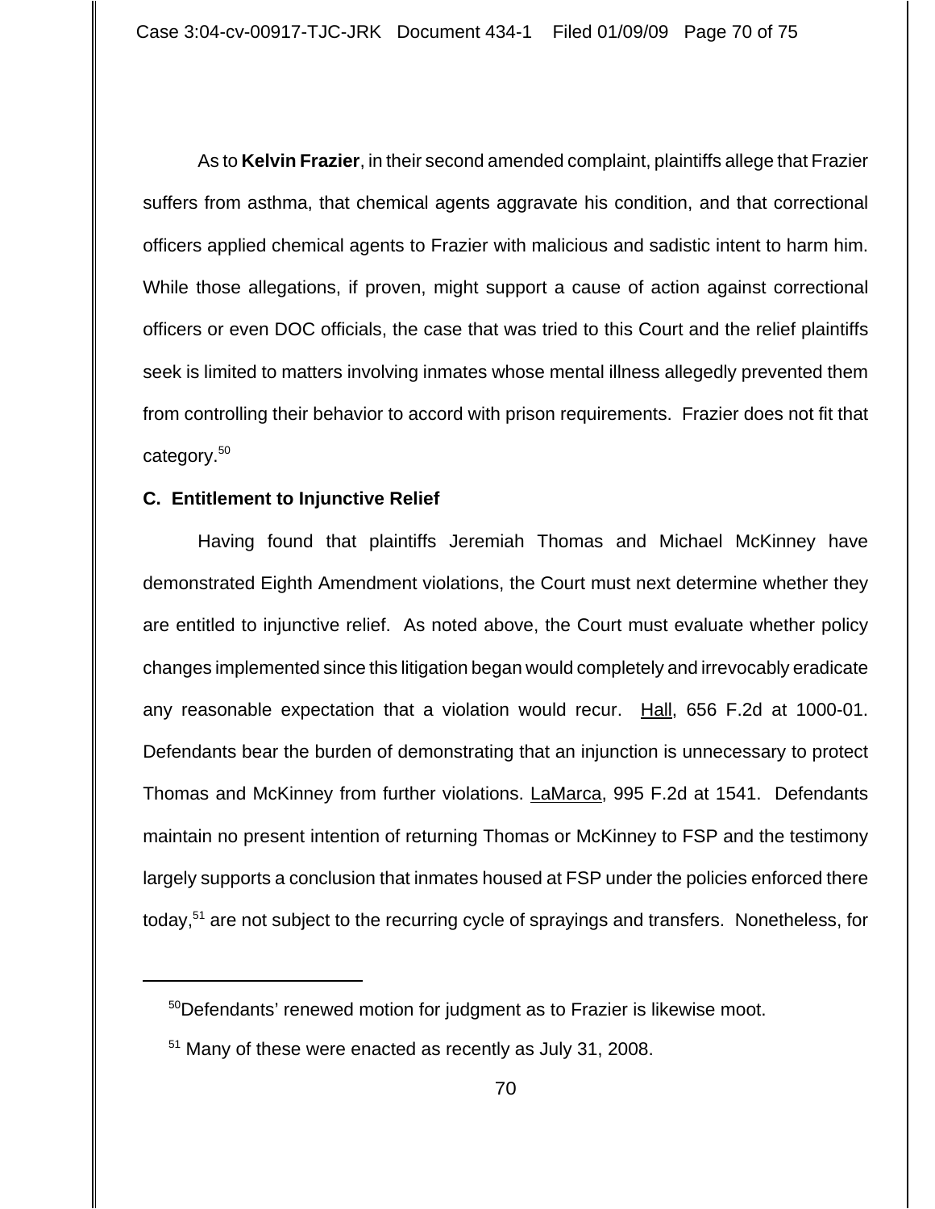As to **Kelvin Frazier**, in their second amended complaint, plaintiffs allege that Frazier suffers from asthma, that chemical agents aggravate his condition, and that correctional officers applied chemical agents to Frazier with malicious and sadistic intent to harm him. While those allegations, if proven, might support a cause of action against correctional officers or even DOC officials, the case that was tried to this Court and the relief plaintiffs seek is limited to matters involving inmates whose mental illness allegedly prevented them from controlling their behavior to accord with prison requirements. Frazier does not fit that category.[50]

**C. Entitlement to Injunctive Relief**

Having found that plaintiffs Jeremiah Thomas and Michael McKinney have demonstrated Eighth Amendment violations, the Court must next determine whether they are entitled to injunctive relief. As noted above, the Court must evaluate whether policy changes implemented since this litigation began would completely and irrevocably eradicate any reasonable expectation that a violation would recur. Hall, 656 F.2d at 1000-01. Defendants bear the burden of demonstrating that an injunction is unnecessary to protect Thomas and McKinney from further violations. LaMarca, 995 F.2d at 1541. Defendants maintain no present intention of returning Thomas or McKinney to FSP and the testimony largely supports a conclusion that inmates housed at FSP under the policies enforced there today,[51] are not subject to the recurring cycle of sprayings and transfers. Nonetheless, for

---

[50] Defendants' renewed motion for judgment as to Frazier is likewise moot.

[51] Many of these were enacted as recently as July 31, 2008.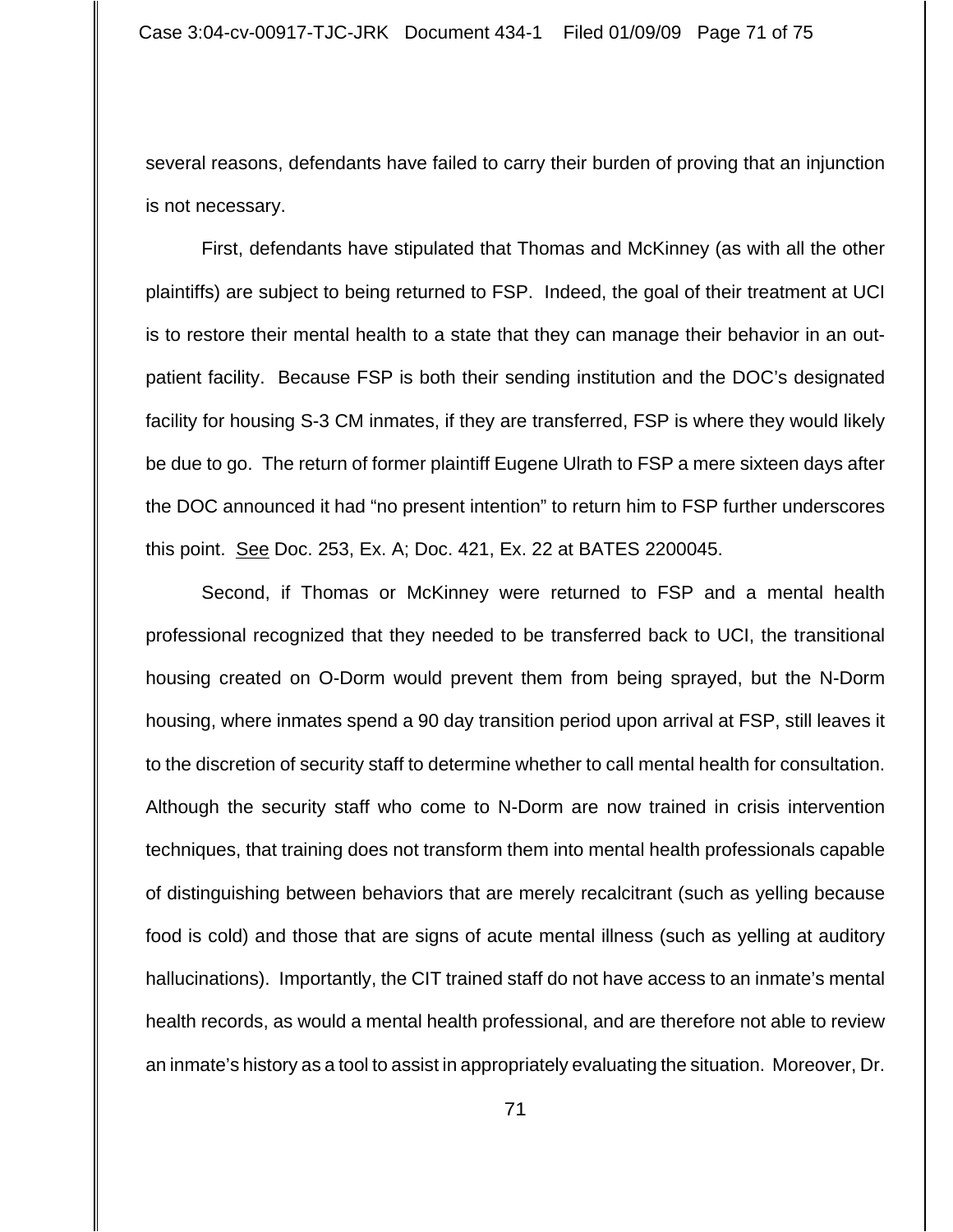several reasons, defendants have failed to carry their burden of proving that an injunction is not necessary.

First, defendants have stipulated that Thomas and McKinney (as with all the other plaintiffs) are subject to being returned to FSP. Indeed, the goal of their treatment at UCI is to restore their mental health to a state that they can manage their behavior in an out-patient facility. Because FSP is both their sending institution and the DOC's designated facility for housing S-3 CM inmates, if they are transferred, FSP is where they would likely be due to go. The return of former plaintiff Eugene Ulrath to FSP a mere sixteen days after the DOC announced it had "no present intention" to return him to FSP further underscores this point. See Doc. 253, Ex. A; Doc. 421, Ex. 22 at BATES 2200045.

Second, if Thomas or McKinney were returned to FSP and a mental health professional recognized that they needed to be transferred back to UCI, the transitional housing created on O-Dorm would prevent them from being sprayed, but the N-Dorm housing, where inmates spend a 90 day transition period upon arrival at FSP, still leaves it to the discretion of security staff to determine whether to call mental health for consultation. Although the security staff who come to N-Dorm are now trained in crisis intervention techniques, that training does not transform them into mental health professionals capable of distinguishing between behaviors that are merely recalcitrant (such as yelling because food is cold) and those that are signs of acute mental illness (such as yelling at auditory hallucinations). Importantly, the CIT trained staff do not have access to an inmate's mental health records, as would a mental health professional, and are therefore not able to review an inmate's history as a tool to assist in appropriately evaluating the situation. Moreover, Dr.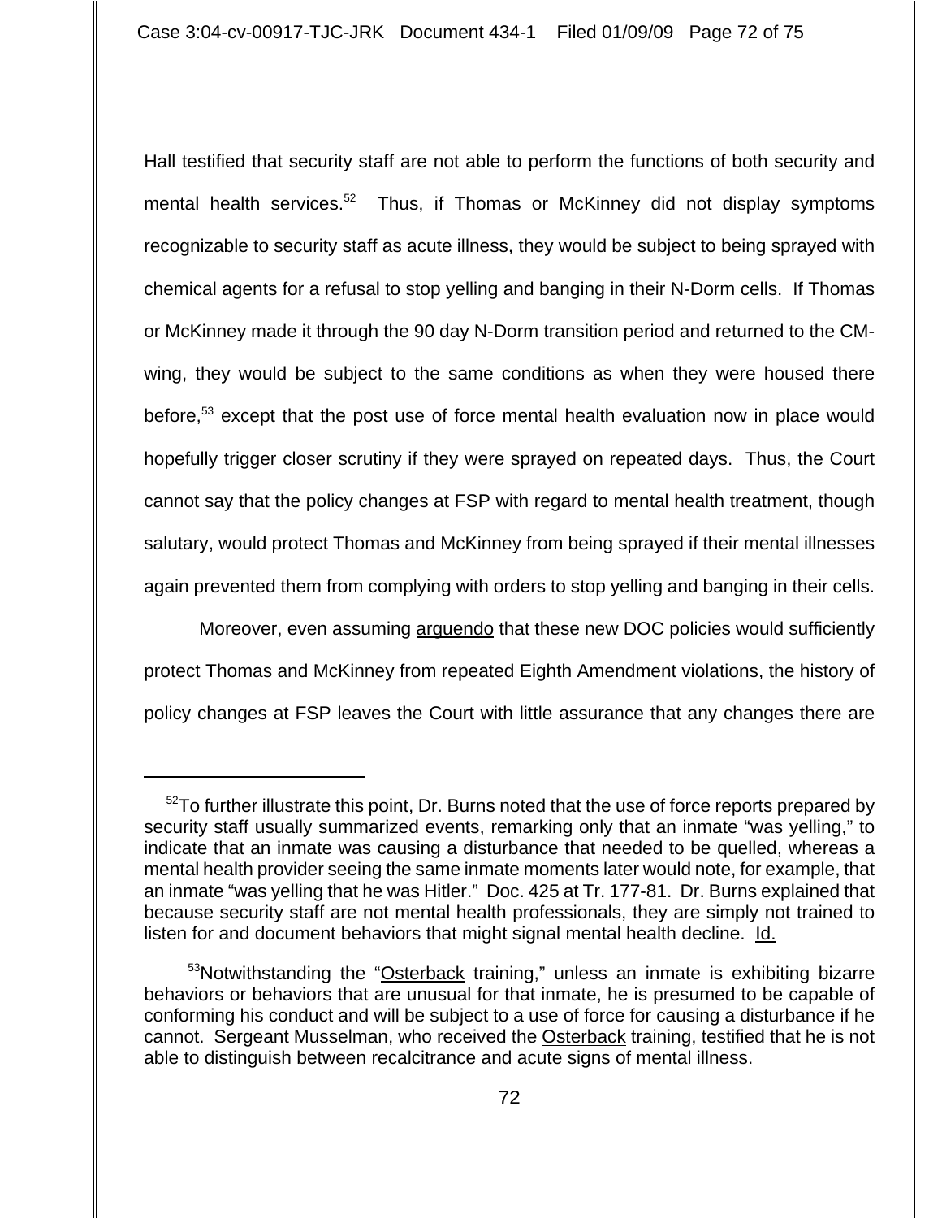Hall testified that security staff are not able to perform the functions of both security and mental health services.[52] Thus, if Thomas or McKinney did not display symptoms recognizable to security staff as acute illness, they would be subject to being sprayed with chemical agents for a refusal to stop yelling and banging in their N-Dorm cells. If Thomas or McKinney made it through the 90 day N-Dorm transition period and returned to the CM-wing, they would be subject to the same conditions as when they were housed there before,[53] except that the post use of force mental health evaluation now in place would hopefully trigger closer scrutiny if they were sprayed on repeated days. Thus, the Court cannot say that the policy changes at FSP with regard to mental health treatment, though salutary, would protect Thomas and McKinney from being sprayed if their mental illnesses again prevented them from complying with orders to stop yelling and banging in their cells.

Moreover, even assuming arguendo that these new DOC policies would sufficiently protect Thomas and McKinney from repeated Eighth Amendment violations, the history of policy changes at FSP leaves the Court with little assurance that any changes there are

---

[52] To further illustrate this point, Dr. Burns noted that the use of force reports prepared by security staff usually summarized events, remarking only that an inmate "was yelling," to indicate that an inmate was causing a disturbance that needed to be quelled, whereas a mental health provider seeing the same inmate moments later would note, for example, that an inmate "was yelling that he was Hitler." Doc. 425 at Tr. 177-81. Dr. Burns explained that because security staff are not mental health professionals, they are simply not trained to listen for and document behaviors that might signal mental health decline. Id.

[53] Notwithstanding the "Osterback training," unless an inmate is exhibiting bizarre behaviors or behaviors that are unusual for that inmate, he is presumed to be capable of conforming his conduct and will be subject to a use of force for causing a disturbance if he cannot. Sergeant Musselman, who received the Osterback training, testified that he is not able to distinguish between recalcitrance and acute signs of mental illness.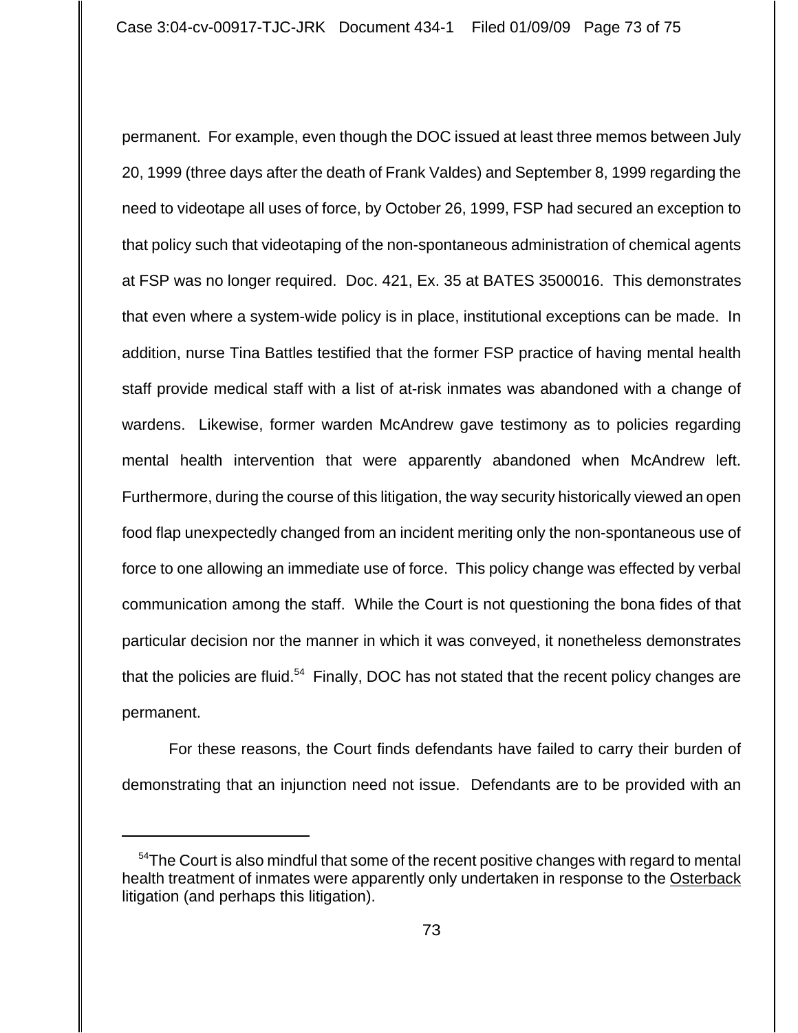permanent. For example, even though the DOC issued at least three memos between July 20, 1999 (three days after the death of Frank Valdes) and September 8, 1999 regarding the need to videotape all uses of force, by October 26, 1999, FSP had secured an exception to that policy such that videotaping of the non-spontaneous administration of chemical agents at FSP was no longer required. Doc. 421, Ex. 35 at BATES 3500016. This demonstrates that even where a system-wide policy is in place, institutional exceptions can be made. In addition, nurse Tina Battles testified that the former FSP practice of having mental health staff provide medical staff with a list of at-risk inmates was abandoned with a change of wardens. Likewise, former warden McAndrew gave testimony as to policies regarding mental health intervention that were apparently abandoned when McAndrew left. Furthermore, during the course of this litigation, the way security historically viewed an open food flap unexpectedly changed from an incident meriting only the non-spontaneous use of force to one allowing an immediate use of force. This policy change was effected by verbal communication among the staff. While the Court is not questioning the bona fides of that particular decision nor the manner in which it was conveyed, it nonetheless demonstrates that the policies are fluid.[54] Finally, DOC has not stated that the recent policy changes are permanent.

For these reasons, the Court finds defendants have failed to carry their burden of demonstrating that an injunction need not issue. Defendants are to be provided with an

[54] The Court is also mindful that some of the recent positive changes with regard to mental health treatment of inmates were apparently only undertaken in response to the Osterback litigation (and perhaps this litigation).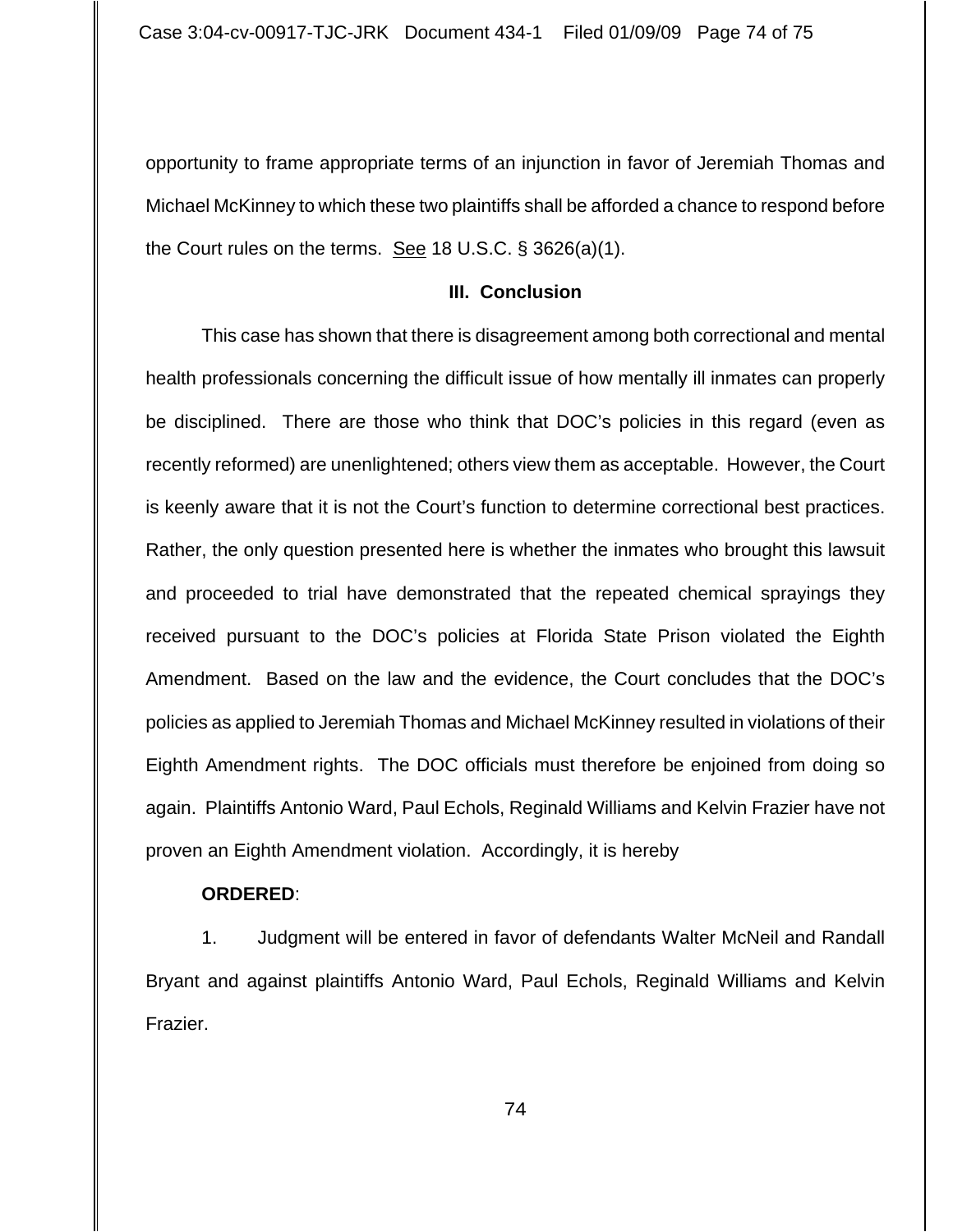opportunity to frame appropriate terms of an injunction in favor of Jeremiah Thomas and Michael McKinney to which these two plaintiffs shall be afforded a chance to respond before the Court rules on the terms. See 18 U.S.C. § 3626(a)(1).

### III. Conclusion

This case has shown that there is disagreement among both correctional and mental health professionals concerning the difficult issue of how mentally ill inmates can properly be disciplined. There are those who think that DOC's policies in this regard (even as recently reformed) are unenlightened; others view them as acceptable. However, the Court is keenly aware that it is not the Court's function to determine correctional best practices. Rather, the only question presented here is whether the inmates who brought this lawsuit and proceeded to trial have demonstrated that the repeated chemical sprayings they received pursuant to the DOC's policies at Florida State Prison violated the Eighth Amendment. Based on the law and the evidence, the Court concludes that the DOC's policies as applied to Jeremiah Thomas and Michael McKinney resulted in violations of their Eighth Amendment rights. The DOC officials must therefore be enjoined from doing so again. Plaintiffs Antonio Ward, Paul Echols, Reginald Williams and Kelvin Frazier have not proven an Eighth Amendment violation. Accordingly, it is hereby

**ORDERED**:

1. Judgment will be entered in favor of defendants Walter McNeil and Randall Bryant and against plaintiffs Antonio Ward, Paul Echols, Reginald Williams and Kelvin Frazier.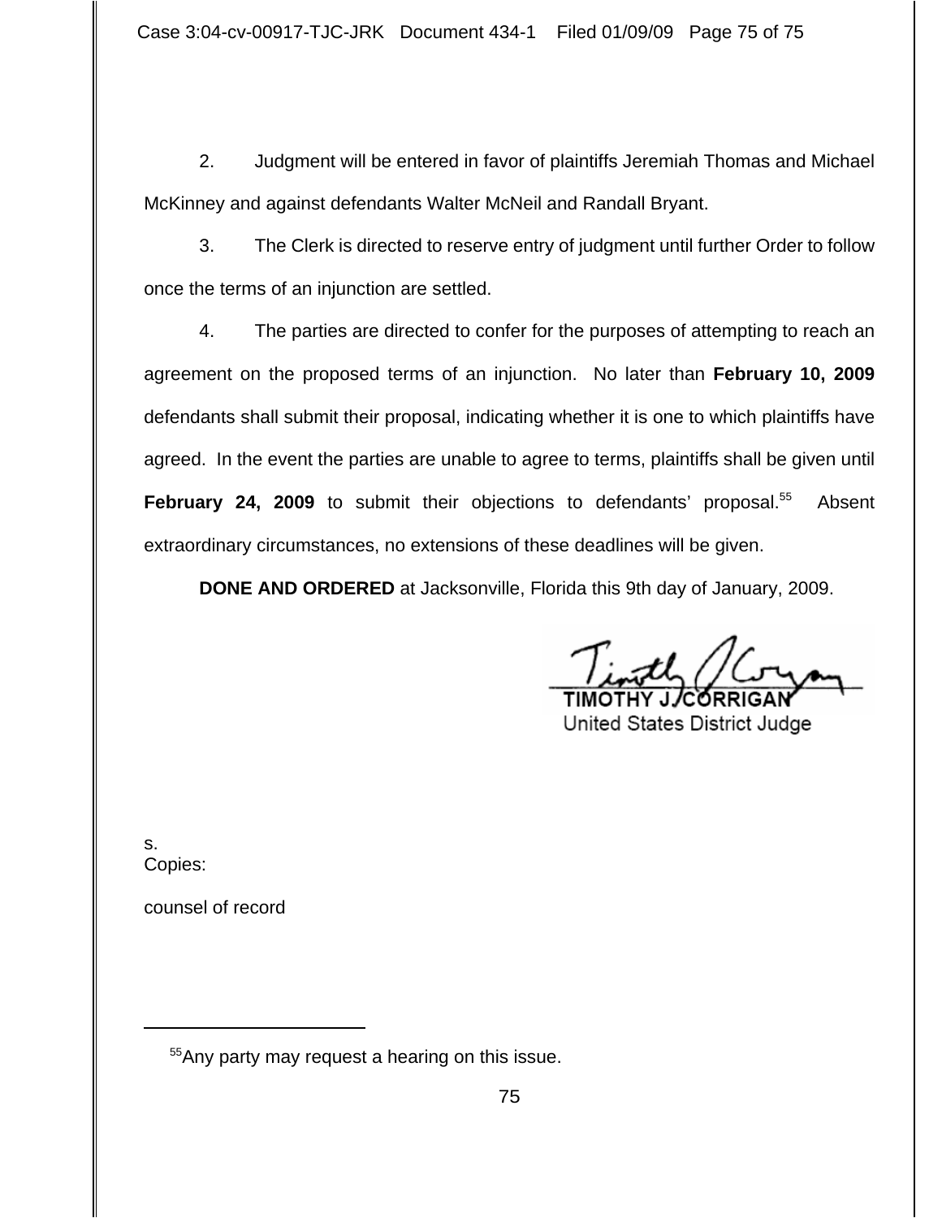2. Judgment will be entered in favor of plaintiffs Jeremiah Thomas and Michael McKinney and against defendants Walter McNeil and Randall Bryant.

3. The Clerk is directed to reserve entry of judgment until further Order to follow once the terms of an injunction are settled.

4. The parties are directed to confer for the purposes of attempting to reach an agreement on the proposed terms of an injunction. No later than **February 10, 2009** defendants shall submit their proposal, indicating whether it is one to which plaintiffs have agreed. In the event the parties are unable to agree to terms, plaintiffs shall be given until **February 24, 2009** to submit their objections to defendants' proposal.[55] Absent extraordinary circumstances, no extensions of these deadlines will be given.

**DONE AND ORDERED** at Jacksonville, Florida this 9th day of January, 2009.

TIMOTHY J. CORRIGAN
United States District Judge

s.
Copies:

counsel of record

---

[55] Any party may request a hearing on this issue.